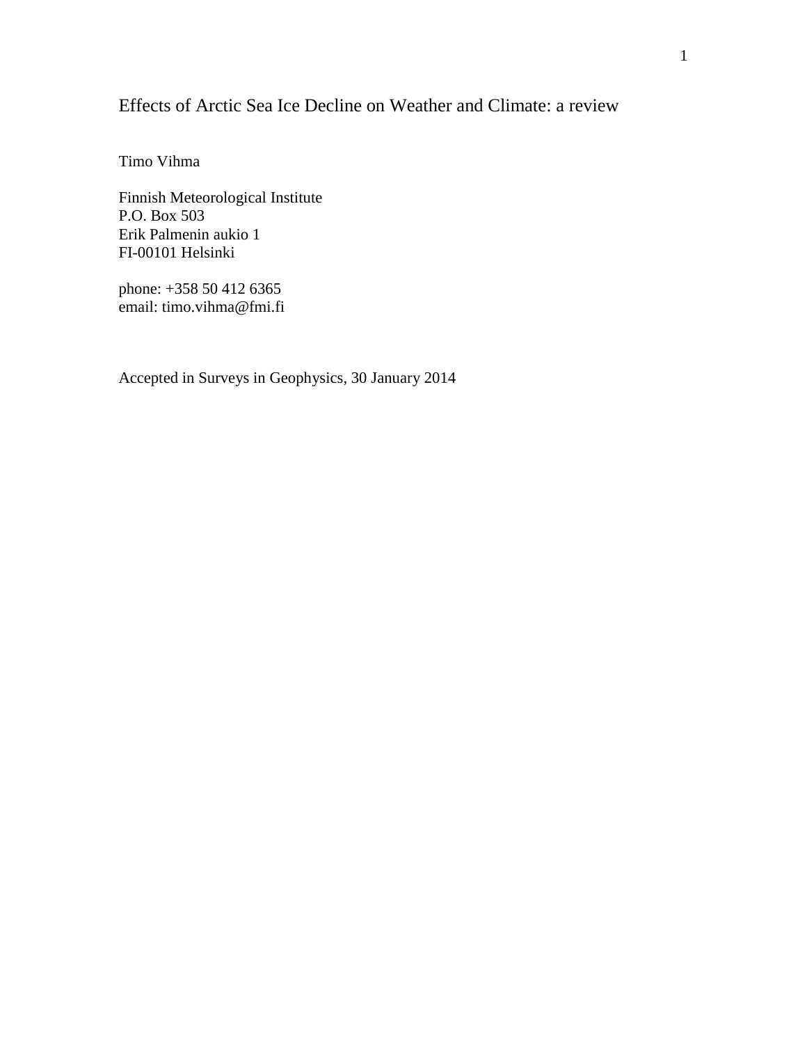# Effects of Arctic Sea Ice Decline on Weather and Climate: a review

Timo Vihma

Finnish Meteorological Institute  
P.O. Box 503  
Erik Palmenin aukio 1  
FI-00101 Helsinki

phone: +358 50 412 6365  
email: timo.vihma@fmi.fi

Accepted in Surveys in Geophysics, 30 January 2014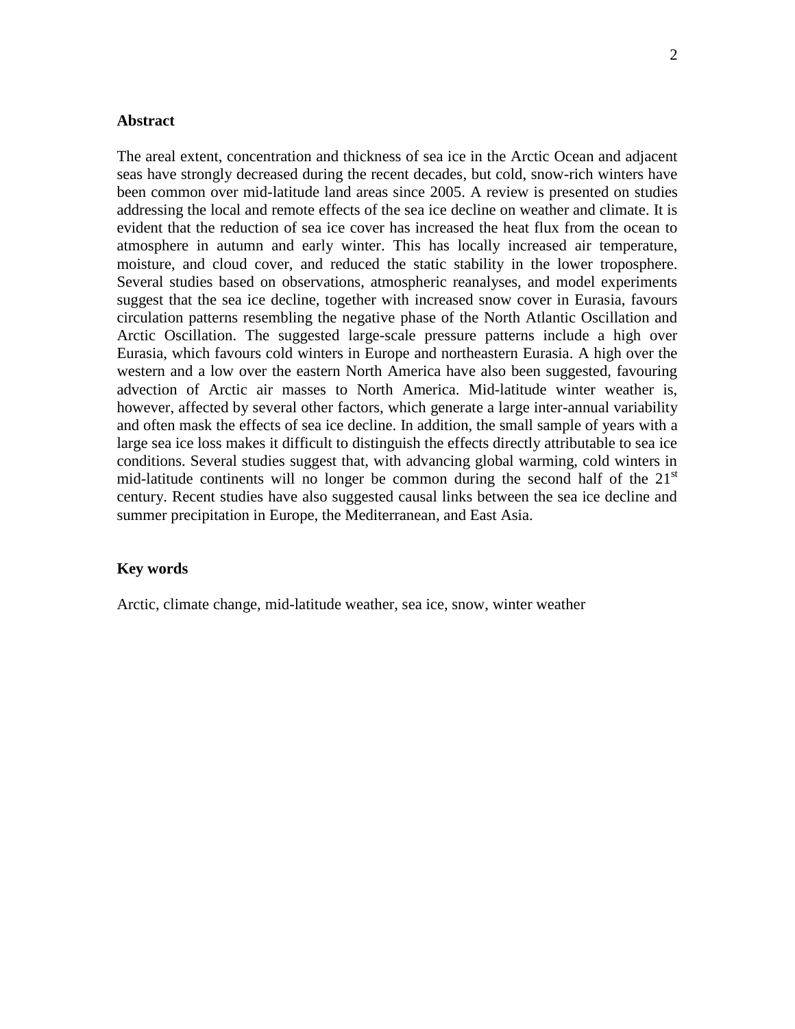## Abstract

The areal extent, concentration and thickness of sea ice in the Arctic Ocean and adjacent seas have strongly decreased during the recent decades, but cold, snow-rich winters have been common over mid-latitude land areas since 2005. A review is presented on studies addressing the local and remote effects of the sea ice decline on weather and climate. It is evident that the reduction of sea ice cover has increased the heat flux from the ocean to atmosphere in autumn and early winter. This has locally increased air temperature, moisture, and cloud cover, and reduced the static stability in the lower troposphere. Several studies based on observations, atmospheric reanalyses, and model experiments suggest that the sea ice decline, together with increased snow cover in Eurasia, favours circulation patterns resembling the negative phase of the North Atlantic Oscillation and Arctic Oscillation. The suggested large-scale pressure patterns include a high over Eurasia, which favours cold winters in Europe and northeastern Eurasia. A high over the western and a low over the eastern North America have also been suggested, favouring advection of Arctic air masses to North America. Mid-latitude winter weather is, however, affected by several other factors, which generate a large inter-annual variability and often mask the effects of sea ice decline. In addition, the small sample of years with a large sea ice loss makes it difficult to distinguish the effects directly attributable to sea ice conditions. Several studies suggest that, with advancing global warming, cold winters in mid-latitude continents will no longer be common during the second half of the 21st century. Recent studies have also suggested causal links between the sea ice decline and summer precipitation in Europe, the Mediterranean, and East Asia.

## Key words

Arctic, climate change, mid-latitude weather, sea ice, snow, winter weather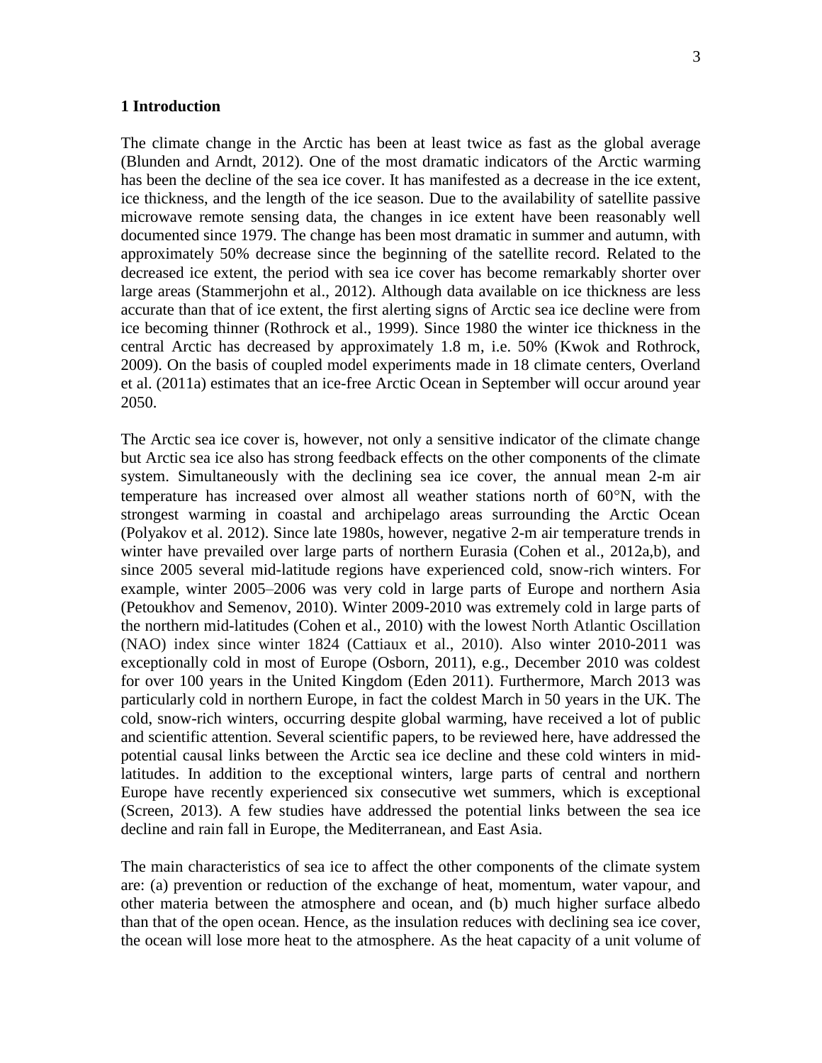## 1 Introduction

The climate change in the Arctic has been at least twice as fast as the global average (Blunden and Arndt, 2012). One of the most dramatic indicators of the Arctic warming has been the decline of the sea ice cover. It has manifested as a decrease in the ice extent, ice thickness, and the length of the ice season. Due to the availability of satellite passive microwave remote sensing data, the changes in ice extent have been reasonably well documented since 1979. The change has been most dramatic in summer and autumn, with approximately 50% decrease since the beginning of the satellite record. Related to the decreased ice extent, the period with sea ice cover has become remarkably shorter over large areas (Stammerjohn et al., 2012). Although data available on ice thickness are less accurate than that of ice extent, the first alerting signs of Arctic sea ice decline were from ice becoming thinner (Rothrock et al., 1999). Since 1980 the winter ice thickness in the central Arctic has decreased by approximately 1.8 m, i.e. 50% (Kwok and Rothrock, 2009). On the basis of coupled model experiments made in 18 climate centers, Overland et al. (2011a) estimates that an ice-free Arctic Ocean in September will occur around year 2050.

The Arctic sea ice cover is, however, not only a sensitive indicator of the climate change but Arctic sea ice also has strong feedback effects on the other components of the climate system. Simultaneously with the declining sea ice cover, the annual mean 2-m air temperature has increased over almost all weather stations north of 60°N, with the strongest warming in coastal and archipelago areas surrounding the Arctic Ocean (Polyakov et al. 2012). Since late 1980s, however, negative 2-m air temperature trends in winter have prevailed over large parts of northern Eurasia (Cohen et al., 2012a,b), and since 2005 several mid-latitude regions have experienced cold, snow-rich winters. For example, winter 2005–2006 was very cold in large parts of Europe and northern Asia (Petoukhov and Semenov, 2010). Winter 2009-2010 was extremely cold in large parts of the northern mid-latitudes (Cohen et al., 2010) with the lowest North Atlantic Oscillation (NAO) index since winter 1824 (Cattiaux et al., 2010). Also winter 2010-2011 was exceptionally cold in most of Europe (Osborn, 2011), e.g., December 2010 was coldest for over 100 years in the United Kingdom (Eden 2011). Furthermore, March 2013 was particularly cold in northern Europe, in fact the coldest March in 50 years in the UK. The cold, snow-rich winters, occurring despite global warming, have received a lot of public and scientific attention. Several scientific papers, to be reviewed here, have addressed the potential causal links between the Arctic sea ice decline and these cold winters in mid-latitudes. In addition to the exceptional winters, large parts of central and northern Europe have recently experienced six consecutive wet summers, which is exceptional (Screen, 2013). A few studies have addressed the potential links between the sea ice decline and rain fall in Europe, the Mediterranean, and East Asia.

The main characteristics of sea ice to affect the other components of the climate system are: (a) prevention or reduction of the exchange of heat, momentum, water vapour, and other materia between the atmosphere and ocean, and (b) much higher surface albedo than that of the open ocean. Hence, as the insulation reduces with declining sea ice cover, the ocean will lose more heat to the atmosphere. As the heat capacity of a unit volume of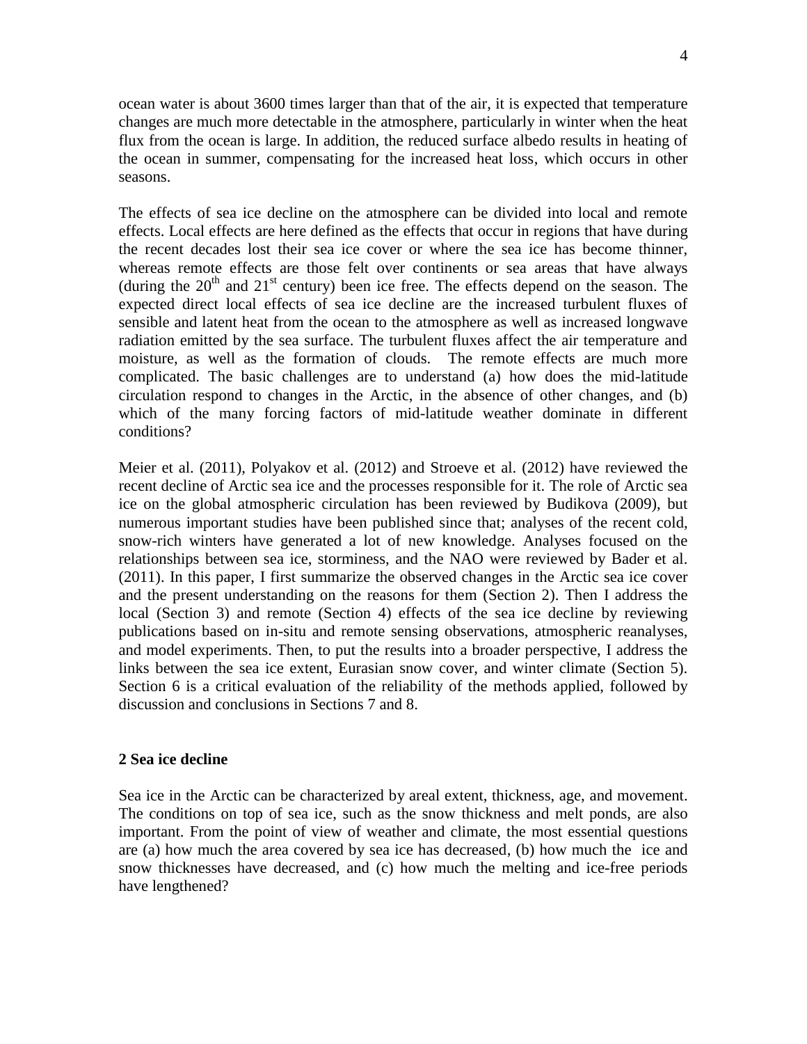ocean water is about 3600 times larger than that of the air, it is expected that temperature changes are much more detectable in the atmosphere, particularly in winter when the heat flux from the ocean is large. In addition, the reduced surface albedo results in heating of the ocean in summer, compensating for the increased heat loss, which occurs in other seasons.

The effects of sea ice decline on the atmosphere can be divided into local and remote effects. Local effects are here defined as the effects that occur in regions that have during the recent decades lost their sea ice cover or where the sea ice has become thinner, whereas remote effects are those felt over continents or sea areas that have always (during the $20^{th}$ and $21^{st}$ century) been ice free. The effects depend on the season. The expected direct local effects of sea ice decline are the increased turbulent fluxes of sensible and latent heat from the ocean to the atmosphere as well as increased longwave radiation emitted by the sea surface. The turbulent fluxes affect the air temperature and moisture, as well as the formation of clouds. The remote effects are much more complicated. The basic challenges are to understand (a) how does the mid-latitude circulation respond to changes in the Arctic, in the absence of other changes, and (b) which of the many forcing factors of mid-latitude weather dominate in different conditions?

Meier et al. (2011), Polyakov et al. (2012) and Stroeve et al. (2012) have reviewed the recent decline of Arctic sea ice and the processes responsible for it. The role of Arctic sea ice on the global atmospheric circulation has been reviewed by Budikova (2009), but numerous important studies have been published since that; analyses of the recent cold, snow-rich winters have generated a lot of new knowledge. Analyses focused on the relationships between sea ice, storminess, and the NAO were reviewed by Bader et al. (2011). In this paper, I first summarize the observed changes in the Arctic sea ice cover and the present understanding on the reasons for them (Section 2). Then I address the local (Section 3) and remote (Section 4) effects of the sea ice decline by reviewing publications based on in-situ and remote sensing observations, atmospheric reanalyses, and model experiments. Then, to put the results into a broader perspective, I address the links between the sea ice extent, Eurasian snow cover, and winter climate (Section 5). Section 6 is a critical evaluation of the reliability of the methods applied, followed by discussion and conclusions in Sections 7 and 8.

## 2 Sea ice decline

Sea ice in the Arctic can be characterized by areal extent, thickness, age, and movement. The conditions on top of sea ice, such as the snow thickness and melt ponds, are also important. From the point of view of weather and climate, the most essential questions are (a) how much the area covered by sea ice has decreased, (b) how much the ice and snow thicknesses have decreased, and (c) how much the melting and ice-free periods have lengthened?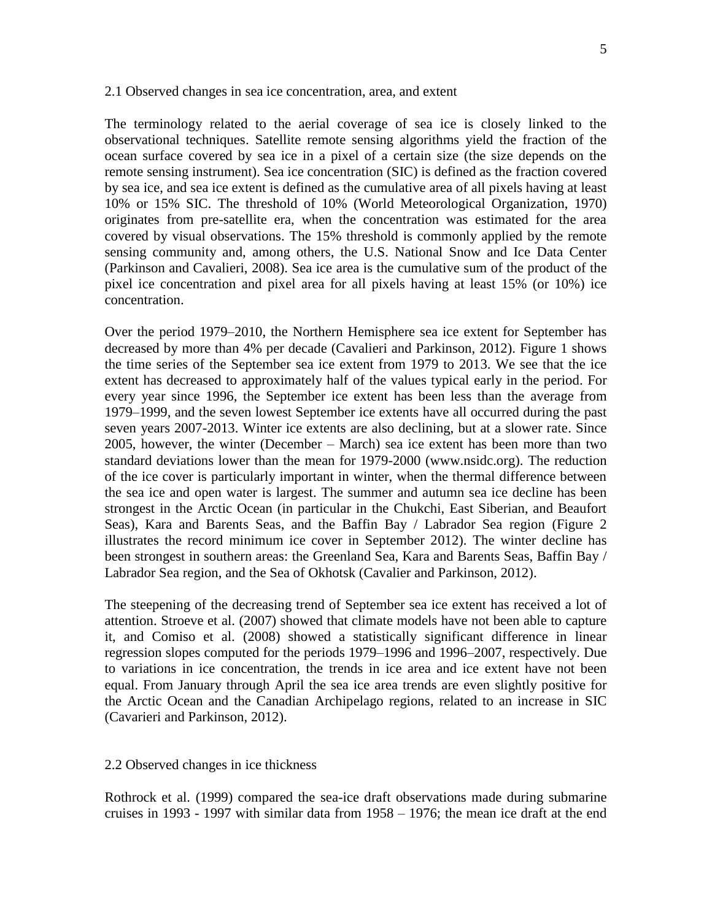## 2.1 Observed changes in sea ice concentration, area, and extent

The terminology related to the aerial coverage of sea ice is closely linked to the observational techniques. Satellite remote sensing algorithms yield the fraction of the ocean surface covered by sea ice in a pixel of a certain size (the size depends on the remote sensing instrument). Sea ice concentration (SIC) is defined as the fraction covered by sea ice, and sea ice extent is defined as the cumulative area of all pixels having at least 10% or 15% SIC. The threshold of 10% (World Meteorological Organization, 1970) originates from pre-satellite era, when the concentration was estimated for the area covered by visual observations. The 15% threshold is commonly applied by the remote sensing community and, among others, the U.S. National Snow and Ice Data Center (Parkinson and Cavalieri, 2008). Sea ice area is the cumulative sum of the product of the pixel ice concentration and pixel area for all pixels having at least 15% (or 10%) ice concentration.

Over the period 1979–2010, the Northern Hemisphere sea ice extent for September has decreased by more than 4% per decade (Cavalieri and Parkinson, 2012). Figure 1 shows the time series of the September sea ice extent from 1979 to 2013. We see that the ice extent has decreased to approximately half of the values typical early in the period. For every year since 1996, the September ice extent has been less than the average from 1979–1999, and the seven lowest September ice extents have all occurred during the past seven years 2007-2013. Winter ice extents are also declining, but at a slower rate. Since 2005, however, the winter (December – March) sea ice extent has been more than two standard deviations lower than the mean for 1979-2000 (www.nsidc.org). The reduction of the ice cover is particularly important in winter, when the thermal difference between the sea ice and open water is largest. The summer and autumn sea ice decline has been strongest in the Arctic Ocean (in particular in the Chukchi, East Siberian, and Beaufort Seas), Kara and Barents Seas, and the Baffin Bay / Labrador Sea region (Figure 2 illustrates the record minimum ice cover in September 2012). The winter decline has been strongest in southern areas: the Greenland Sea, Kara and Barents Seas, Baffin Bay / Labrador Sea region, and the Sea of Okhotsk (Cavalier and Parkinson, 2012).

The steepening of the decreasing trend of September sea ice extent has received a lot of attention. Stroeve et al. (2007) showed that climate models have not been able to capture it, and Comiso et al. (2008) showed a statistically significant difference in linear regression slopes computed for the periods 1979–1996 and 1996–2007, respectively. Due to variations in ice concentration, the trends in ice area and ice extent have not been equal. From January through April the sea ice area trends are even slightly positive for the Arctic Ocean and the Canadian Archipelago regions, related to an increase in SIC (Cavarieri and Parkinson, 2012).

## 2.2 Observed changes in ice thickness

Rothrock et al. (1999) compared the sea-ice draft observations made during submarine cruises in 1993 - 1997 with similar data from 1958 – 1976; the mean ice draft at the end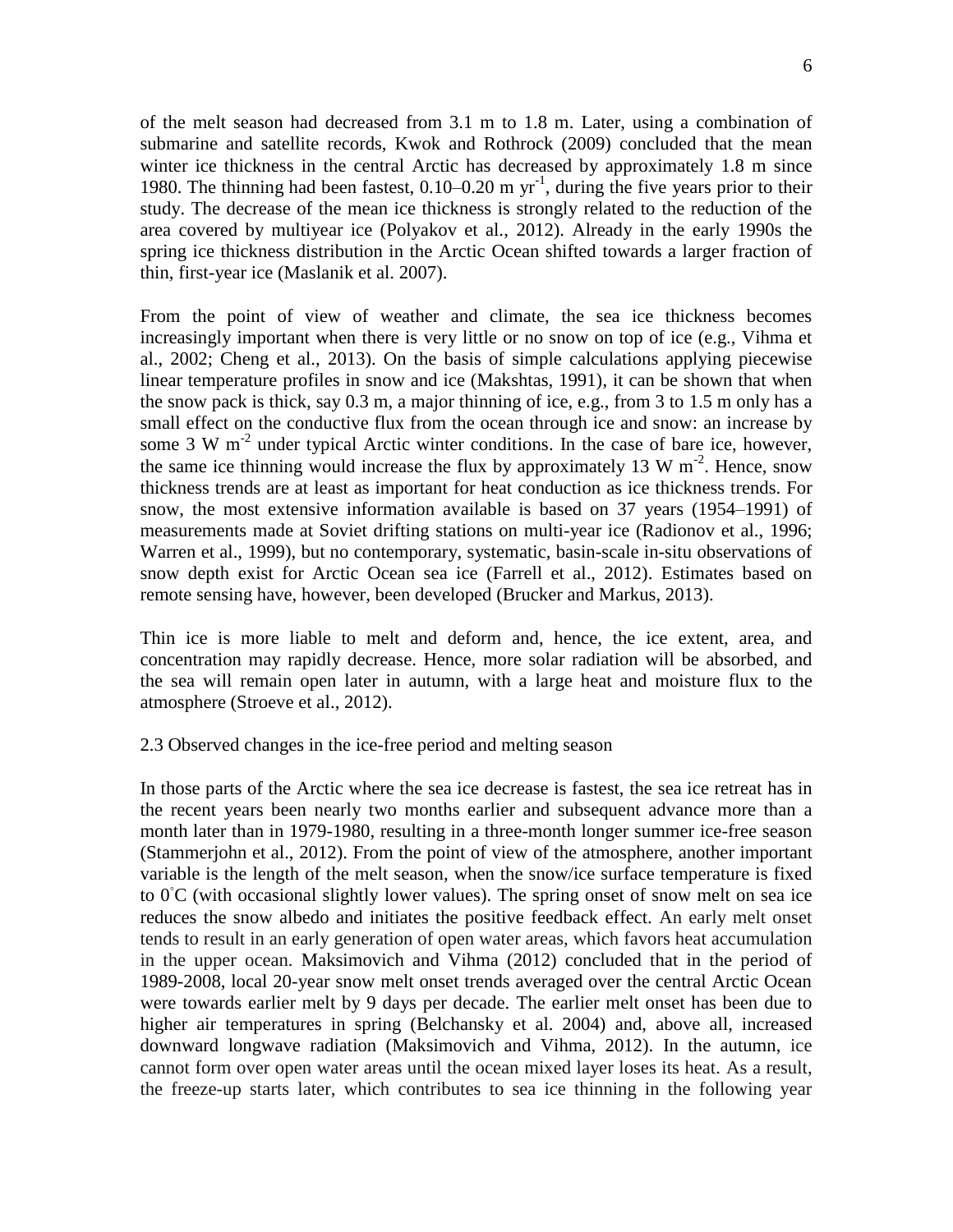of the melt season had decreased from 3.1 m to 1.8 m. Later, using a combination of submarine and satellite records, Kwok and Rothrock (2009) concluded that the mean winter ice thickness in the central Arctic has decreased by approximately 1.8 m since 1980. The thinning had been fastest, 0.10–0.20 m $yr^{-1}$, during the five years prior to their study. The decrease of the mean ice thickness is strongly related to the reduction of the area covered by multiyear ice (Polyakov et al., 2012). Already in the early 1990s the spring ice thickness distribution in the Arctic Ocean shifted towards a larger fraction of thin, first-year ice (Maslanik et al. 2007).

From the point of view of weather and climate, the sea ice thickness becomes increasingly important when there is very little or no snow on top of ice (e.g., Vihma et al., 2002; Cheng et al., 2013). On the basis of simple calculations applying piecewise linear temperature profiles in snow and ice (Makshtas, 1991), it can be shown that when the snow pack is thick, say 0.3 m, a major thinning of ice, e.g., from 3 to 1.5 m only has a small effect on the conductive flux from the ocean through ice and snow: an increase by some 3 W $m^{-2}$ under typical Arctic winter conditions. In the case of bare ice, however, the same ice thinning would increase the flux by approximately 13 W $m^{-2}$. Hence, snow thickness trends are at least as important for heat conduction as ice thickness trends. For snow, the most extensive information available is based on 37 years (1954–1991) of measurements made at Soviet drifting stations on multi-year ice (Radionov et al., 1996; Warren et al., 1999), but no contemporary, systematic, basin-scale in-situ observations of snow depth exist for Arctic Ocean sea ice (Farrell et al., 2012). Estimates based on remote sensing have, however, been developed (Brucker and Markus, 2013).

Thin ice is more liable to melt and deform and, hence, the ice extent, area, and concentration may rapidly decrease. Hence, more solar radiation will be absorbed, and the sea will remain open later in autumn, with a large heat and moisture flux to the atmosphere (Stroeve et al., 2012).

### 2.3 Observed changes in the ice-free period and melting season

In those parts of the Arctic where the sea ice decrease is fastest, the sea ice retreat has in the recent years been nearly two months earlier and subsequent advance more than a month later than in 1979-1980, resulting in a three-month longer summer ice-free season (Stammerjohn et al., 2012). From the point of view of the atmosphere, another important variable is the length of the melt season, when the snow/ice surface temperature is fixed to 0˚C (with occasional slightly lower values). The spring onset of snow melt on sea ice reduces the snow albedo and initiates the positive feedback effect. An early melt onset tends to result in an early generation of open water areas, which favors heat accumulation in the upper ocean. Maksimovich and Vihma (2012) concluded that in the period of 1989-2008, local 20-year snow melt onset trends averaged over the central Arctic Ocean were towards earlier melt by 9 days per decade. The earlier melt onset has been due to higher air temperatures in spring (Belchansky et al. 2004) and, above all, increased downward longwave radiation (Maksimovich and Vihma, 2012). In the autumn, ice cannot form over open water areas until the ocean mixed layer loses its heat. As a result, the freeze-up starts later, which contributes to sea ice thinning in the following year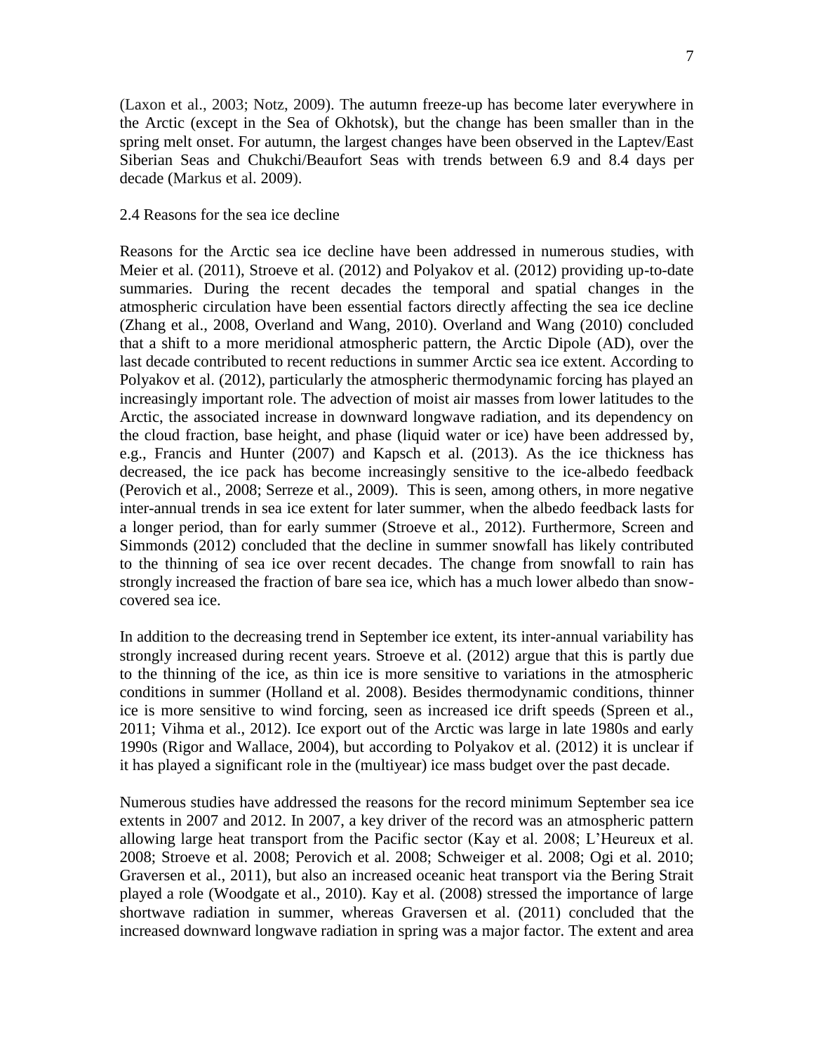(Laxon et al., 2003; Notz, 2009). The autumn freeze-up has become later everywhere in the Arctic (except in the Sea of Okhotsk), but the change has been smaller than in the spring melt onset. For autumn, the largest changes have been observed in the Laptev/East Siberian Seas and Chukchi/Beaufort Seas with trends between 6.9 and 8.4 days per decade (Markus et al. 2009).

## 2.4 Reasons for the sea ice decline

Reasons for the Arctic sea ice decline have been addressed in numerous studies, with Meier et al. (2011), Stroeve et al. (2012) and Polyakov et al. (2012) providing up-to-date summaries. During the recent decades the temporal and spatial changes in the atmospheric circulation have been essential factors directly affecting the sea ice decline (Zhang et al., 2008, Overland and Wang, 2010). Overland and Wang (2010) concluded that a shift to a more meridional atmospheric pattern, the Arctic Dipole (AD), over the last decade contributed to recent reductions in summer Arctic sea ice extent. According to Polyakov et al. (2012), particularly the atmospheric thermodynamic forcing has played an increasingly important role. The advection of moist air masses from lower latitudes to the Arctic, the associated increase in downward longwave radiation, and its dependency on the cloud fraction, base height, and phase (liquid water or ice) have been addressed by, e.g., Francis and Hunter (2007) and Kapsch et al. (2013). As the ice thickness has decreased, the ice pack has become increasingly sensitive to the ice-albedo feedback (Perovich et al., 2008; Serreze et al., 2009). This is seen, among others, in more negative inter-annual trends in sea ice extent for later summer, when the albedo feedback lasts for a longer period, than for early summer (Stroeve et al., 2012). Furthermore, Screen and Simmonds (2012) concluded that the decline in summer snowfall has likely contributed to the thinning of sea ice over recent decades. The change from snowfall to rain has strongly increased the fraction of bare sea ice, which has a much lower albedo than snow-covered sea ice.

In addition to the decreasing trend in September ice extent, its inter-annual variability has strongly increased during recent years. Stroeve et al. (2012) argue that this is partly due to the thinning of the ice, as thin ice is more sensitive to variations in the atmospheric conditions in summer (Holland et al. 2008). Besides thermodynamic conditions, thinner ice is more sensitive to wind forcing, seen as increased ice drift speeds (Spreen et al., 2011; Vihma et al., 2012). Ice export out of the Arctic was large in late 1980s and early 1990s (Rigor and Wallace, 2004), but according to Polyakov et al. (2012) it is unclear if it has played a significant role in the (multiyear) ice mass budget over the past decade.

Numerous studies have addressed the reasons for the record minimum September sea ice extents in 2007 and 2012. In 2007, a key driver of the record was an atmospheric pattern allowing large heat transport from the Pacific sector (Kay et al. 2008; L'Heureux et al. 2008; Stroeve et al. 2008; Perovich et al. 2008; Schweiger et al. 2008; Ogi et al. 2010; Graversen et al., 2011), but also an increased oceanic heat transport via the Bering Strait played a role (Woodgate et al., 2010). Kay et al. (2008) stressed the importance of large shortwave radiation in summer, whereas Graversen et al. (2011) concluded that the increased downward longwave radiation in spring was a major factor. The extent and area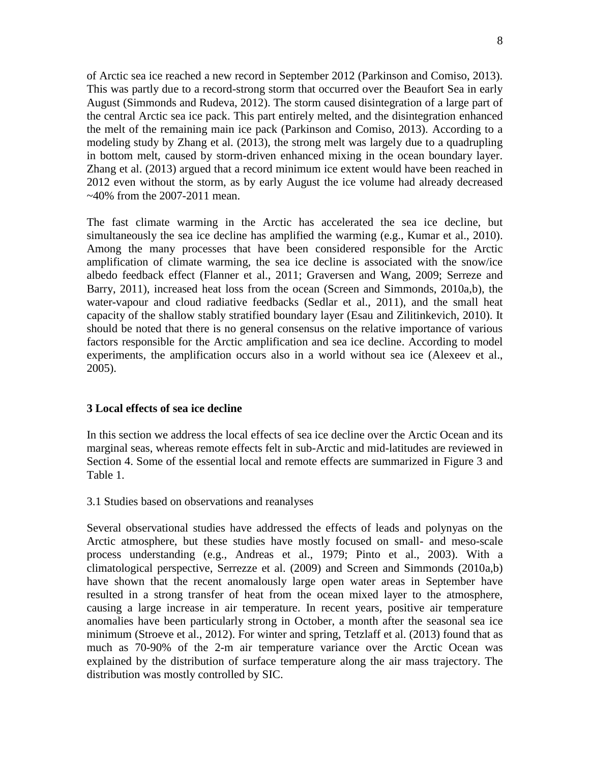of Arctic sea ice reached a new record in September 2012 (Parkinson and Comiso, 2013). This was partly due to a record-strong storm that occurred over the Beaufort Sea in early August (Simmonds and Rudeva, 2012). The storm caused disintegration of a large part of the central Arctic sea ice pack. This part entirely melted, and the disintegration enhanced the melt of the remaining main ice pack (Parkinson and Comiso, 2013). According to a modeling study by Zhang et al. (2013), the strong melt was largely due to a quadrupling in bottom melt, caused by storm-driven enhanced mixing in the ocean boundary layer. Zhang et al. (2013) argued that a record minimum ice extent would have been reached in 2012 even without the storm, as by early August the ice volume had already decreased ~40% from the 2007-2011 mean.

The fast climate warming in the Arctic has accelerated the sea ice decline, but simultaneously the sea ice decline has amplified the warming (e.g., Kumar et al., 2010). Among the many processes that have been considered responsible for the Arctic amplification of climate warming, the sea ice decline is associated with the snow/ice albedo feedback effect (Flanner et al., 2011; Graversen and Wang, 2009; Serreze and Barry, 2011), increased heat loss from the ocean (Screen and Simmonds, 2010a,b), the water-vapour and cloud radiative feedbacks (Sedlar et al., 2011), and the small heat capacity of the shallow stably stratified boundary layer (Esau and Zilitinkevich, 2010). It should be noted that there is no general consensus on the relative importance of various factors responsible for the Arctic amplification and sea ice decline. According to model experiments, the amplification occurs also in a world without sea ice (Alexeev et al., 2005).

## 3 Local effects of sea ice decline

In this section we address the local effects of sea ice decline over the Arctic Ocean and its marginal seas, whereas remote effects felt in sub-Arctic and mid-latitudes are reviewed in Section 4. Some of the essential local and remote effects are summarized in Figure 3 and Table 1.

### 3.1 Studies based on observations and reanalyses

Several observational studies have addressed the effects of leads and polynyas on the Arctic atmosphere, but these studies have mostly focused on small- and meso-scale process understanding (e.g., Andreas et al., 1979; Pinto et al., 2003). With a climatological perspective, Serrezze et al. (2009) and Screen and Simmonds (2010a,b) have shown that the recent anomalously large open water areas in September have resulted in a strong transfer of heat from the ocean mixed layer to the atmosphere, causing a large increase in air temperature. In recent years, positive air temperature anomalies have been particularly strong in October, a month after the seasonal sea ice minimum (Stroeve et al., 2012). For winter and spring, Tetzlaff et al. (2013) found that as much as 70-90% of the 2-m air temperature variance over the Arctic Ocean was explained by the distribution of surface temperature along the air mass trajectory. The distribution was mostly controlled by SIC.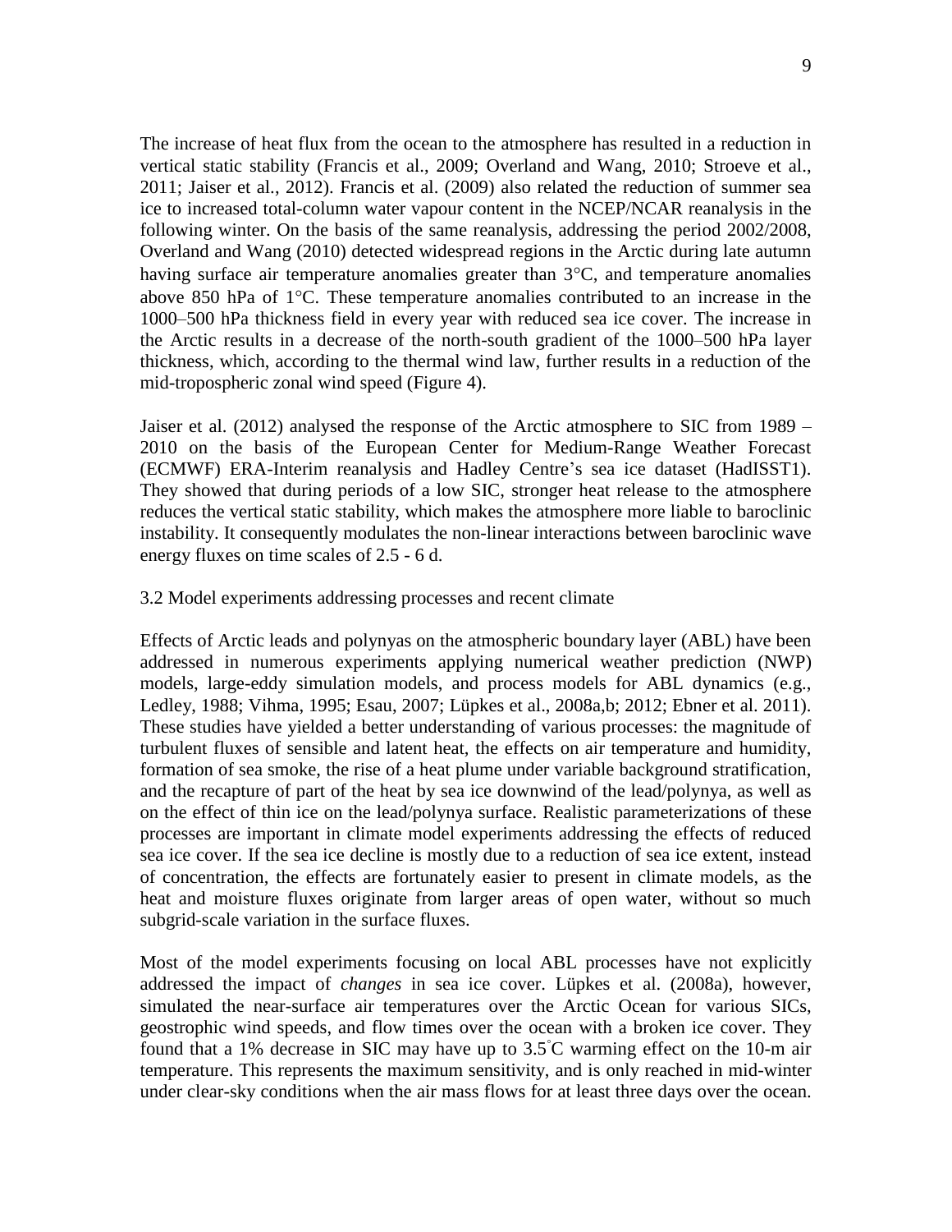The increase of heat flux from the ocean to the atmosphere has resulted in a reduction in vertical static stability (Francis et al., 2009; Overland and Wang, 2010; Stroeve et al., 2011; Jaiser et al., 2012). Francis et al. (2009) also related the reduction of summer sea ice to increased total-column water vapour content in the NCEP/NCAR reanalysis in the following winter. On the basis of the same reanalysis, addressing the period 2002/2008, Overland and Wang (2010) detected widespread regions in the Arctic during late autumn having surface air temperature anomalies greater than 3°C, and temperature anomalies above 850 hPa of 1°C. These temperature anomalies contributed to an increase in the 1000–500 hPa thickness field in every year with reduced sea ice cover. The increase in the Arctic results in a decrease of the north-south gradient of the 1000–500 hPa layer thickness, which, according to the thermal wind law, further results in a reduction of the mid-tropospheric zonal wind speed (Figure 4).

Jaiser et al. (2012) analysed the response of the Arctic atmosphere to SIC from 1989 – 2010 on the basis of the European Center for Medium-Range Weather Forecast (ECMWF) ERA-Interim reanalysis and Hadley Centre's sea ice dataset (HadISST1). They showed that during periods of a low SIC, stronger heat release to the atmosphere reduces the vertical static stability, which makes the atmosphere more liable to baroclinic instability. It consequently modulates the non-linear interactions between baroclinic wave energy fluxes on time scales of 2.5 - 6 d.

### 3.2 Model experiments addressing processes and recent climate

Effects of Arctic leads and polynyas on the atmospheric boundary layer (ABL) have been addressed in numerous experiments applying numerical weather prediction (NWP) models, large-eddy simulation models, and process models for ABL dynamics (e.g., Ledley, 1988; Vihma, 1995; Esau, 2007; Lüpkes et al., 2008a,b; 2012; Ebner et al. 2011). These studies have yielded a better understanding of various processes: the magnitude of turbulent fluxes of sensible and latent heat, the effects on air temperature and humidity, formation of sea smoke, the rise of a heat plume under variable background stratification, and the recapture of part of the heat by sea ice downwind of the lead/polynya, as well as on the effect of thin ice on the lead/polynya surface. Realistic parameterizations of these processes are important in climate model experiments addressing the effects of reduced sea ice cover. If the sea ice decline is mostly due to a reduction of sea ice extent, instead of concentration, the effects are fortunately easier to present in climate models, as the heat and moisture fluxes originate from larger areas of open water, without so much subgrid-scale variation in the surface fluxes.

Most of the model experiments focusing on local ABL processes have not explicitly addressed the impact of *changes* in sea ice cover. Lüpkes et al. (2008a), however, simulated the near-surface air temperatures over the Arctic Ocean for various SICs, geostrophic wind speeds, and flow times over the ocean with a broken ice cover. They found that a 1% decrease in SIC may have up to 3.5°C warming effect on the 10-m air temperature. This represents the maximum sensitivity, and is only reached in mid-winter under clear-sky conditions when the air mass flows for at least three days over the ocean.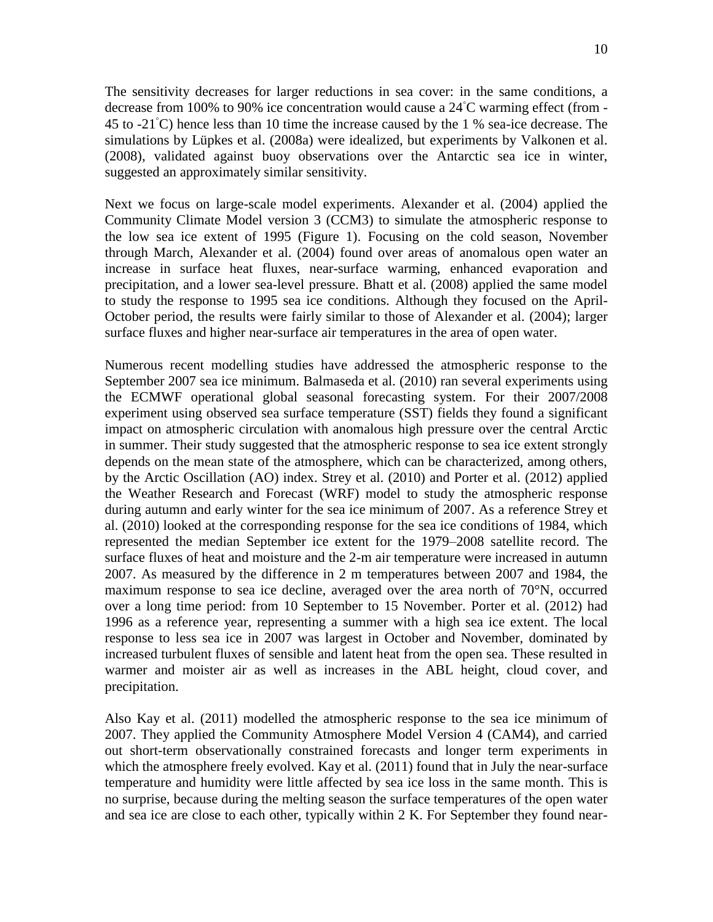The sensitivity decreases for larger reductions in sea cover: in the same conditions, a decrease from 100% to 90% ice concentration would cause a 24˚C warming effect (from -45 to -21˚C) hence less than 10 time the increase caused by the 1 % sea-ice decrease. The simulations by Lüpkes et al. (2008a) were idealized, but experiments by Valkonen et al. (2008), validated against buoy observations over the Antarctic sea ice in winter, suggested an approximately similar sensitivity.

Next we focus on large-scale model experiments. Alexander et al. (2004) applied the Community Climate Model version 3 (CCM3) to simulate the atmospheric response to the low sea ice extent of 1995 (Figure 1). Focusing on the cold season, November through March, Alexander et al. (2004) found over areas of anomalous open water an increase in surface heat fluxes, near-surface warming, enhanced evaporation and precipitation, and a lower sea-level pressure. Bhatt et al. (2008) applied the same model to study the response to 1995 sea ice conditions. Although they focused on the April-October period, the results were fairly similar to those of Alexander et al. (2004); larger surface fluxes and higher near-surface air temperatures in the area of open water.

Numerous recent modelling studies have addressed the atmospheric response to the September 2007 sea ice minimum. Balmaseda et al. (2010) ran several experiments using the ECMWF operational global seasonal forecasting system. For their 2007/2008 experiment using observed sea surface temperature (SST) fields they found a significant impact on atmospheric circulation with anomalous high pressure over the central Arctic in summer. Their study suggested that the atmospheric response to sea ice extent strongly depends on the mean state of the atmosphere, which can be characterized, among others, by the Arctic Oscillation (AO) index. Strey et al. (2010) and Porter et al. (2012) applied the Weather Research and Forecast (WRF) model to study the atmospheric response during autumn and early winter for the sea ice minimum of 2007. As a reference Strey et al. (2010) looked at the corresponding response for the sea ice conditions of 1984, which represented the median September ice extent for the 1979–2008 satellite record. The surface fluxes of heat and moisture and the 2-m air temperature were increased in autumn 2007. As measured by the difference in 2 m temperatures between 2007 and 1984, the maximum response to sea ice decline, averaged over the area north of 70°N, occurred over a long time period: from 10 September to 15 November. Porter et al. (2012) had 1996 as a reference year, representing a summer with a high sea ice extent. The local response to less sea ice in 2007 was largest in October and November, dominated by increased turbulent fluxes of sensible and latent heat from the open sea. These resulted in warmer and moister air as well as increases in the ABL height, cloud cover, and precipitation.

Also Kay et al. (2011) modelled the atmospheric response to the sea ice minimum of 2007. They applied the Community Atmosphere Model Version 4 (CAM4), and carried out short-term observationally constrained forecasts and longer term experiments in which the atmosphere freely evolved. Kay et al. (2011) found that in July the near-surface temperature and humidity were little affected by sea ice loss in the same month. This is no surprise, because during the melting season the surface temperatures of the open water and sea ice are close to each other, typically within 2 K. For September they found near-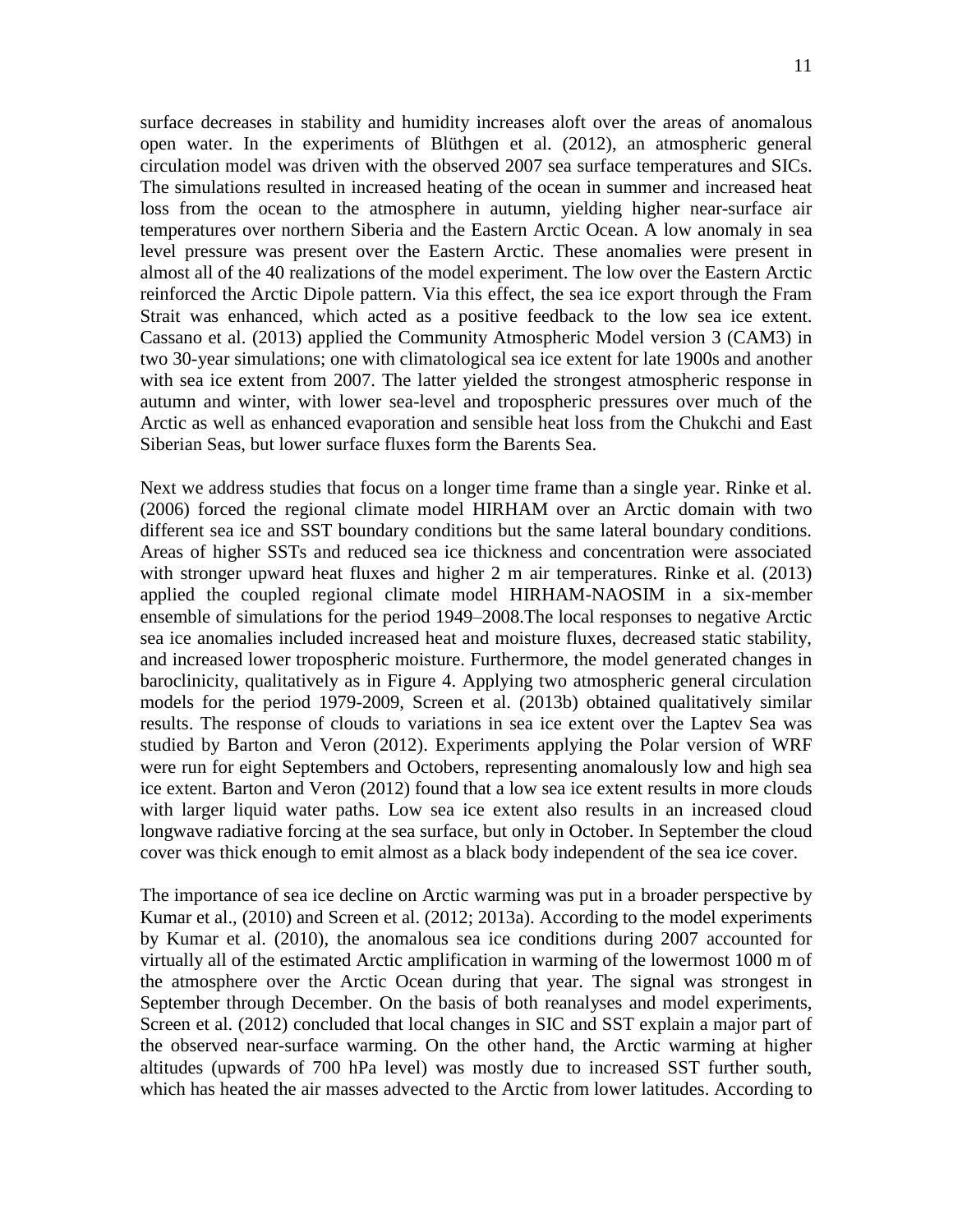surface decreases in stability and humidity increases aloft over the areas of anomalous open water. In the experiments of Blüthgen et al. (2012), an atmospheric general circulation model was driven with the observed 2007 sea surface temperatures and SICs. The simulations resulted in increased heating of the ocean in summer and increased heat loss from the ocean to the atmosphere in autumn, yielding higher near-surface air temperatures over northern Siberia and the Eastern Arctic Ocean. A low anomaly in sea level pressure was present over the Eastern Arctic. These anomalies were present in almost all of the 40 realizations of the model experiment. The low over the Eastern Arctic reinforced the Arctic Dipole pattern. Via this effect, the sea ice export through the Fram Strait was enhanced, which acted as a positive feedback to the low sea ice extent. Cassano et al. (2013) applied the Community Atmospheric Model version 3 (CAM3) in two 30-year simulations; one with climatological sea ice extent for late 1900s and another with sea ice extent from 2007. The latter yielded the strongest atmospheric response in autumn and winter, with lower sea-level and tropospheric pressures over much of the Arctic as well as enhanced evaporation and sensible heat loss from the Chukchi and East Siberian Seas, but lower surface fluxes form the Barents Sea.

Next we address studies that focus on a longer time frame than a single year. Rinke et al. (2006) forced the regional climate model HIRHAM over an Arctic domain with two different sea ice and SST boundary conditions but the same lateral boundary conditions. Areas of higher SSTs and reduced sea ice thickness and concentration were associated with stronger upward heat fluxes and higher 2 m air temperatures. Rinke et al. (2013) applied the coupled regional climate model HIRHAM-NAOSIM in a six-member ensemble of simulations for the period 1949–2008.The local responses to negative Arctic sea ice anomalies included increased heat and moisture fluxes, decreased static stability, and increased lower tropospheric moisture. Furthermore, the model generated changes in baroclinicity, qualitatively as in Figure 4. Applying two atmospheric general circulation models for the period 1979-2009, Screen et al. (2013b) obtained qualitatively similar results. The response of clouds to variations in sea ice extent over the Laptev Sea was studied by Barton and Veron (2012). Experiments applying the Polar version of WRF were run for eight Septembers and Octobers, representing anomalously low and high sea ice extent. Barton and Veron (2012) found that a low sea ice extent results in more clouds with larger liquid water paths. Low sea ice extent also results in an increased cloud longwave radiative forcing at the sea surface, but only in October. In September the cloud cover was thick enough to emit almost as a black body independent of the sea ice cover.

The importance of sea ice decline on Arctic warming was put in a broader perspective by Kumar et al., (2010) and Screen et al. (2012; 2013a). According to the model experiments by Kumar et al. (2010), the anomalous sea ice conditions during 2007 accounted for virtually all of the estimated Arctic amplification in warming of the lowermost 1000 m of the atmosphere over the Arctic Ocean during that year. The signal was strongest in September through December. On the basis of both reanalyses and model experiments, Screen et al. (2012) concluded that local changes in SIC and SST explain a major part of the observed near-surface warming. On the other hand, the Arctic warming at higher altitudes (upwards of 700 hPa level) was mostly due to increased SST further south, which has heated the air masses advected to the Arctic from lower latitudes. According to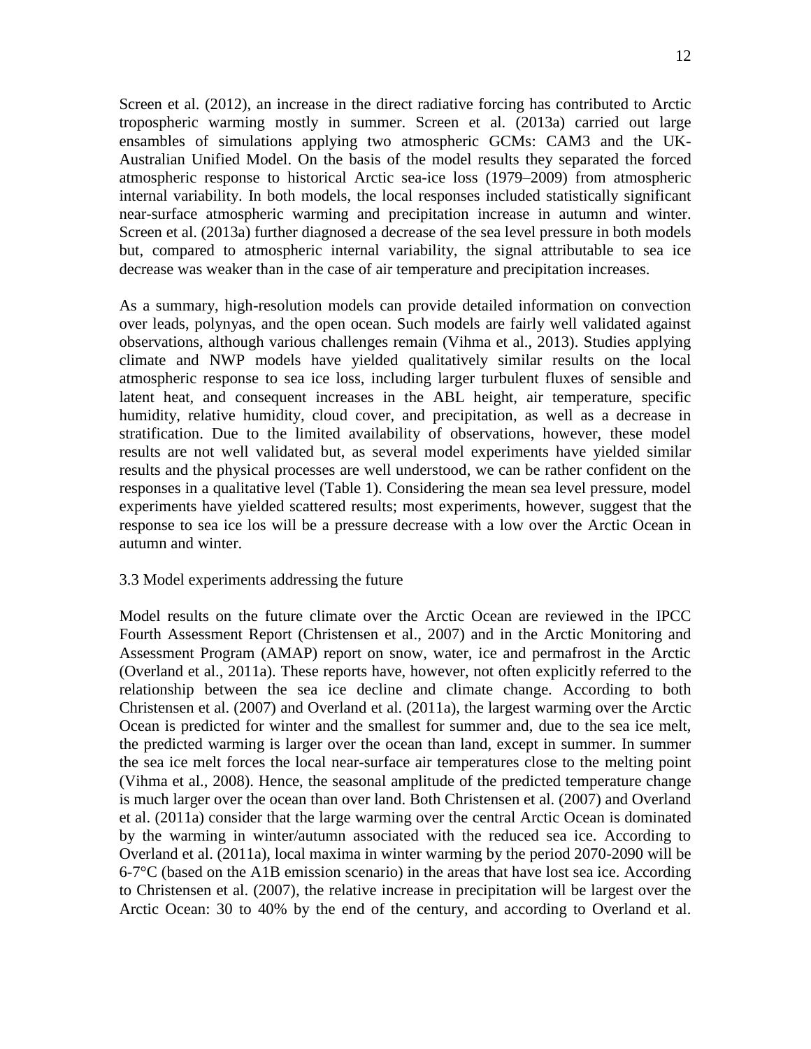Screen et al. (2012), an increase in the direct radiative forcing has contributed to Arctic tropospheric warming mostly in summer. Screen et al. (2013a) carried out large ensambles of simulations applying two atmospheric GCMs: CAM3 and the UK-Australian Unified Model. On the basis of the model results they separated the forced atmospheric response to historical Arctic sea-ice loss (1979–2009) from atmospheric internal variability. In both models, the local responses included statistically significant near-surface atmospheric warming and precipitation increase in autumn and winter. Screen et al. (2013a) further diagnosed a decrease of the sea level pressure in both models but, compared to atmospheric internal variability, the signal attributable to sea ice decrease was weaker than in the case of air temperature and precipitation increases.

As a summary, high-resolution models can provide detailed information on convection over leads, polynyas, and the open ocean. Such models are fairly well validated against observations, although various challenges remain (Vihma et al., 2013). Studies applying climate and NWP models have yielded qualitatively similar results on the local atmospheric response to sea ice loss, including larger turbulent fluxes of sensible and latent heat, and consequent increases in the ABL height, air temperature, specific humidity, relative humidity, cloud cover, and precipitation, as well as a decrease in stratification. Due to the limited availability of observations, however, these model results are not well validated but, as several model experiments have yielded similar results and the physical processes are well understood, we can be rather confident on the responses in a qualitative level (Table 1). Considering the mean sea level pressure, model experiments have yielded scattered results; most experiments, however, suggest that the response to sea ice los will be a pressure decrease with a low over the Arctic Ocean in autumn and winter.

### 3.3 Model experiments addressing the future

Model results on the future climate over the Arctic Ocean are reviewed in the IPCC Fourth Assessment Report (Christensen et al., 2007) and in the Arctic Monitoring and Assessment Program (AMAP) report on snow, water, ice and permafrost in the Arctic (Overland et al., 2011a). These reports have, however, not often explicitly referred to the relationship between the sea ice decline and climate change. According to both Christensen et al. (2007) and Overland et al. (2011a), the largest warming over the Arctic Ocean is predicted for winter and the smallest for summer and, due to the sea ice melt, the predicted warming is larger over the ocean than land, except in summer. In summer the sea ice melt forces the local near-surface air temperatures close to the melting point (Vihma et al., 2008). Hence, the seasonal amplitude of the predicted temperature change is much larger over the ocean than over land. Both Christensen et al. (2007) and Overland et al. (2011a) consider that the large warming over the central Arctic Ocean is dominated by the warming in winter/autumn associated with the reduced sea ice. According to Overland et al. (2011a), local maxima in winter warming by the period 2070-2090 will be 6-7°C (based on the A1B emission scenario) in the areas that have lost sea ice. According to Christensen et al. (2007), the relative increase in precipitation will be largest over the Arctic Ocean: 30 to 40% by the end of the century, and according to Overland et al.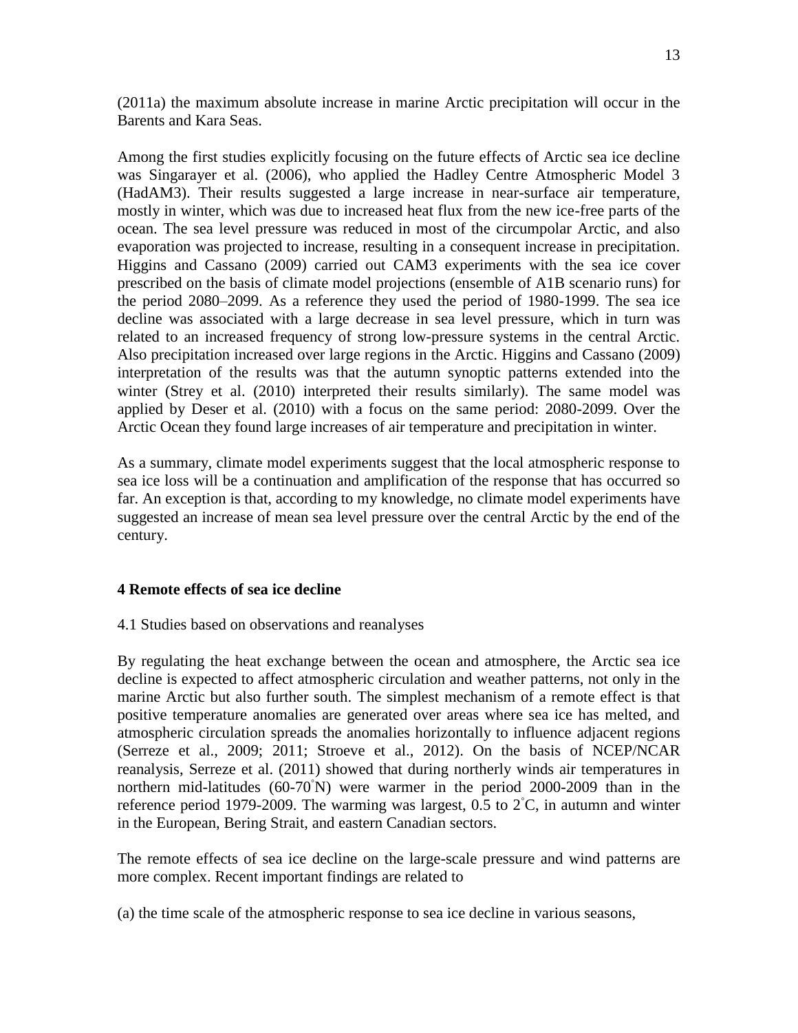(2011a) the maximum absolute increase in marine Arctic precipitation will occur in the Barents and Kara Seas.

Among the first studies explicitly focusing on the future effects of Arctic sea ice decline was Singarayer et al. (2006), who applied the Hadley Centre Atmospheric Model 3 (HadAM3). Their results suggested a large increase in near-surface air temperature, mostly in winter, which was due to increased heat flux from the new ice-free parts of the ocean. The sea level pressure was reduced in most of the circumpolar Arctic, and also evaporation was projected to increase, resulting in a consequent increase in precipitation. Higgins and Cassano (2009) carried out CAM3 experiments with the sea ice cover prescribed on the basis of climate model projections (ensemble of A1B scenario runs) for the period 2080–2099. As a reference they used the period of 1980-1999. The sea ice decline was associated with a large decrease in sea level pressure, which in turn was related to an increased frequency of strong low-pressure systems in the central Arctic. Also precipitation increased over large regions in the Arctic. Higgins and Cassano (2009) interpretation of the results was that the autumn synoptic patterns extended into the winter (Strey et al. (2010) interpreted their results similarly). The same model was applied by Deser et al. (2010) with a focus on the same period: 2080-2099. Over the Arctic Ocean they found large increases of air temperature and precipitation in winter.

As a summary, climate model experiments suggest that the local atmospheric response to sea ice loss will be a continuation and amplification of the response that has occurred so far. An exception is that, according to my knowledge, no climate model experiments have suggested an increase of mean sea level pressure over the central Arctic by the end of the century.

## 4 Remote effects of sea ice decline

### 4.1 Studies based on observations and reanalyses

By regulating the heat exchange between the ocean and atmosphere, the Arctic sea ice decline is expected to affect atmospheric circulation and weather patterns, not only in the marine Arctic but also further south. The simplest mechanism of a remote effect is that positive temperature anomalies are generated over areas where sea ice has melted, and atmospheric circulation spreads the anomalies horizontally to influence adjacent regions (Serreze et al., 2009; 2011; Stroeve et al., 2012). On the basis of NCEP/NCAR reanalysis, Serreze et al. (2011) showed that during northerly winds air temperatures in northern mid-latitudes (60-70°N) were warmer in the period 2000-2009 than in the reference period 1979-2009. The warming was largest, 0.5 to 2°C, in autumn and winter in the European, Bering Strait, and eastern Canadian sectors.

The remote effects of sea ice decline on the large-scale pressure and wind patterns are more complex. Recent important findings are related to

(a) the time scale of the atmospheric response to sea ice decline in various seasons,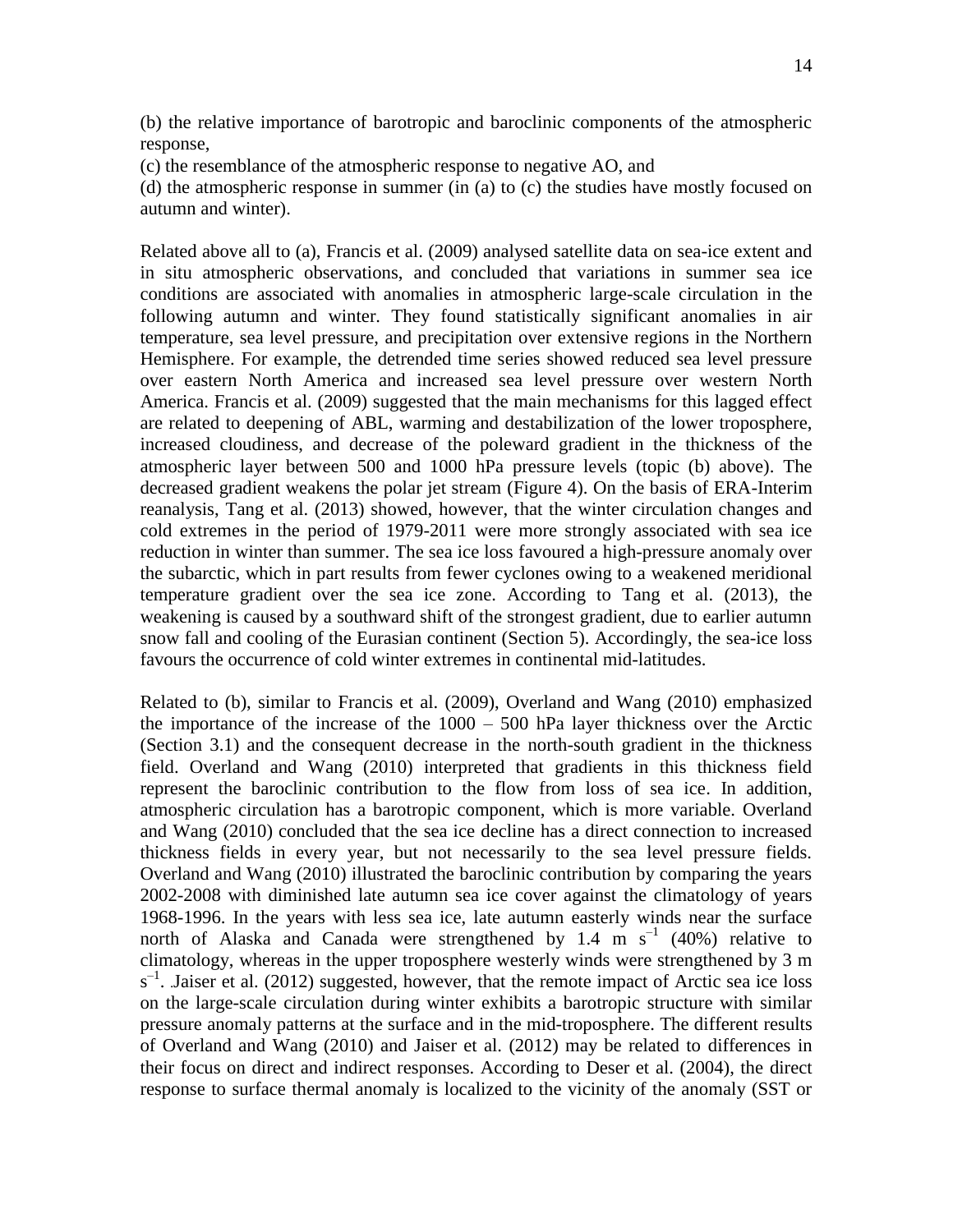(b) the relative importance of barotropic and baroclinic components of the atmospheric response,
(c) the resemblance of the atmospheric response to negative AO, and
(d) the atmospheric response in summer (in (a) to (c) the studies have mostly focused on autumn and winter).

Related above all to (a), Francis et al. (2009) analysed satellite data on sea-ice extent and in situ atmospheric observations, and concluded that variations in summer sea ice conditions are associated with anomalies in atmospheric large-scale circulation in the following autumn and winter. They found statistically significant anomalies in air temperature, sea level pressure, and precipitation over extensive regions in the Northern Hemisphere. For example, the detrended time series showed reduced sea level pressure over eastern North America and increased sea level pressure over western North America. Francis et al. (2009) suggested that the main mechanisms for this lagged effect are related to deepening of ABL, warming and destabilization of the lower troposphere, increased cloudiness, and decrease of the poleward gradient in the thickness of the atmospheric layer between 500 and 1000 hPa pressure levels (topic (b) above). The decreased gradient weakens the polar jet stream (Figure 4). On the basis of ERA-Interim reanalysis, Tang et al. (2013) showed, however, that the winter circulation changes and cold extremes in the period of 1979-2011 were more strongly associated with sea ice reduction in winter than summer. The sea ice loss favoured a high-pressure anomaly over the subarctic, which in part results from fewer cyclones owing to a weakened meridional temperature gradient over the sea ice zone. According to Tang et al. (2013), the weakening is caused by a southward shift of the strongest gradient, due to earlier autumn snow fall and cooling of the Eurasian continent (Section 5). Accordingly, the sea-ice loss favours the occurrence of cold winter extremes in continental mid-latitudes.

Related to (b), similar to Francis et al. (2009), Overland and Wang (2010) emphasized the importance of the increase of the 1000 – 500 hPa layer thickness over the Arctic (Section 3.1) and the consequent decrease in the north-south gradient in the thickness field. Overland and Wang (2010) interpreted that gradients in this thickness field represent the baroclinic contribution to the flow from loss of sea ice. In addition, atmospheric circulation has a barotropic component, which is more variable. Overland and Wang (2010) concluded that the sea ice decline has a direct connection to increased thickness fields in every year, but not necessarily to the sea level pressure fields. Overland and Wang (2010) illustrated the baroclinic contribution by comparing the years 2002-2008 with diminished late autumn sea ice cover against the climatology of years 1968-1996. In the years with less sea ice, late autumn easterly winds near the surface north of Alaska and Canada were strengthened by 1.4 m $s^{-1}$ (40%) relative to climatology, whereas in the upper troposphere westerly winds were strengthened by 3 m $s^{-1}$. Jaiser et al. (2012) suggested, however, that the remote impact of Arctic sea ice loss on the large-scale circulation during winter exhibits a barotropic structure with similar pressure anomaly patterns at the surface and in the mid-troposphere. The different results of Overland and Wang (2010) and Jaiser et al. (2012) may be related to differences in their focus on direct and indirect responses. According to Deser et al. (2004), the direct response to surface thermal anomaly is localized to the vicinity of the anomaly (SST or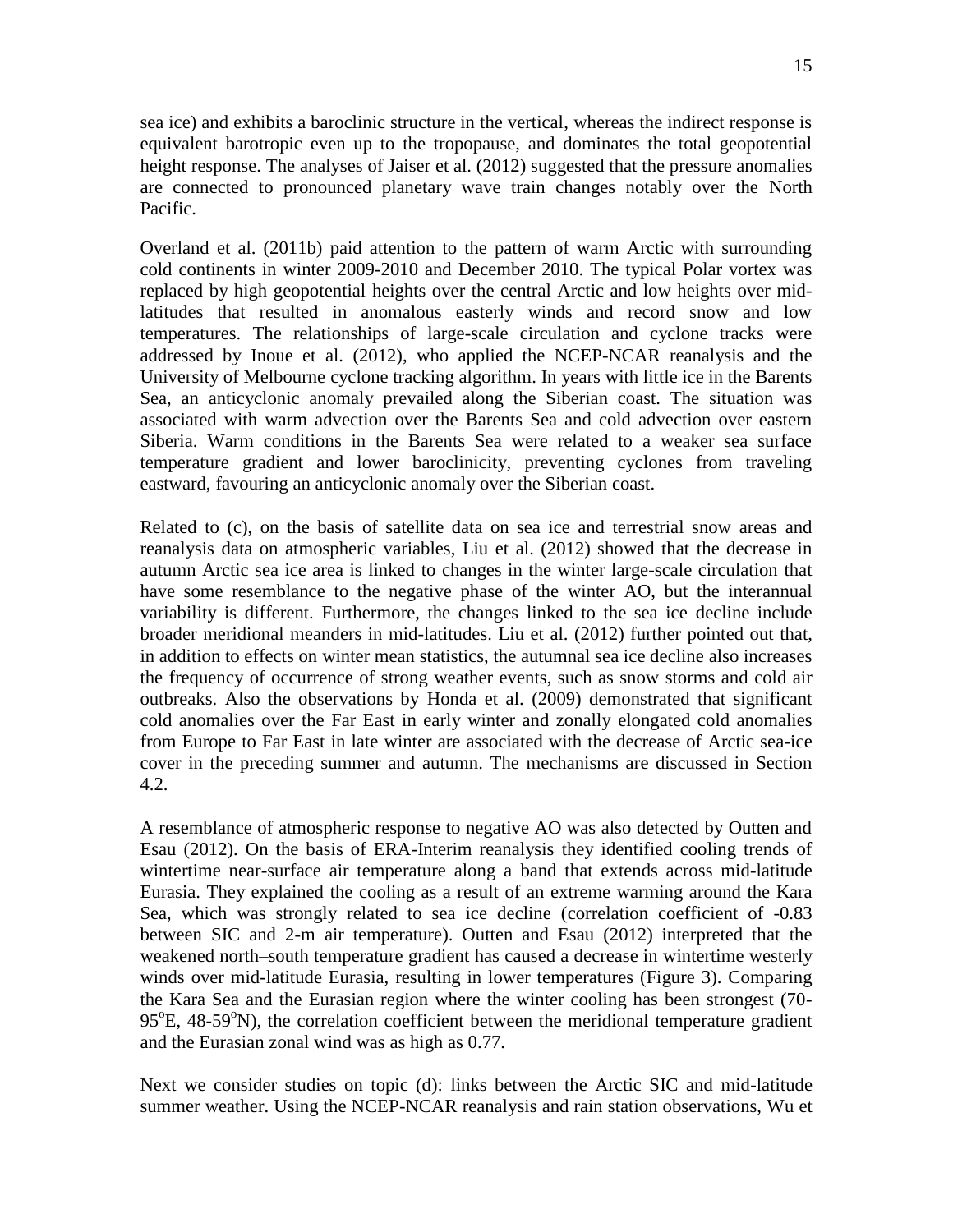sea ice) and exhibits a baroclinic structure in the vertical, whereas the indirect response is equivalent barotropic even up to the tropopause, and dominates the total geopotential height response. The analyses of Jaiser et al. (2012) suggested that the pressure anomalies are connected to pronounced planetary wave train changes notably over the North Pacific.

Overland et al. (2011b) paid attention to the pattern of warm Arctic with surrounding cold continents in winter 2009-2010 and December 2010. The typical Polar vortex was replaced by high geopotential heights over the central Arctic and low heights over mid-latitudes that resulted in anomalous easterly winds and record snow and low temperatures. The relationships of large-scale circulation and cyclone tracks were addressed by Inoue et al. (2012), who applied the NCEP-NCAR reanalysis and the University of Melbourne cyclone tracking algorithm. In years with little ice in the Barents Sea, an anticyclonic anomaly prevailed along the Siberian coast. The situation was associated with warm advection over the Barents Sea and cold advection over eastern Siberia. Warm conditions in the Barents Sea were related to a weaker sea surface temperature gradient and lower baroclinicity, preventing cyclones from traveling eastward, favouring an anticyclonic anomaly over the Siberian coast.

Related to (c), on the basis of satellite data on sea ice and terrestrial snow areas and reanalysis data on atmospheric variables, Liu et al. (2012) showed that the decrease in autumn Arctic sea ice area is linked to changes in the winter large-scale circulation that have some resemblance to the negative phase of the winter AO, but the interannual variability is different. Furthermore, the changes linked to the sea ice decline include broader meridional meanders in mid-latitudes. Liu et al. (2012) further pointed out that, in addition to effects on winter mean statistics, the autumnal sea ice decline also increases the frequency of occurrence of strong weather events, such as snow storms and cold air outbreaks. Also the observations by Honda et al. (2009) demonstrated that significant cold anomalies over the Far East in early winter and zonally elongated cold anomalies from Europe to Far East in late winter are associated with the decrease of Arctic sea-ice cover in the preceding summer and autumn. The mechanisms are discussed in Section 4.2.

A resemblance of atmospheric response to negative AO was also detected by Outten and Esau (2012). On the basis of ERA-Interim reanalysis they identified cooling trends of wintertime near-surface air temperature along a band that extends across mid-latitude Eurasia. They explained the cooling as a result of an extreme warming around the Kara Sea, which was strongly related to sea ice decline (correlation coefficient of -0.83 between SIC and 2-m air temperature). Outten and Esau (2012) interpreted that the weakened north–south temperature gradient has caused a decrease in wintertime westerly winds over mid-latitude Eurasia, resulting in lower temperatures (Figure 3). Comparing the Kara Sea and the Eurasian region where the winter cooling has been strongest (70-95°E, 48-59°N), the correlation coefficient between the meridional temperature gradient and the Eurasian zonal wind was as high as 0.77.

Next we consider studies on topic (d): links between the Arctic SIC and mid-latitude summer weather. Using the NCEP-NCAR reanalysis and rain station observations, Wu et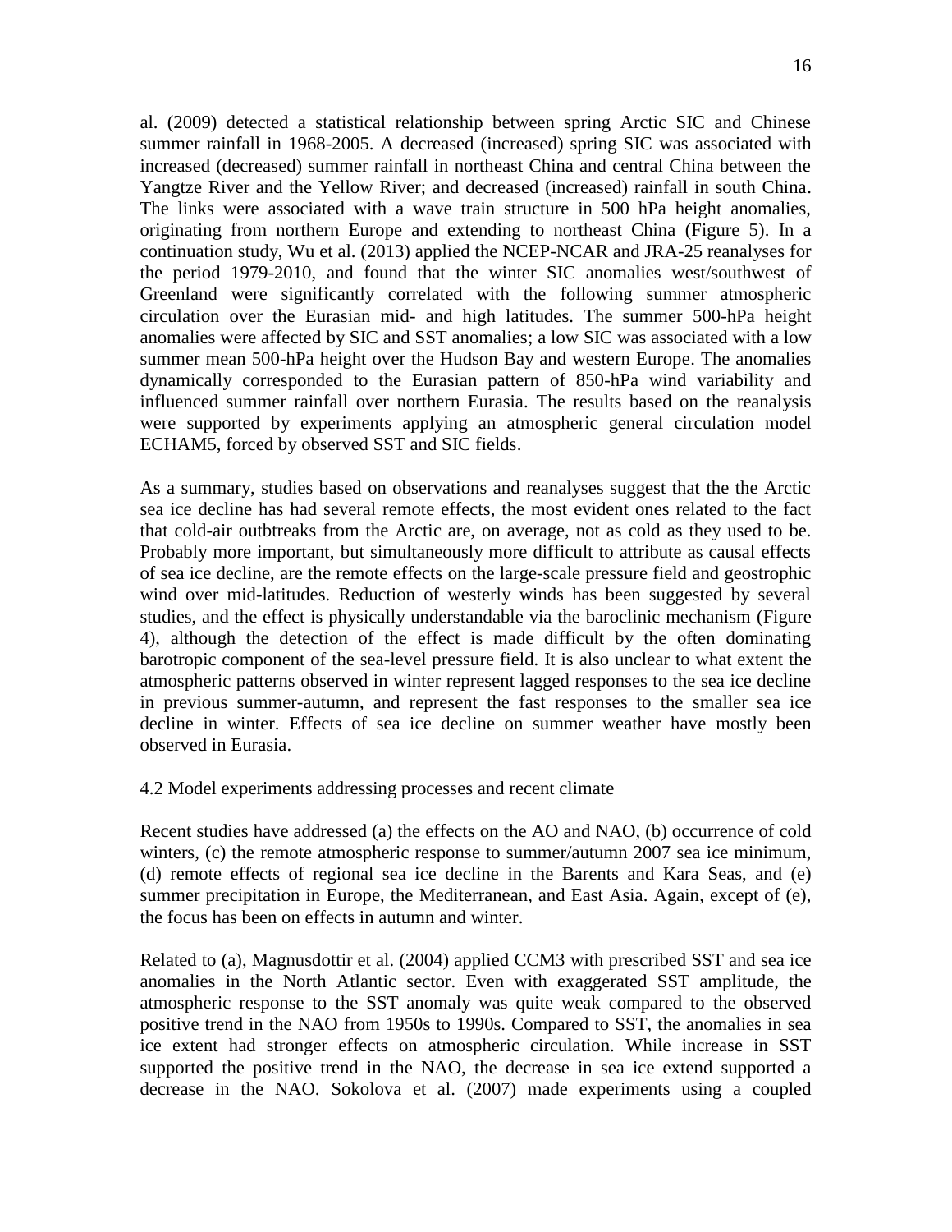al. (2009) detected a statistical relationship between spring Arctic SIC and Chinese summer rainfall in 1968-2005. A decreased (increased) spring SIC was associated with increased (decreased) summer rainfall in northeast China and central China between the Yangtze River and the Yellow River; and decreased (increased) rainfall in south China. The links were associated with a wave train structure in 500 hPa height anomalies, originating from northern Europe and extending to northeast China (Figure 5). In a continuation study, Wu et al. (2013) applied the NCEP-NCAR and JRA-25 reanalyses for the period 1979-2010, and found that the winter SIC anomalies west/southwest of Greenland were significantly correlated with the following summer atmospheric circulation over the Eurasian mid- and high latitudes. The summer 500-hPa height anomalies were affected by SIC and SST anomalies; a low SIC was associated with a low summer mean 500-hPa height over the Hudson Bay and western Europe. The anomalies dynamically corresponded to the Eurasian pattern of 850-hPa wind variability and influenced summer rainfall over northern Eurasia. The results based on the reanalysis were supported by experiments applying an atmospheric general circulation model ECHAM5, forced by observed SST and SIC fields.

As a summary, studies based on observations and reanalyses suggest that the the Arctic sea ice decline has had several remote effects, the most evident ones related to the fact that cold-air outbtreaks from the Arctic are, on average, not as cold as they used to be. Probably more important, but simultaneously more difficult to attribute as causal effects of sea ice decline, are the remote effects on the large-scale pressure field and geostrophic wind over mid-latitudes. Reduction of westerly winds has been suggested by several studies, and the effect is physically understandable via the baroclinic mechanism (Figure 4), although the detection of the effect is made difficult by the often dominating barotropic component of the sea-level pressure field. It is also unclear to what extent the atmospheric patterns observed in winter represent lagged responses to the sea ice decline in previous summer-autumn, and represent the fast responses to the smaller sea ice decline in winter. Effects of sea ice decline on summer weather have mostly been observed in Eurasia.

### 4.2 Model experiments addressing processes and recent climate

Recent studies have addressed (a) the effects on the AO and NAO, (b) occurrence of cold winters, (c) the remote atmospheric response to summer/autumn 2007 sea ice minimum, (d) remote effects of regional sea ice decline in the Barents and Kara Seas, and (e) summer precipitation in Europe, the Mediterranean, and East Asia. Again, except of (e), the focus has been on effects in autumn and winter.

Related to (a), Magnusdottir et al. (2004) applied CCM3 with prescribed SST and sea ice anomalies in the North Atlantic sector. Even with exaggerated SST amplitude, the atmospheric response to the SST anomaly was quite weak compared to the observed positive trend in the NAO from 1950s to 1990s. Compared to SST, the anomalies in sea ice extent had stronger effects on atmospheric circulation. While increase in SST supported the positive trend in the NAO, the decrease in sea ice extend supported a decrease in the NAO. Sokolova et al. (2007) made experiments using a coupled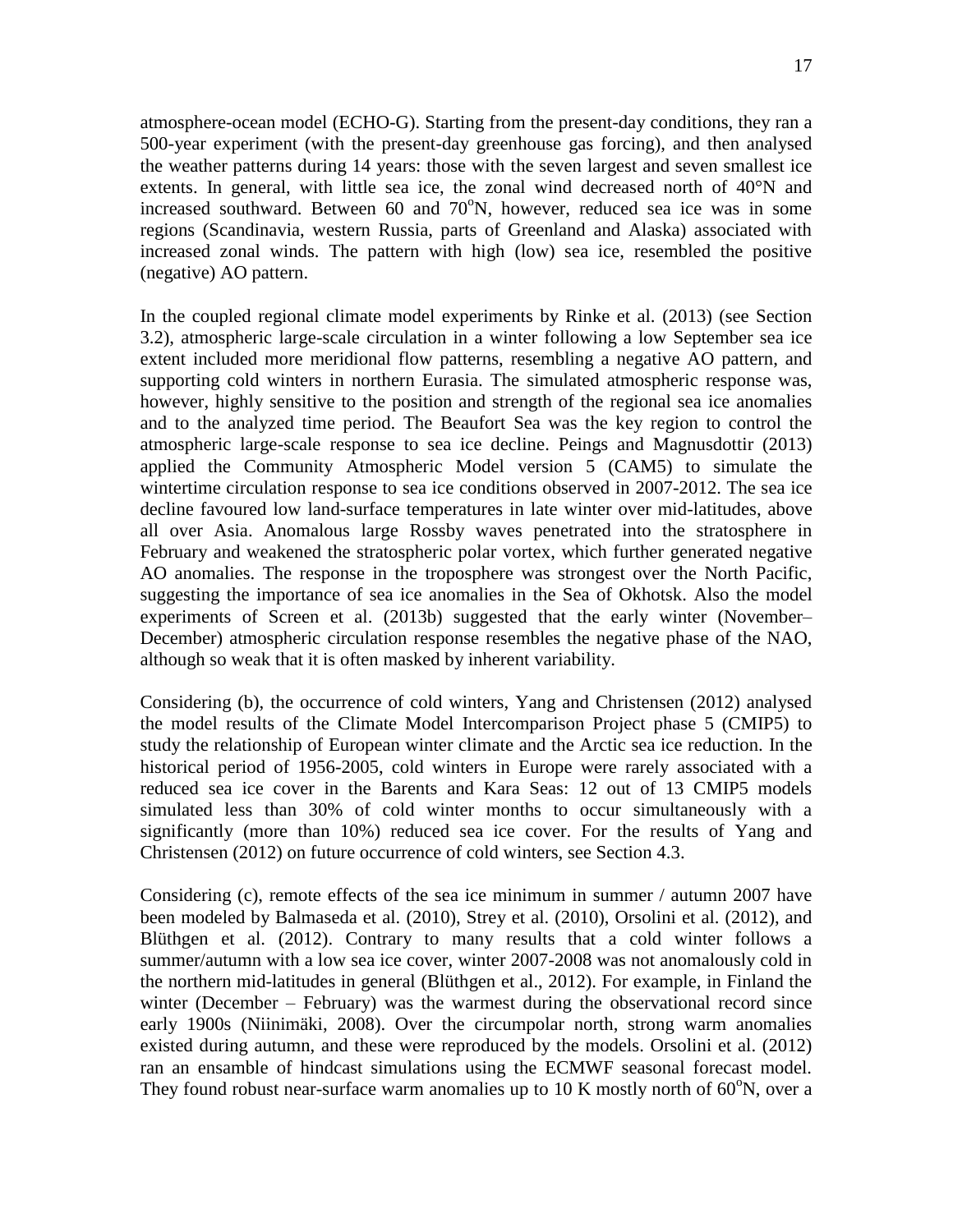atmosphere-ocean model (ECHO-G). Starting from the present-day conditions, they ran a 500-year experiment (with the present-day greenhouse gas forcing), and then analysed the weather patterns during 14 years: those with the seven largest and seven smallest ice extents. In general, with little sea ice, the zonal wind decreased north of 40°N and increased southward. Between 60 and 70°N, however, reduced sea ice was in some regions (Scandinavia, western Russia, parts of Greenland and Alaska) associated with increased zonal winds. The pattern with high (low) sea ice, resembled the positive (negative) AO pattern.

In the coupled regional climate model experiments by Rinke et al. (2013) (see Section 3.2), atmospheric large-scale circulation in a winter following a low September sea ice extent included more meridional flow patterns, resembling a negative AO pattern, and supporting cold winters in northern Eurasia. The simulated atmospheric response was, however, highly sensitive to the position and strength of the regional sea ice anomalies and to the analyzed time period. The Beaufort Sea was the key region to control the atmospheric large-scale response to sea ice decline. Peings and Magnusdottir (2013) applied the Community Atmospheric Model version 5 (CAM5) to simulate the wintertime circulation response to sea ice conditions observed in 2007-2012. The sea ice decline favoured low land-surface temperatures in late winter over mid-latitudes, above all over Asia. Anomalous large Rossby waves penetrated into the stratosphere in February and weakened the stratospheric polar vortex, which further generated negative AO anomalies. The response in the troposphere was strongest over the North Pacific, suggesting the importance of sea ice anomalies in the Sea of Okhotsk. Also the model experiments of Screen et al. (2013b) suggested that the early winter (November–December) atmospheric circulation response resembles the negative phase of the NAO, although so weak that it is often masked by inherent variability.

Considering (b), the occurrence of cold winters, Yang and Christensen (2012) analysed the model results of the Climate Model Intercomparison Project phase 5 (CMIP5) to study the relationship of European winter climate and the Arctic sea ice reduction. In the historical period of 1956-2005, cold winters in Europe were rarely associated with a reduced sea ice cover in the Barents and Kara Seas: 12 out of 13 CMIP5 models simulated less than 30% of cold winter months to occur simultaneously with a significantly (more than 10%) reduced sea ice cover. For the results of Yang and Christensen (2012) on future occurrence of cold winters, see Section 4.3.

Considering (c), remote effects of the sea ice minimum in summer / autumn 2007 have been modeled by Balmaseda et al. (2010), Strey et al. (2010), Orsolini et al. (2012), and Blüthgen et al. (2012). Contrary to many results that a cold winter follows a summer/autumn with a low sea ice cover, winter 2007-2008 was not anomalously cold in the northern mid-latitudes in general (Blüthgen et al., 2012). For example, in Finland the winter (December – February) was the warmest during the observational record since early 1900s (Niinimäki, 2008). Over the circumpolar north, strong warm anomalies existed during autumn, and these were reproduced by the models. Orsolini et al. (2012) ran an ensamble of hindcast simulations using the ECMWF seasonal forecast model. They found robust near-surface warm anomalies up to 10 K mostly north of 60°N, over a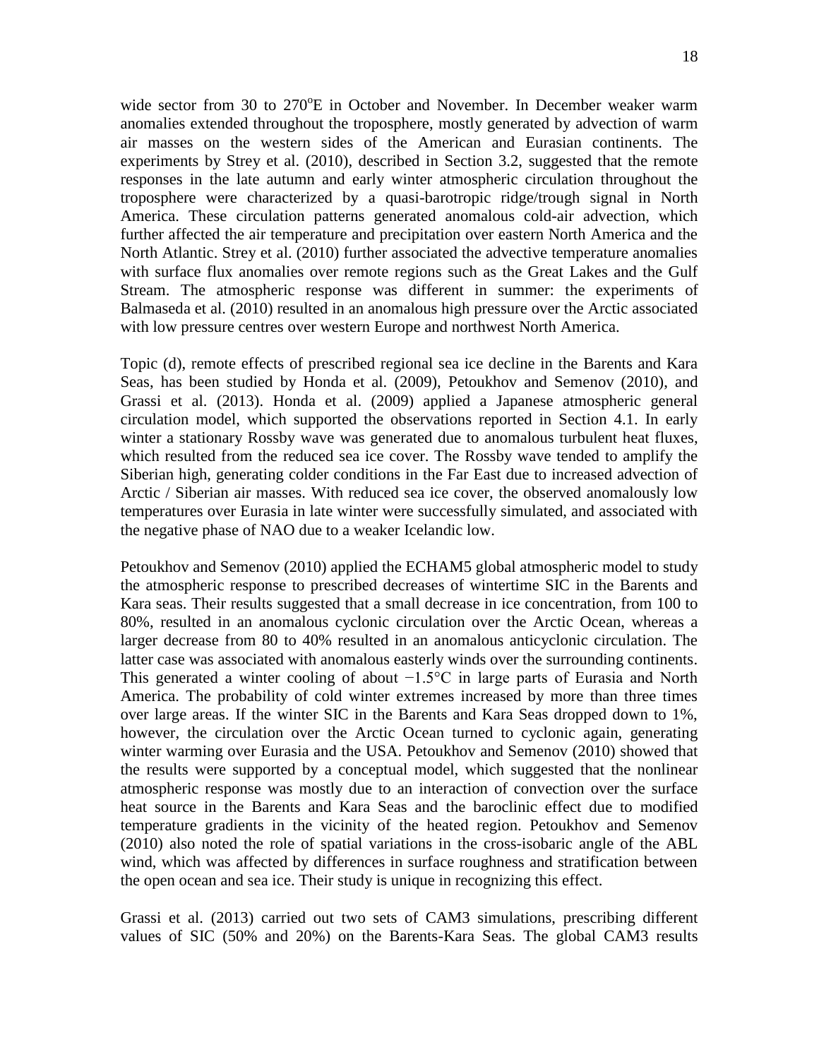wide sector from 30 to 270$^{o}$E in October and November. In December weaker warm anomalies extended throughout the troposphere, mostly generated by advection of warm air masses on the western sides of the American and Eurasian continents. The experiments by Strey et al. (2010), described in Section 3.2, suggested that the remote responses in the late autumn and early winter atmospheric circulation throughout the troposphere were characterized by a quasi-barotropic ridge/trough signal in North America. These circulation patterns generated anomalous cold-air advection, which further affected the air temperature and precipitation over eastern North America and the North Atlantic. Strey et al. (2010) further associated the advective temperature anomalies with surface flux anomalies over remote regions such as the Great Lakes and the Gulf Stream. The atmospheric response was different in summer: the experiments of Balmaseda et al. (2010) resulted in an anomalous high pressure over the Arctic associated with low pressure centres over western Europe and northwest North America.

Topic (d), remote effects of prescribed regional sea ice decline in the Barents and Kara Seas, has been studied by Honda et al. (2009), Petoukhov and Semenov (2010), and Grassi et al. (2013). Honda et al. (2009) applied a Japanese atmospheric general circulation model, which supported the observations reported in Section 4.1. In early winter a stationary Rossby wave was generated due to anomalous turbulent heat fluxes, which resulted from the reduced sea ice cover. The Rossby wave tended to amplify the Siberian high, generating colder conditions in the Far East due to increased advection of Arctic / Siberian air masses. With reduced sea ice cover, the observed anomalously low temperatures over Eurasia in late winter were successfully simulated, and associated with the negative phase of NAO due to a weaker Icelandic low.

Petoukhov and Semenov (2010) applied the ECHAM5 global atmospheric model to study the atmospheric response to prescribed decreases of wintertime SIC in the Barents and Kara seas. Their results suggested that a small decrease in ice concentration, from 100 to 80%, resulted in an anomalous cyclonic circulation over the Arctic Ocean, whereas a larger decrease from 80 to 40% resulted in an anomalous anticyclonic circulation. The latter case was associated with anomalous easterly winds over the surrounding continents. This generated a winter cooling of about −1.5°C in large parts of Eurasia and North America. The probability of cold winter extremes increased by more than three times over large areas. If the winter SIC in the Barents and Kara Seas dropped down to 1%, however, the circulation over the Arctic Ocean turned to cyclonic again, generating winter warming over Eurasia and the USA. Petoukhov and Semenov (2010) showed that the results were supported by a conceptual model, which suggested that the nonlinear atmospheric response was mostly due to an interaction of convection over the surface heat source in the Barents and Kara Seas and the baroclinic effect due to modified temperature gradients in the vicinity of the heated region. Petoukhov and Semenov (2010) also noted the role of spatial variations in the cross-isobaric angle of the ABL wind, which was affected by differences in surface roughness and stratification between the open ocean and sea ice. Their study is unique in recognizing this effect.

Grassi et al. (2013) carried out two sets of CAM3 simulations, prescribing different values of SIC (50% and 20%) on the Barents-Kara Seas. The global CAM3 results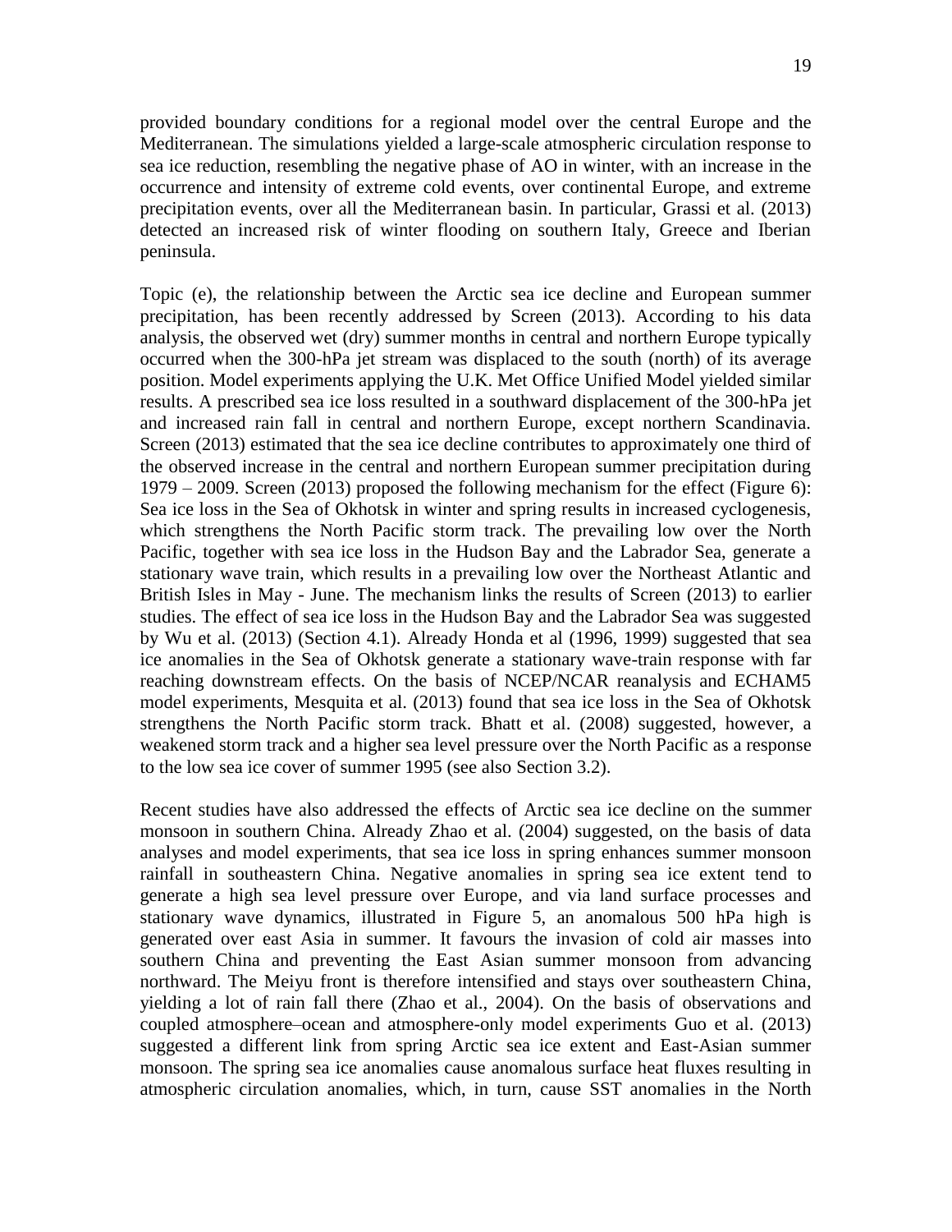provided boundary conditions for a regional model over the central Europe and the Mediterranean. The simulations yielded a large-scale atmospheric circulation response to sea ice reduction, resembling the negative phase of AO in winter, with an increase in the occurrence and intensity of extreme cold events, over continental Europe, and extreme precipitation events, over all the Mediterranean basin. In particular, Grassi et al. (2013) detected an increased risk of winter flooding on southern Italy, Greece and Iberian peninsula.

Topic (e), the relationship between the Arctic sea ice decline and European summer precipitation, has been recently addressed by Screen (2013). According to his data analysis, the observed wet (dry) summer months in central and northern Europe typically occurred when the 300-hPa jet stream was displaced to the south (north) of its average position. Model experiments applying the U.K. Met Office Unified Model yielded similar results. A prescribed sea ice loss resulted in a southward displacement of the 300-hPa jet and increased rain fall in central and northern Europe, except northern Scandinavia. Screen (2013) estimated that the sea ice decline contributes to approximately one third of the observed increase in the central and northern European summer precipitation during 1979 – 2009. Screen (2013) proposed the following mechanism for the effect (Figure 6): Sea ice loss in the Sea of Okhotsk in winter and spring results in increased cyclogenesis, which strengthens the North Pacific storm track. The prevailing low over the North Pacific, together with sea ice loss in the Hudson Bay and the Labrador Sea, generate a stationary wave train, which results in a prevailing low over the Northeast Atlantic and British Isles in May - June. The mechanism links the results of Screen (2013) to earlier studies. The effect of sea ice loss in the Hudson Bay and the Labrador Sea was suggested by Wu et al. (2013) (Section 4.1). Already Honda et al (1996, 1999) suggested that sea ice anomalies in the Sea of Okhotsk generate a stationary wave-train response with far reaching downstream effects. On the basis of NCEP/NCAR reanalysis and ECHAM5 model experiments, Mesquita et al. (2013) found that sea ice loss in the Sea of Okhotsk strengthens the North Pacific storm track. Bhatt et al. (2008) suggested, however, a weakened storm track and a higher sea level pressure over the North Pacific as a response to the low sea ice cover of summer 1995 (see also Section 3.2).

Recent studies have also addressed the effects of Arctic sea ice decline on the summer monsoon in southern China. Already Zhao et al. (2004) suggested, on the basis of data analyses and model experiments, that sea ice loss in spring enhances summer monsoon rainfall in southeastern China. Negative anomalies in spring sea ice extent tend to generate a high sea level pressure over Europe, and via land surface processes and stationary wave dynamics, illustrated in Figure 5, an anomalous 500 hPa high is generated over east Asia in summer. It favours the invasion of cold air masses into southern China and preventing the East Asian summer monsoon from advancing northward. The Meiyu front is therefore intensified and stays over southeastern China, yielding a lot of rain fall there (Zhao et al., 2004). On the basis of observations and coupled atmosphere–ocean and atmosphere-only model experiments Guo et al. (2013) suggested a different link from spring Arctic sea ice extent and East-Asian summer monsoon. The spring sea ice anomalies cause anomalous surface heat fluxes resulting in atmospheric circulation anomalies, which, in turn, cause SST anomalies in the North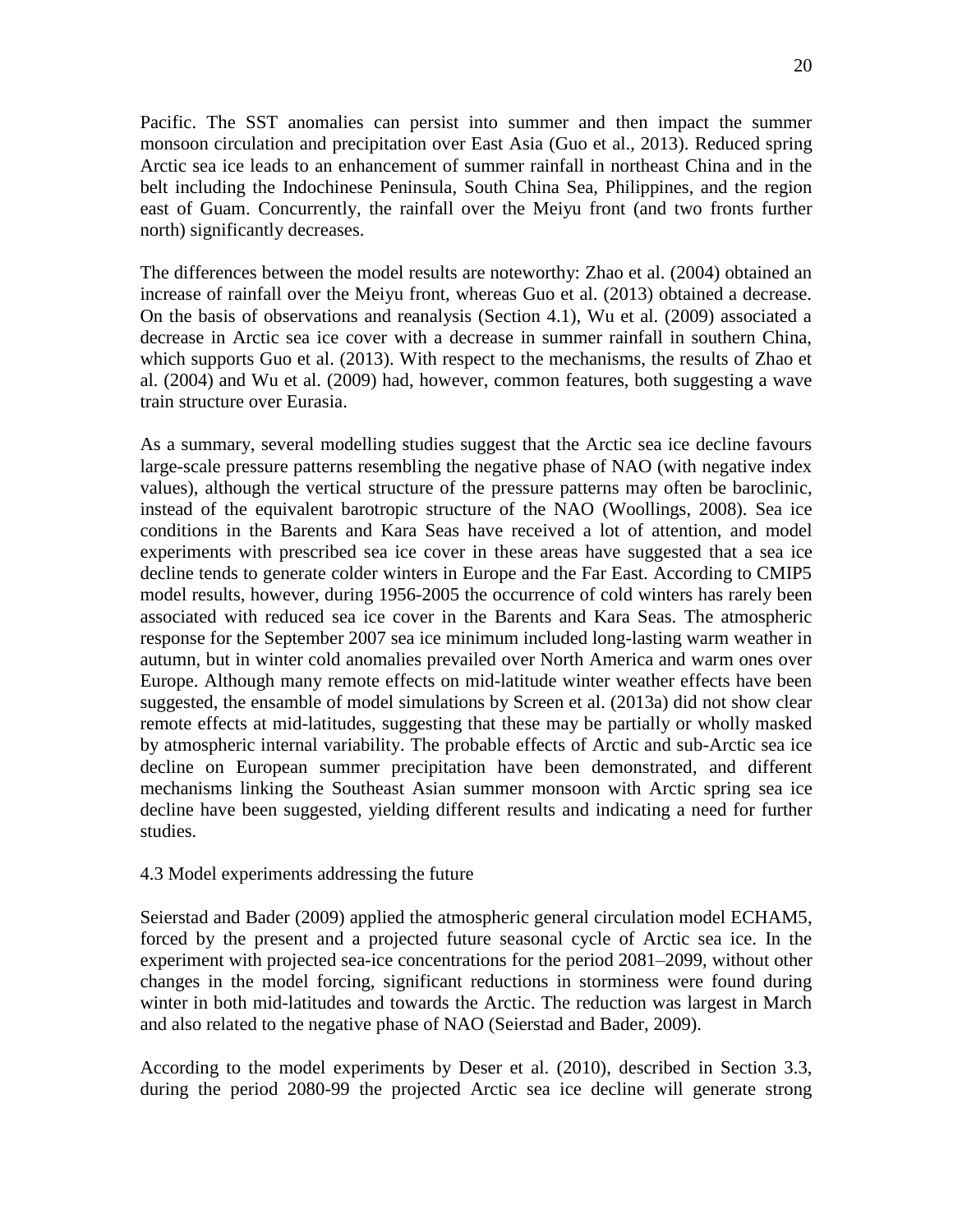Pacific. The SST anomalies can persist into summer and then impact the summer monsoon circulation and precipitation over East Asia (Guo et al., 2013). Reduced spring Arctic sea ice leads to an enhancement of summer rainfall in northeast China and in the belt including the Indochinese Peninsula, South China Sea, Philippines, and the region east of Guam. Concurrently, the rainfall over the Meiyu front (and two fronts further north) significantly decreases.

The differences between the model results are noteworthy: Zhao et al. (2004) obtained an increase of rainfall over the Meiyu front, whereas Guo et al. (2013) obtained a decrease. On the basis of observations and reanalysis (Section 4.1), Wu et al. (2009) associated a decrease in Arctic sea ice cover with a decrease in summer rainfall in southern China, which supports Guo et al. (2013). With respect to the mechanisms, the results of Zhao et al. (2004) and Wu et al. (2009) had, however, common features, both suggesting a wave train structure over Eurasia.

As a summary, several modelling studies suggest that the Arctic sea ice decline favours large-scale pressure patterns resembling the negative phase of NAO (with negative index values), although the vertical structure of the pressure patterns may often be baroclinic, instead of the equivalent barotropic structure of the NAO (Woollings, 2008). Sea ice conditions in the Barents and Kara Seas have received a lot of attention, and model experiments with prescribed sea ice cover in these areas have suggested that a sea ice decline tends to generate colder winters in Europe and the Far East. According to CMIP5 model results, however, during 1956-2005 the occurrence of cold winters has rarely been associated with reduced sea ice cover in the Barents and Kara Seas. The atmospheric response for the September 2007 sea ice minimum included long-lasting warm weather in autumn, but in winter cold anomalies prevailed over North America and warm ones over Europe. Although many remote effects on mid-latitude winter weather effects have been suggested, the ensamble of model simulations by Screen et al. (2013a) did not show clear remote effects at mid-latitudes, suggesting that these may be partially or wholly masked by atmospheric internal variability. The probable effects of Arctic and sub-Arctic sea ice decline on European summer precipitation have been demonstrated, and different mechanisms linking the Southeast Asian summer monsoon with Arctic spring sea ice decline have been suggested, yielding different results and indicating a need for further studies.

### 4.3 Model experiments addressing the future

Seierstad and Bader (2009) applied the atmospheric general circulation model ECHAM5, forced by the present and a projected future seasonal cycle of Arctic sea ice. In the experiment with projected sea-ice concentrations for the period 2081–2099, without other changes in the model forcing, significant reductions in storminess were found during winter in both mid-latitudes and towards the Arctic. The reduction was largest in March and also related to the negative phase of NAO (Seierstad and Bader, 2009).

According to the model experiments by Deser et al. (2010), described in Section 3.3, during the period 2080-99 the projected Arctic sea ice decline will generate strong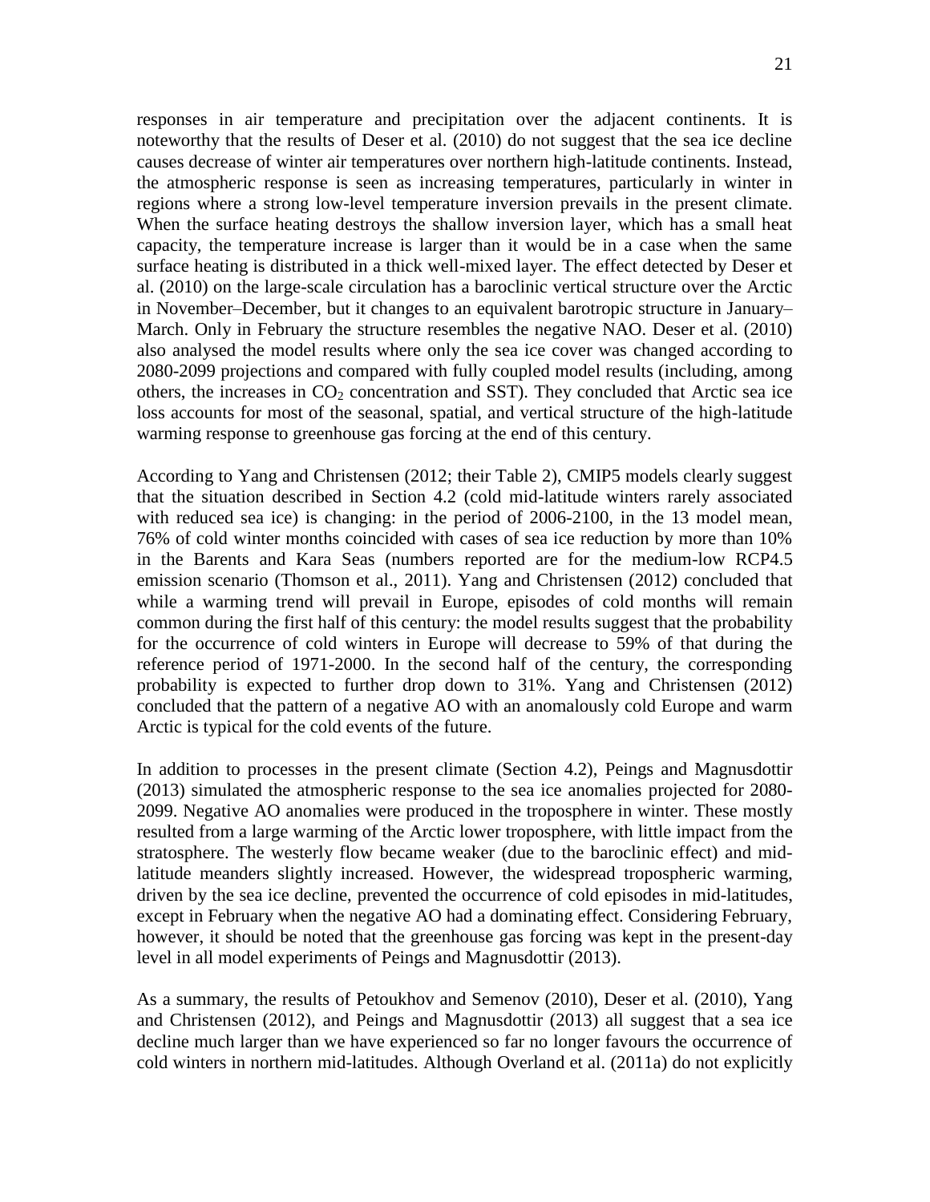responses in air temperature and precipitation over the adjacent continents. It is noteworthy that the results of Deser et al. (2010) do not suggest that the sea ice decline causes decrease of winter air temperatures over northern high-latitude continents. Instead, the atmospheric response is seen as increasing temperatures, particularly in winter in regions where a strong low-level temperature inversion prevails in the present climate. When the surface heating destroys the shallow inversion layer, which has a small heat capacity, the temperature increase is larger than it would be in a case when the same surface heating is distributed in a thick well-mixed layer. The effect detected by Deser et al. (2010) on the large-scale circulation has a baroclinic vertical structure over the Arctic in November–December, but it changes to an equivalent barotropic structure in January–March. Only in February the structure resembles the negative NAO. Deser et al. (2010) also analysed the model results where only the sea ice cover was changed according to 2080-2099 projections and compared with fully coupled model results (including, among others, the increases in $CO_2$ concentration and SST). They concluded that Arctic sea ice loss accounts for most of the seasonal, spatial, and vertical structure of the high-latitude warming response to greenhouse gas forcing at the end of this century.

According to Yang and Christensen (2012; their Table 2), CMIP5 models clearly suggest that the situation described in Section 4.2 (cold mid-latitude winters rarely associated with reduced sea ice) is changing: in the period of 2006-2100, in the 13 model mean, 76% of cold winter months coincided with cases of sea ice reduction by more than 10% in the Barents and Kara Seas (numbers reported are for the medium-low RCP4.5 emission scenario (Thomson et al., 2011). Yang and Christensen (2012) concluded that while a warming trend will prevail in Europe, episodes of cold months will remain common during the first half of this century: the model results suggest that the probability for the occurrence of cold winters in Europe will decrease to 59% of that during the reference period of 1971-2000. In the second half of the century, the corresponding probability is expected to further drop down to 31%. Yang and Christensen (2012) concluded that the pattern of a negative AO with an anomalously cold Europe and warm Arctic is typical for the cold events of the future.

In addition to processes in the present climate (Section 4.2), Peings and Magnusdottir (2013) simulated the atmospheric response to the sea ice anomalies projected for 2080-2099. Negative AO anomalies were produced in the troposphere in winter. These mostly resulted from a large warming of the Arctic lower troposphere, with little impact from the stratosphere. The westerly flow became weaker (due to the baroclinic effect) and mid-latitude meanders slightly increased. However, the widespread tropospheric warming, driven by the sea ice decline, prevented the occurrence of cold episodes in mid-latitudes, except in February when the negative AO had a dominating effect. Considering February, however, it should be noted that the greenhouse gas forcing was kept in the present-day level in all model experiments of Peings and Magnusdottir (2013).

As a summary, the results of Petoukhov and Semenov (2010), Deser et al. (2010), Yang and Christensen (2012), and Peings and Magnusdottir (2013) all suggest that a sea ice decline much larger than we have experienced so far no longer favours the occurrence of cold winters in northern mid-latitudes. Although Overland et al. (2011a) do not explicitly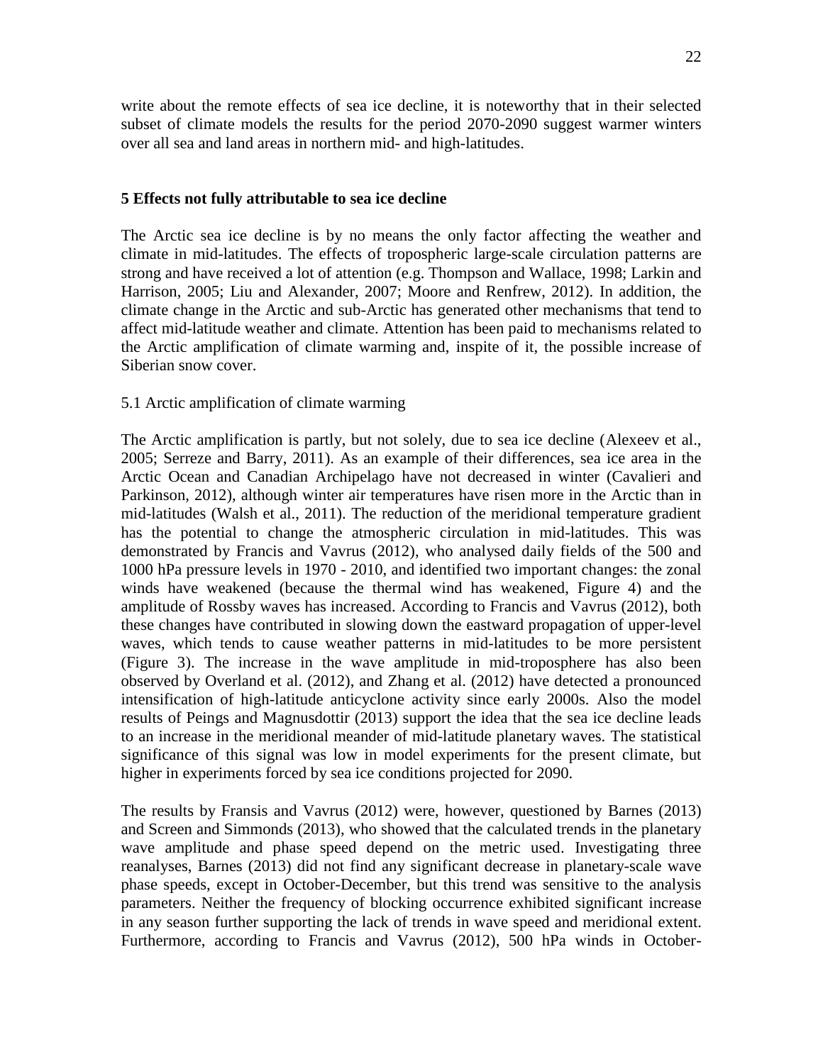write about the remote effects of sea ice decline, it is noteworthy that in their selected subset of climate models the results for the period 2070-2090 suggest warmer winters over all sea and land areas in northern mid- and high-latitudes.

## 5 Effects not fully attributable to sea ice decline

The Arctic sea ice decline is by no means the only factor affecting the weather and climate in mid-latitudes. The effects of tropospheric large-scale circulation patterns are strong and have received a lot of attention (e.g. Thompson and Wallace, 1998; Larkin and Harrison, 2005; Liu and Alexander, 2007; Moore and Renfrew, 2012). In addition, the climate change in the Arctic and sub-Arctic has generated other mechanisms that tend to affect mid-latitude weather and climate. Attention has been paid to mechanisms related to the Arctic amplification of climate warming and, inspite of it, the possible increase of Siberian snow cover.

### 5.1 Arctic amplification of climate warming

The Arctic amplification is partly, but not solely, due to sea ice decline (Alexeev et al., 2005; Serreze and Barry, 2011). As an example of their differences, sea ice area in the Arctic Ocean and Canadian Archipelago have not decreased in winter (Cavalieri and Parkinson, 2012), although winter air temperatures have risen more in the Arctic than in mid-latitudes (Walsh et al., 2011). The reduction of the meridional temperature gradient has the potential to change the atmospheric circulation in mid-latitudes. This was demonstrated by Francis and Vavrus (2012), who analysed daily fields of the 500 and 1000 hPa pressure levels in 1970 - 2010, and identified two important changes: the zonal winds have weakened (because the thermal wind has weakened, Figure 4) and the amplitude of Rossby waves has increased. According to Francis and Vavrus (2012), both these changes have contributed in slowing down the eastward propagation of upper-level waves, which tends to cause weather patterns in mid-latitudes to be more persistent (Figure 3). The increase in the wave amplitude in mid-troposphere has also been observed by Overland et al. (2012), and Zhang et al. (2012) have detected a pronounced intensification of high-latitude anticyclone activity since early 2000s. Also the model results of Peings and Magnusdottir (2013) support the idea that the sea ice decline leads to an increase in the meridional meander of mid-latitude planetary waves. The statistical significance of this signal was low in model experiments for the present climate, but higher in experiments forced by sea ice conditions projected for 2090.

The results by Fransis and Vavrus (2012) were, however, questioned by Barnes (2013) and Screen and Simmonds (2013), who showed that the calculated trends in the planetary wave amplitude and phase speed depend on the metric used. Investigating three reanalyses, Barnes (2013) did not find any significant decrease in planetary-scale wave phase speeds, except in October-December, but this trend was sensitive to the analysis parameters. Neither the frequency of blocking occurrence exhibited significant increase in any season further supporting the lack of trends in wave speed and meridional extent. Furthermore, according to Francis and Vavrus (2012), 500 hPa winds in October-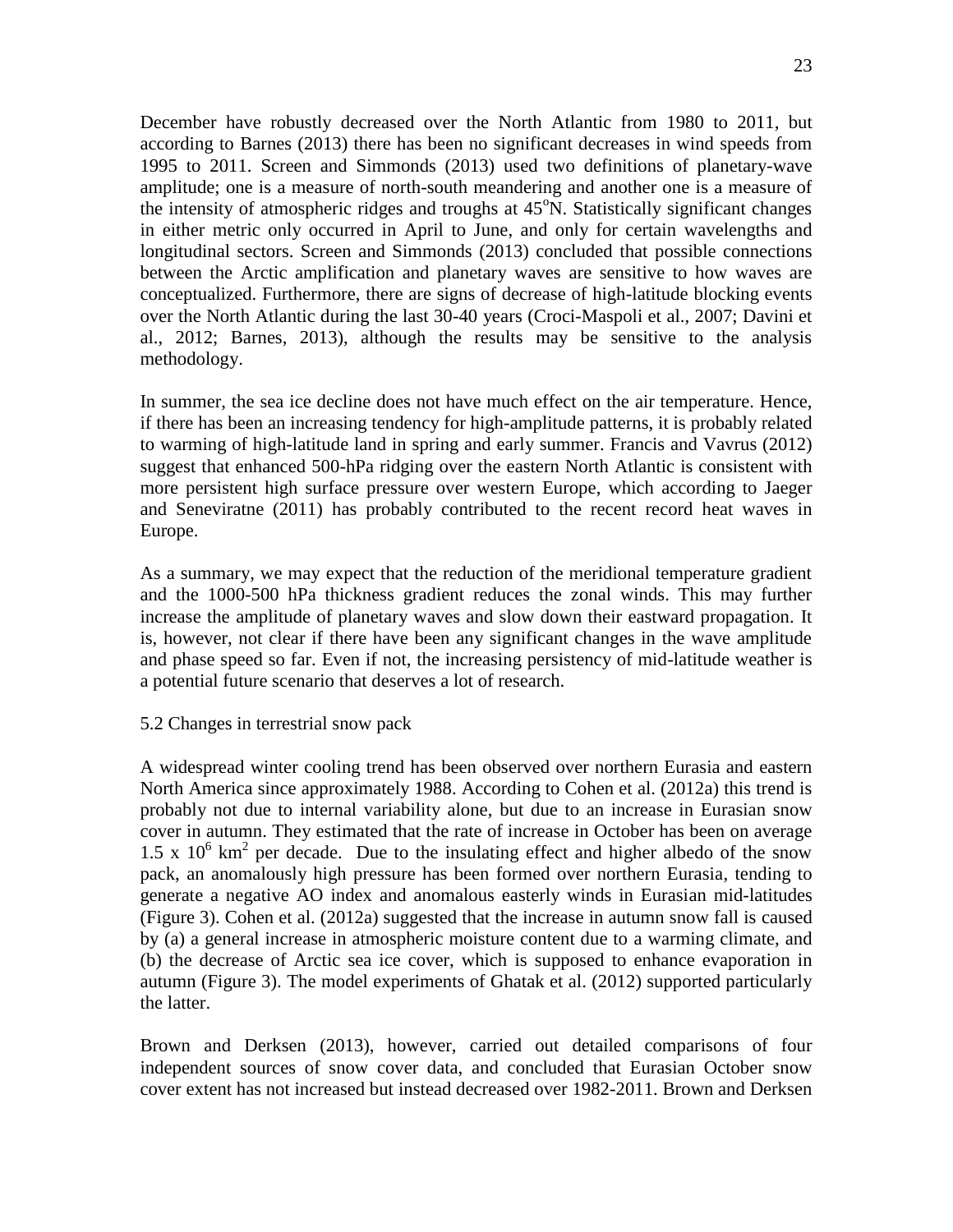December have robustly decreased over the North Atlantic from 1980 to 2011, but according to Barnes (2013) there has been no significant decreases in wind speeds from 1995 to 2011. Screen and Simmonds (2013) used two definitions of planetary-wave amplitude; one is a measure of north-south meandering and another one is a measure of the intensity of atmospheric ridges and troughs at 45°N. Statistically significant changes in either metric only occurred in April to June, and only for certain wavelengths and longitudinal sectors. Screen and Simmonds (2013) concluded that possible connections between the Arctic amplification and planetary waves are sensitive to how waves are conceptualized. Furthermore, there are signs of decrease of high-latitude blocking events over the North Atlantic during the last 30-40 years (Croci-Maspoli et al., 2007; Davini et al., 2012; Barnes, 2013), although the results may be sensitive to the analysis methodology.

In summer, the sea ice decline does not have much effect on the air temperature. Hence, if there has been an increasing tendency for high-amplitude patterns, it is probably related to warming of high-latitude land in spring and early summer. Francis and Vavrus (2012) suggest that enhanced 500-hPa ridging over the eastern North Atlantic is consistent with more persistent high surface pressure over western Europe, which according to Jaeger and Seneviratne (2011) has probably contributed to the recent record heat waves in Europe.

As a summary, we may expect that the reduction of the meridional temperature gradient and the 1000-500 hPa thickness gradient reduces the zonal winds. This may further increase the amplitude of planetary waves and slow down their eastward propagation. It is, however, not clear if there have been any significant changes in the wave amplitude and phase speed so far. Even if not, the increasing persistency of mid-latitude weather is a potential future scenario that deserves a lot of research.

## 5.2 Changes in terrestrial snow pack

A widespread winter cooling trend has been observed over northern Eurasia and eastern North America since approximately 1988. According to Cohen et al. (2012a) this trend is probably not due to internal variability alone, but due to an increase in Eurasian snow cover in autumn. They estimated that the rate of increase in October has been on average $1.5 \times 10^6$ km$^2$ per decade. Due to the insulating effect and higher albedo of the snow pack, an anomalously high pressure has been formed over northern Eurasia, tending to generate a negative AO index and anomalous easterly winds in Eurasian mid-latitudes (Figure 3). Cohen et al. (2012a) suggested that the increase in autumn snow fall is caused by (a) a general increase in atmospheric moisture content due to a warming climate, and (b) the decrease of Arctic sea ice cover, which is supposed to enhance evaporation in autumn (Figure 3). The model experiments of Ghatak et al. (2012) supported particularly the latter.

Brown and Derksen (2013), however, carried out detailed comparisons of four independent sources of snow cover data, and concluded that Eurasian October snow cover extent has not increased but instead decreased over 1982-2011. Brown and Derksen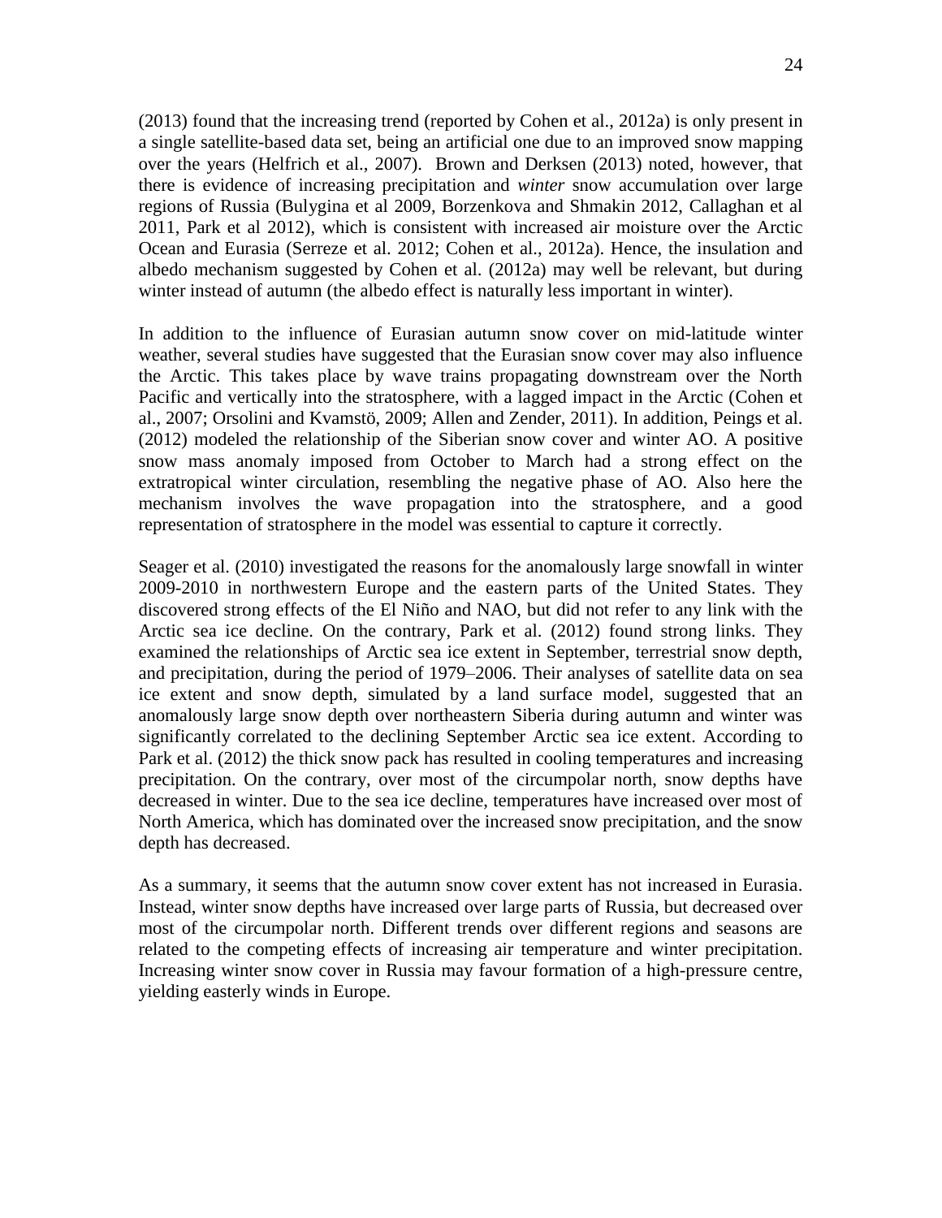(2013) found that the increasing trend (reported by Cohen et al., 2012a) is only present in a single satellite-based data set, being an artificial one due to an improved snow mapping over the years (Helfrich et al., 2007). Brown and Derksen (2013) noted, however, that there is evidence of increasing precipitation and *winter* snow accumulation over large regions of Russia (Bulygina et al 2009, Borzenkova and Shmakin 2012, Callaghan et al 2011, Park et al 2012), which is consistent with increased air moisture over the Arctic Ocean and Eurasia (Serreze et al. 2012; Cohen et al., 2012a). Hence, the insulation and albedo mechanism suggested by Cohen et al. (2012a) may well be relevant, but during winter instead of autumn (the albedo effect is naturally less important in winter).

In addition to the influence of Eurasian autumn snow cover on mid-latitude winter weather, several studies have suggested that the Eurasian snow cover may also influence the Arctic. This takes place by wave trains propagating downstream over the North Pacific and vertically into the stratosphere, with a lagged impact in the Arctic (Cohen et al., 2007; Orsolini and Kvamstö, 2009; Allen and Zender, 2011). In addition, Peings et al. (2012) modeled the relationship of the Siberian snow cover and winter AO. A positive snow mass anomaly imposed from October to March had a strong effect on the extratropical winter circulation, resembling the negative phase of AO. Also here the mechanism involves the wave propagation into the stratosphere, and a good representation of stratosphere in the model was essential to capture it correctly.

Seager et al. (2010) investigated the reasons for the anomalously large snowfall in winter 2009-2010 in northwestern Europe and the eastern parts of the United States. They discovered strong effects of the El Niño and NAO, but did not refer to any link with the Arctic sea ice decline. On the contrary, Park et al. (2012) found strong links. They examined the relationships of Arctic sea ice extent in September, terrestrial snow depth, and precipitation, during the period of 1979–2006. Their analyses of satellite data on sea ice extent and snow depth, simulated by a land surface model, suggested that an anomalously large snow depth over northeastern Siberia during autumn and winter was significantly correlated to the declining September Arctic sea ice extent. According to Park et al. (2012) the thick snow pack has resulted in cooling temperatures and increasing precipitation. On the contrary, over most of the circumpolar north, snow depths have decreased in winter. Due to the sea ice decline, temperatures have increased over most of North America, which has dominated over the increased snow precipitation, and the snow depth has decreased.

As a summary, it seems that the autumn snow cover extent has not increased in Eurasia. Instead, winter snow depths have increased over large parts of Russia, but decreased over most of the circumpolar north. Different trends over different regions and seasons are related to the competing effects of increasing air temperature and winter precipitation. Increasing winter snow cover in Russia may favour formation of a high-pressure centre, yielding easterly winds in Europe.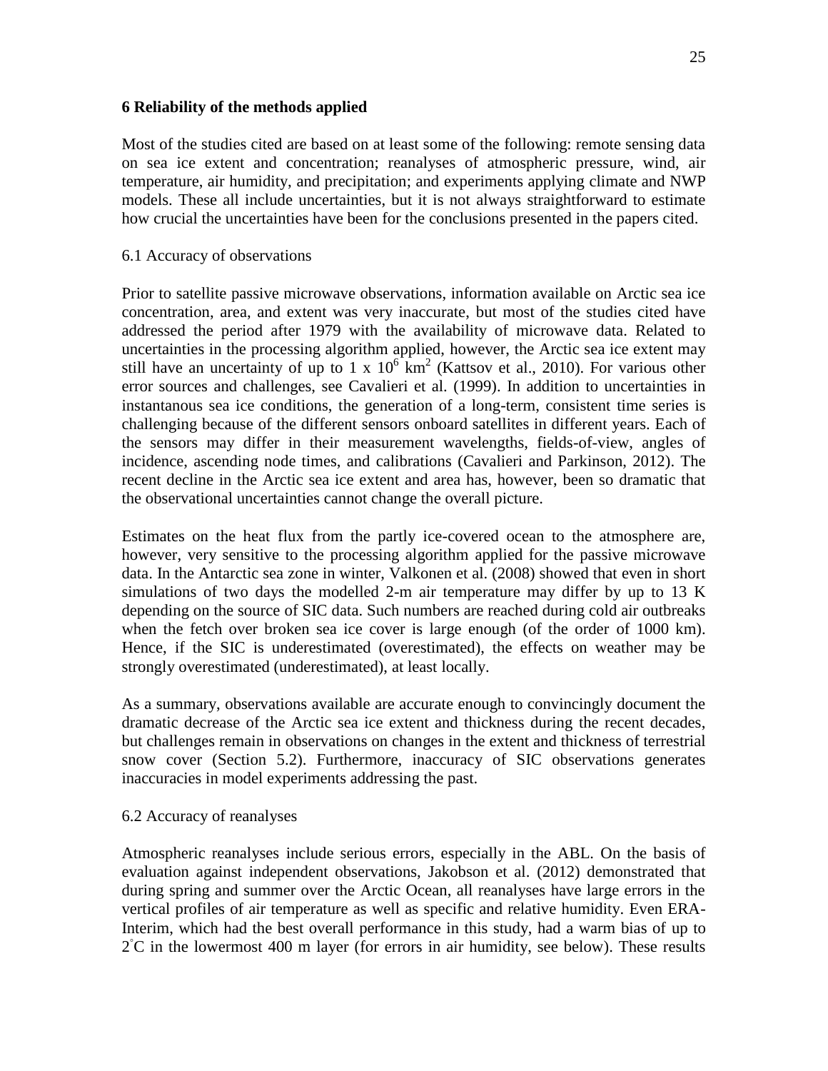## 6 Reliability of the methods applied

Most of the studies cited are based on at least some of the following: remote sensing data on sea ice extent and concentration; reanalyses of atmospheric pressure, wind, air temperature, air humidity, and precipitation; and experiments applying climate and NWP models. These all include uncertainties, but it is not always straightforward to estimate how crucial the uncertainties have been for the conclusions presented in the papers cited.

### 6.1 Accuracy of observations

Prior to satellite passive microwave observations, information available on Arctic sea ice concentration, area, and extent was very inaccurate, but most of the studies cited have addressed the period after 1979 with the availability of microwave data. Related to uncertainties in the processing algorithm applied, however, the Arctic sea ice extent may still have an uncertainty of up to $1 \times 10^6$ km$^2$ (Kattsov et al., 2010). For various other error sources and challenges, see Cavalieri et al. (1999). In addition to uncertainties in instantanous sea ice conditions, the generation of a long-term, consistent time series is challenging because of the different sensors onboard satellites in different years. Each of the sensors may differ in their measurement wavelengths, fields-of-view, angles of incidence, ascending node times, and calibrations (Cavalieri and Parkinson, 2012). The recent decline in the Arctic sea ice extent and area has, however, been so dramatic that the observational uncertainties cannot change the overall picture.

Estimates on the heat flux from the partly ice-covered ocean to the atmosphere are, however, very sensitive to the processing algorithm applied for the passive microwave data. In the Antarctic sea zone in winter, Valkonen et al. (2008) showed that even in short simulations of two days the modelled 2-m air temperature may differ by up to 13 K depending on the source of SIC data. Such numbers are reached during cold air outbreaks when the fetch over broken sea ice cover is large enough (of the order of 1000 km). Hence, if the SIC is underestimated (overestimated), the effects on weather may be strongly overestimated (underestimated), at least locally.

As a summary, observations available are accurate enough to convincingly document the dramatic decrease of the Arctic sea ice extent and thickness during the recent decades, but challenges remain in observations on changes in the extent and thickness of terrestrial snow cover (Section 5.2). Furthermore, inaccuracy of SIC observations generates inaccuracies in model experiments addressing the past.

### 6.2 Accuracy of reanalyses

Atmospheric reanalyses include serious errors, especially in the ABL. On the basis of evaluation against independent observations, Jakobson et al. (2012) demonstrated that during spring and summer over the Arctic Ocean, all reanalyses have large errors in the vertical profiles of air temperature as well as specific and relative humidity. Even ERA-Interim, which had the best overall performance in this study, had a warm bias of up to 2°C in the lowermost 400 m layer (for errors in air humidity, see below). These results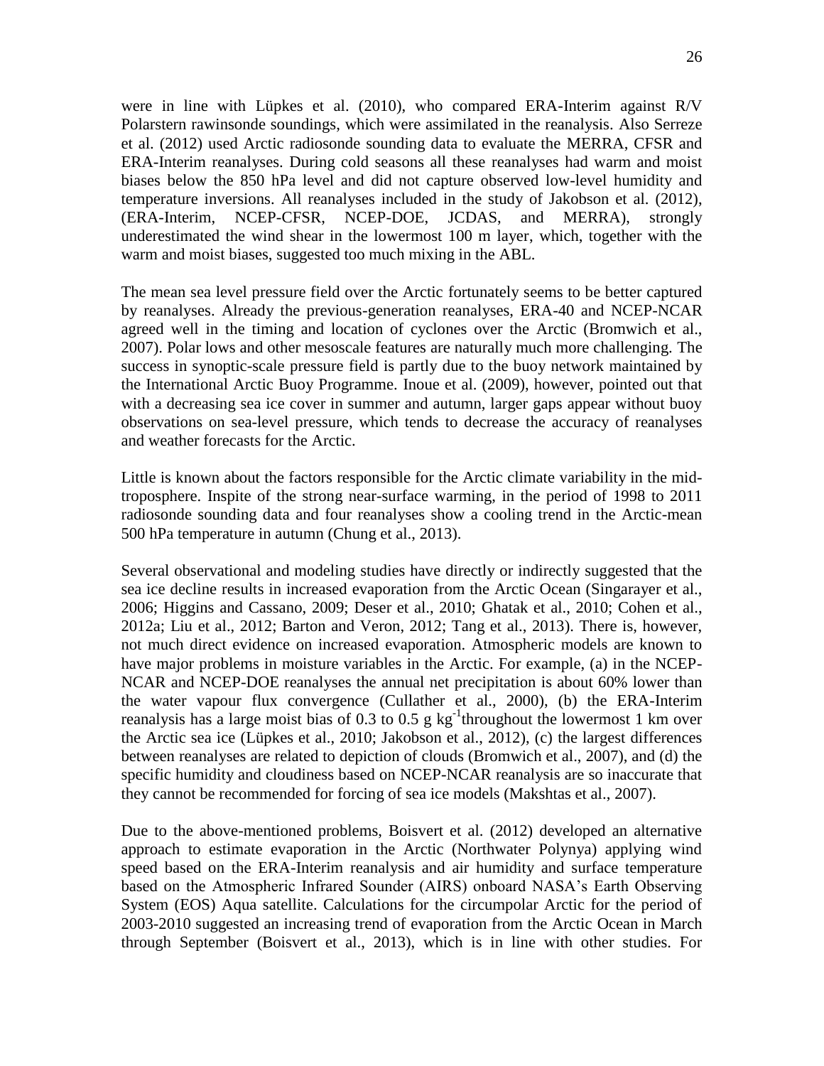were in line with Lüpkes et al. (2010), who compared ERA-Interim against R/V Polarstern rawinsonde soundings, which were assimilated in the reanalysis. Also Serreze et al. (2012) used Arctic radiosonde sounding data to evaluate the MERRA, CFSR and ERA-Interim reanalyses. During cold seasons all these reanalyses had warm and moist biases below the 850 hPa level and did not capture observed low-level humidity and temperature inversions. All reanalyses included in the study of Jakobson et al. (2012), (ERA-Interim, NCEP-CFSR, NCEP-DOE, JCDAS, and MERRA), strongly underestimated the wind shear in the lowermost 100 m layer, which, together with the warm and moist biases, suggested too much mixing in the ABL.

The mean sea level pressure field over the Arctic fortunately seems to be better captured by reanalyses. Already the previous-generation reanalyses, ERA-40 and NCEP-NCAR agreed well in the timing and location of cyclones over the Arctic (Bromwich et al., 2007). Polar lows and other mesoscale features are naturally much more challenging. The success in synoptic-scale pressure field is partly due to the buoy network maintained by the International Arctic Buoy Programme. Inoue et al. (2009), however, pointed out that with a decreasing sea ice cover in summer and autumn, larger gaps appear without buoy observations on sea-level pressure, which tends to decrease the accuracy of reanalyses and weather forecasts for the Arctic.

Little is known about the factors responsible for the Arctic climate variability in the mid-troposphere. Inspite of the strong near-surface warming, in the period of 1998 to 2011 radiosonde sounding data and four reanalyses show a cooling trend in the Arctic-mean 500 hPa temperature in autumn (Chung et al., 2013).

Several observational and modeling studies have directly or indirectly suggested that the sea ice decline results in increased evaporation from the Arctic Ocean (Singarayer et al., 2006; Higgins and Cassano, 2009; Deser et al., 2010; Ghatak et al., 2010; Cohen et al., 2012a; Liu et al., 2012; Barton and Veron, 2012; Tang et al., 2013). There is, however, not much direct evidence on increased evaporation. Atmospheric models are known to have major problems in moisture variables in the Arctic. For example, (a) in the NCEP-NCAR and NCEP-DOE reanalyses the annual net precipitation is about 60% lower than the water vapour flux convergence (Cullather et al., 2000), (b) the ERA-Interim reanalysis has a large moist bias of 0.3 to 0.5 g $kg^{-1}$throughout the lowermost 1 km over the Arctic sea ice (Lüpkes et al., 2010; Jakobson et al., 2012), (c) the largest differences between reanalyses are related to depiction of clouds (Bromwich et al., 2007), and (d) the specific humidity and cloudiness based on NCEP-NCAR reanalysis are so inaccurate that they cannot be recommended for forcing of sea ice models (Makshtas et al., 2007).

Due to the above-mentioned problems, Boisvert et al. (2012) developed an alternative approach to estimate evaporation in the Arctic (Northwater Polynya) applying wind speed based on the ERA-Interim reanalysis and air humidity and surface temperature based on the Atmospheric Infrared Sounder (AIRS) onboard NASA's Earth Observing System (EOS) Aqua satellite. Calculations for the circumpolar Arctic for the period of 2003-2010 suggested an increasing trend of evaporation from the Arctic Ocean in March through September (Boisvert et al., 2013), which is in line with other studies. For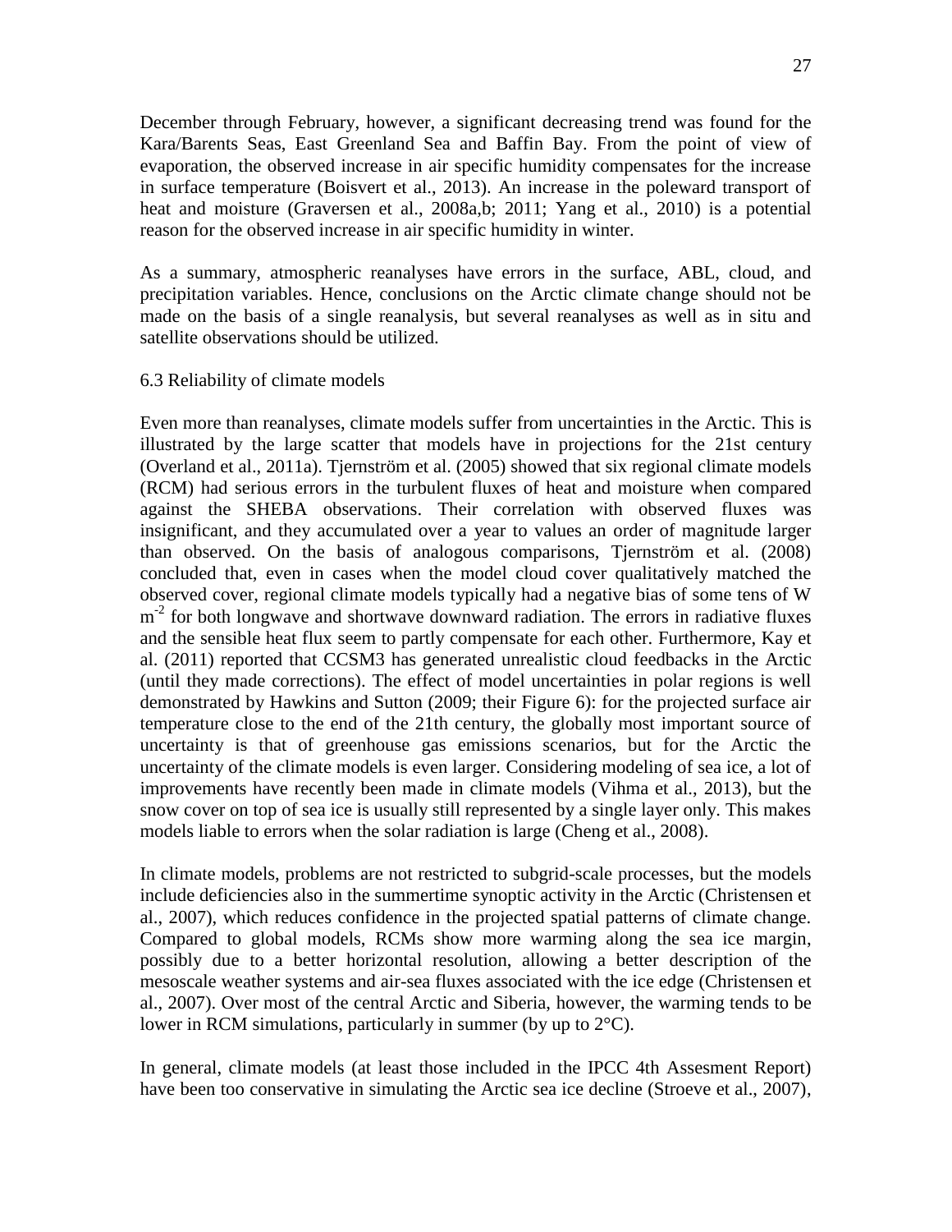December through February, however, a significant decreasing trend was found for the Kara/Barents Seas, East Greenland Sea and Baffin Bay. From the point of view of evaporation, the observed increase in air specific humidity compensates for the increase in surface temperature (Boisvert et al., 2013). An increase in the poleward transport of heat and moisture (Graversen et al., 2008a,b; 2011; Yang et al., 2010) is a potential reason for the observed increase in air specific humidity in winter.

As a summary, atmospheric reanalyses have errors in the surface, ABL, cloud, and precipitation variables. Hence, conclusions on the Arctic climate change should not be made on the basis of a single reanalysis, but several reanalyses as well as in situ and satellite observations should be utilized.

### 6.3 Reliability of climate models

Even more than reanalyses, climate models suffer from uncertainties in the Arctic. This is illustrated by the large scatter that models have in projections for the 21st century (Overland et al., 2011a). Tjernström et al. (2005) showed that six regional climate models (RCM) had serious errors in the turbulent fluxes of heat and moisture when compared against the SHEBA observations. Their correlation with observed fluxes was insignificant, and they accumulated over a year to values an order of magnitude larger than observed. On the basis of analogous comparisons, Tjernström et al. (2008) concluded that, even in cases when the model cloud cover qualitatively matched the observed cover, regional climate models typically had a negative bias of some tens of W $m^{-2}$ for both longwave and shortwave downward radiation. The errors in radiative fluxes and the sensible heat flux seem to partly compensate for each other. Furthermore, Kay et al. (2011) reported that CCSM3 has generated unrealistic cloud feedbacks in the Arctic (until they made corrections). The effect of model uncertainties in polar regions is well demonstrated by Hawkins and Sutton (2009; their Figure 6): for the projected surface air temperature close to the end of the 21th century, the globally most important source of uncertainty is that of greenhouse gas emissions scenarios, but for the Arctic the uncertainty of the climate models is even larger. Considering modeling of sea ice, a lot of improvements have recently been made in climate models (Vihma et al., 2013), but the snow cover on top of sea ice is usually still represented by a single layer only. This makes models liable to errors when the solar radiation is large (Cheng et al., 2008).

In climate models, problems are not restricted to subgrid-scale processes, but the models include deficiencies also in the summertime synoptic activity in the Arctic (Christensen et al., 2007), which reduces confidence in the projected spatial patterns of climate change. Compared to global models, RCMs show more warming along the sea ice margin, possibly due to a better horizontal resolution, allowing a better description of the mesoscale weather systems and air-sea fluxes associated with the ice edge (Christensen et al., 2007). Over most of the central Arctic and Siberia, however, the warming tends to be lower in RCM simulations, particularly in summer (by up to 2°C).

In general, climate models (at least those included in the IPCC 4th Assesment Report) have been too conservative in simulating the Arctic sea ice decline (Stroeve et al., 2007),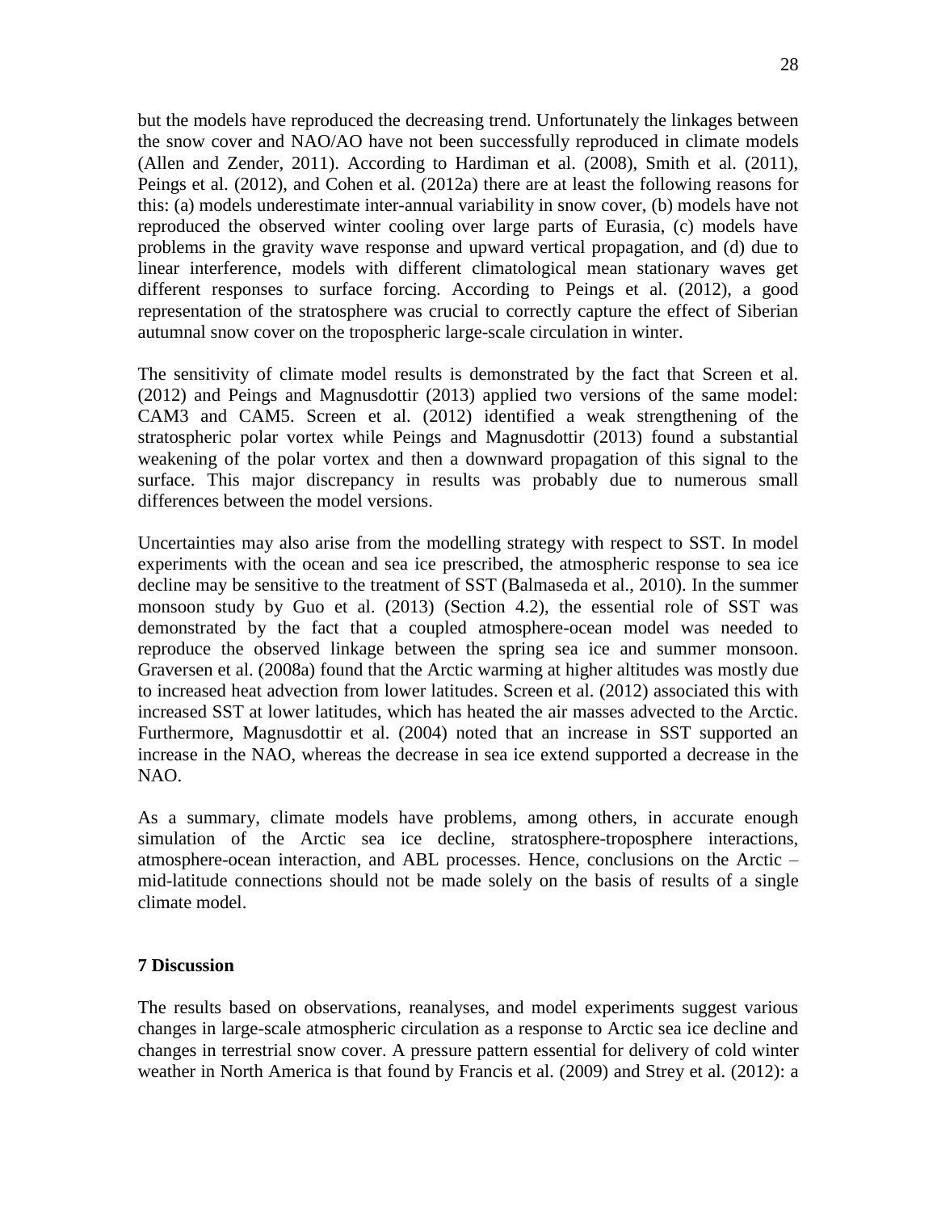but the models have reproduced the decreasing trend. Unfortunately the linkages between the snow cover and NAO/AO have not been successfully reproduced in climate models (Allen and Zender, 2011). According to Hardiman et al. (2008), Smith et al. (2011), Peings et al. (2012), and Cohen et al. (2012a) there are at least the following reasons for this: (a) models underestimate inter-annual variability in snow cover, (b) models have not reproduced the observed winter cooling over large parts of Eurasia, (c) models have problems in the gravity wave response and upward vertical propagation, and (d) due to linear interference, models with different climatological mean stationary waves get different responses to surface forcing. According to Peings et al. (2012), a good representation of the stratosphere was crucial to correctly capture the effect of Siberian autumnal snow cover on the tropospheric large-scale circulation in winter.

The sensitivity of climate model results is demonstrated by the fact that Screen et al. (2012) and Peings and Magnusdottir (2013) applied two versions of the same model: CAM3 and CAM5. Screen et al. (2012) identified a weak strengthening of the stratospheric polar vortex while Peings and Magnusdottir (2013) found a substantial weakening of the polar vortex and then a downward propagation of this signal to the surface. This major discrepancy in results was probably due to numerous small differences between the model versions.

Uncertainties may also arise from the modelling strategy with respect to SST. In model experiments with the ocean and sea ice prescribed, the atmospheric response to sea ice decline may be sensitive to the treatment of SST (Balmaseda et al., 2010). In the summer monsoon study by Guo et al. (2013) (Section 4.2), the essential role of SST was demonstrated by the fact that a coupled atmosphere-ocean model was needed to reproduce the observed linkage between the spring sea ice and summer monsoon. Graversen et al. (2008a) found that the Arctic warming at higher altitudes was mostly due to increased heat advection from lower latitudes. Screen et al. (2012) associated this with increased SST at lower latitudes, which has heated the air masses advected to the Arctic. Furthermore, Magnusdottir et al. (2004) noted that an increase in SST supported an increase in the NAO, whereas the decrease in sea ice extend supported a decrease in the NAO.

As a summary, climate models have problems, among others, in accurate enough simulation of the Arctic sea ice decline, stratosphere-troposphere interactions, atmosphere-ocean interaction, and ABL processes. Hence, conclusions on the Arctic – mid-latitude connections should not be made solely on the basis of results of a single climate model.

## 7 Discussion

The results based on observations, reanalyses, and model experiments suggest various changes in large-scale atmospheric circulation as a response to Arctic sea ice decline and changes in terrestrial snow cover. A pressure pattern essential for delivery of cold winter weather in North America is that found by Francis et al. (2009) and Strey et al. (2012): a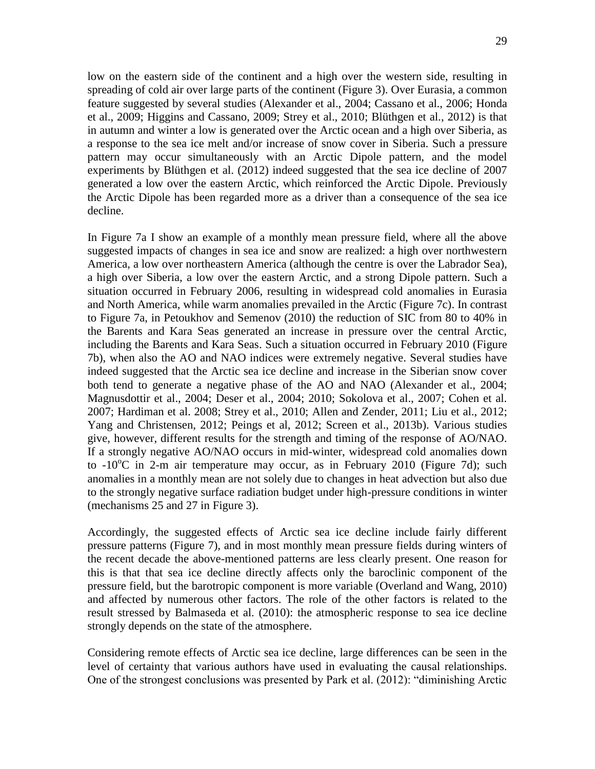low on the eastern side of the continent and a high over the western side, resulting in spreading of cold air over large parts of the continent (Figure 3). Over Eurasia, a common feature suggested by several studies (Alexander et al., 2004; Cassano et al., 2006; Honda et al., 2009; Higgins and Cassano, 2009; Strey et al., 2010; Blüthgen et al., 2012) is that in autumn and winter a low is generated over the Arctic ocean and a high over Siberia, as a response to the sea ice melt and/or increase of snow cover in Siberia. Such a pressure pattern may occur simultaneously with an Arctic Dipole pattern, and the model experiments by Blüthgen et al. (2012) indeed suggested that the sea ice decline of 2007 generated a low over the eastern Arctic, which reinforced the Arctic Dipole. Previously the Arctic Dipole has been regarded more as a driver than a consequence of the sea ice decline.

In Figure 7a I show an example of a monthly mean pressure field, where all the above suggested impacts of changes in sea ice and snow are realized: a high over northwestern America, a low over northeastern America (although the centre is over the Labrador Sea), a high over Siberia, a low over the eastern Arctic, and a strong Dipole pattern. Such a situation occurred in February 2006, resulting in widespread cold anomalies in Eurasia and North America, while warm anomalies prevailed in the Arctic (Figure 7c). In contrast to Figure 7a, in Petoukhov and Semenov (2010) the reduction of SIC from 80 to 40% in the Barents and Kara Seas generated an increase in pressure over the central Arctic, including the Barents and Kara Seas. Such a situation occurred in February 2010 (Figure 7b), when also the AO and NAO indices were extremely negative. Several studies have indeed suggested that the Arctic sea ice decline and increase in the Siberian snow cover both tend to generate a negative phase of the AO and NAO (Alexander et al., 2004; Magnusdottir et al., 2004; Deser et al., 2004; 2010; Sokolova et al., 2007; Cohen et al. 2007; Hardiman et al. 2008; Strey et al., 2010; Allen and Zender, 2011; Liu et al., 2012; Yang and Christensen, 2012; Peings et al, 2012; Screen et al., 2013b). Various studies give, however, different results for the strength and timing of the response of AO/NAO. If a strongly negative AO/NAO occurs in mid-winter, widespread cold anomalies down to -10$^{o}$C in 2-m air temperature may occur, as in February 2010 (Figure 7d); such anomalies in a monthly mean are not solely due to changes in heat advection but also due to the strongly negative surface radiation budget under high-pressure conditions in winter (mechanisms 25 and 27 in Figure 3).

Accordingly, the suggested effects of Arctic sea ice decline include fairly different pressure patterns (Figure 7), and in most monthly mean pressure fields during winters of the recent decade the above-mentioned patterns are less clearly present. One reason for this is that that sea ice decline directly affects only the baroclinic component of the pressure field, but the barotropic component is more variable (Overland and Wang, 2010) and affected by numerous other factors. The role of the other factors is related to the result stressed by Balmaseda et al. (2010): the atmospheric response to sea ice decline strongly depends on the state of the atmosphere.

Considering remote effects of Arctic sea ice decline, large differences can be seen in the level of certainty that various authors have used in evaluating the causal relationships. One of the strongest conclusions was presented by Park et al. (2012): "diminishing Arctic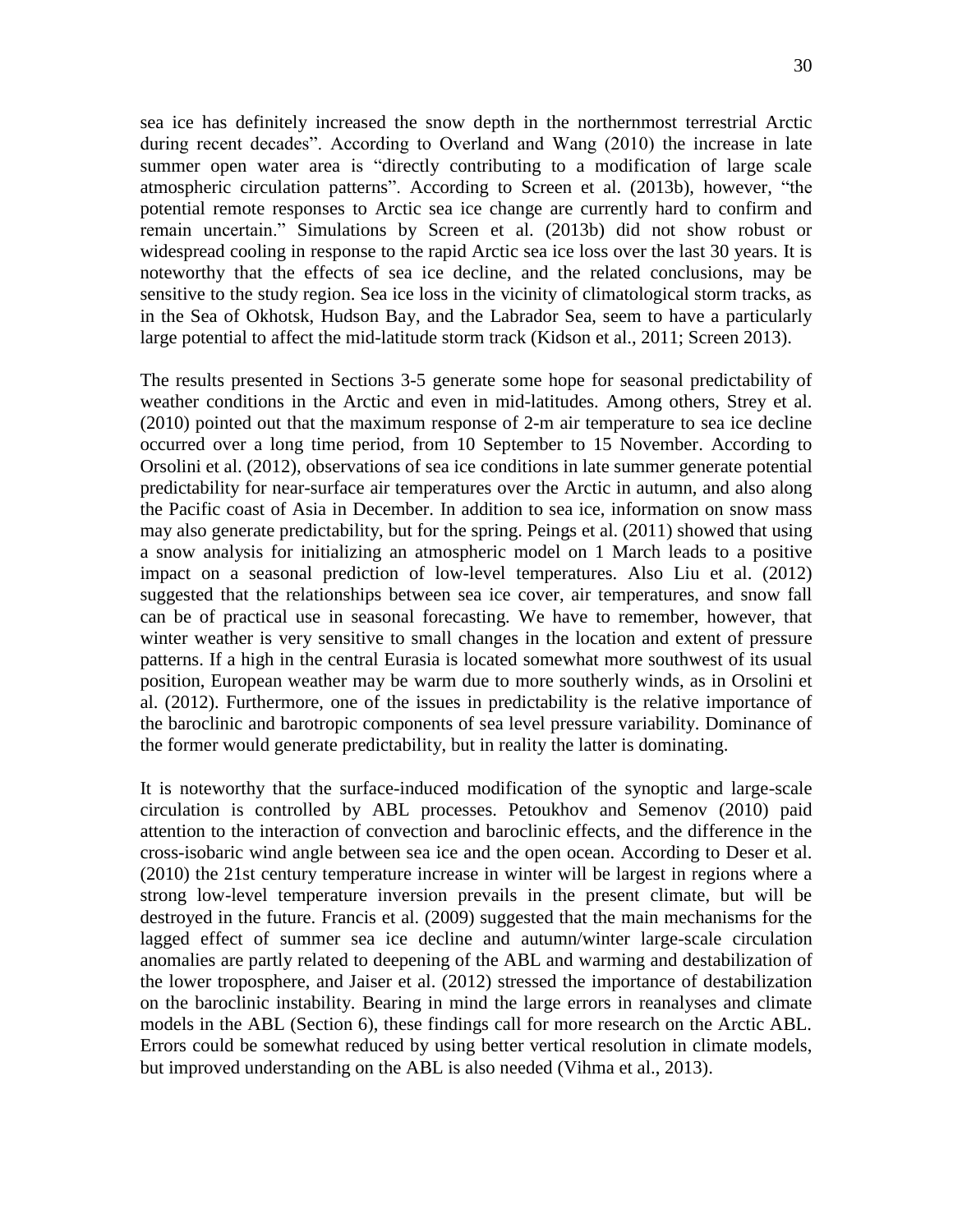sea ice has definitely increased the snow depth in the northernmost terrestrial Arctic during recent decades". According to Overland and Wang (2010) the increase in late summer open water area is "directly contributing to a modification of large scale atmospheric circulation patterns". According to Screen et al. (2013b), however, "the potential remote responses to Arctic sea ice change are currently hard to confirm and remain uncertain." Simulations by Screen et al. (2013b) did not show robust or widespread cooling in response to the rapid Arctic sea ice loss over the last 30 years. It is noteworthy that the effects of sea ice decline, and the related conclusions, may be sensitive to the study region. Sea ice loss in the vicinity of climatological storm tracks, as in the Sea of Okhotsk, Hudson Bay, and the Labrador Sea, seem to have a particularly large potential to affect the mid-latitude storm track (Kidson et al., 2011; Screen 2013).

The results presented in Sections 3-5 generate some hope for seasonal predictability of weather conditions in the Arctic and even in mid-latitudes. Among others, Strey et al. (2010) pointed out that the maximum response of 2-m air temperature to sea ice decline occurred over a long time period, from 10 September to 15 November. According to Orsolini et al. (2012), observations of sea ice conditions in late summer generate potential predictability for near-surface air temperatures over the Arctic in autumn, and also along the Pacific coast of Asia in December. In addition to sea ice, information on snow mass may also generate predictability, but for the spring. Peings et al. (2011) showed that using a snow analysis for initializing an atmospheric model on 1 March leads to a positive impact on a seasonal prediction of low-level temperatures. Also Liu et al. (2012) suggested that the relationships between sea ice cover, air temperatures, and snow fall can be of practical use in seasonal forecasting. We have to remember, however, that winter weather is very sensitive to small changes in the location and extent of pressure patterns. If a high in the central Eurasia is located somewhat more southwest of its usual position, European weather may be warm due to more southerly winds, as in Orsolini et al. (2012). Furthermore, one of the issues in predictability is the relative importance of the baroclinic and barotropic components of sea level pressure variability. Dominance of the former would generate predictability, but in reality the latter is dominating.

It is noteworthy that the surface-induced modification of the synoptic and large-scale circulation is controlled by ABL processes. Petoukhov and Semenov (2010) paid attention to the interaction of convection and baroclinic effects, and the difference in the cross-isobaric wind angle between sea ice and the open ocean. According to Deser et al. (2010) the 21st century temperature increase in winter will be largest in regions where a strong low-level temperature inversion prevails in the present climate, but will be destroyed in the future. Francis et al. (2009) suggested that the main mechanisms for the lagged effect of summer sea ice decline and autumn/winter large-scale circulation anomalies are partly related to deepening of the ABL and warming and destabilization of the lower troposphere, and Jaiser et al. (2012) stressed the importance of destabilization on the baroclinic instability. Bearing in mind the large errors in reanalyses and climate models in the ABL (Section 6), these findings call for more research on the Arctic ABL. Errors could be somewhat reduced by using better vertical resolution in climate models, but improved understanding on the ABL is also needed (Vihma et al., 2013).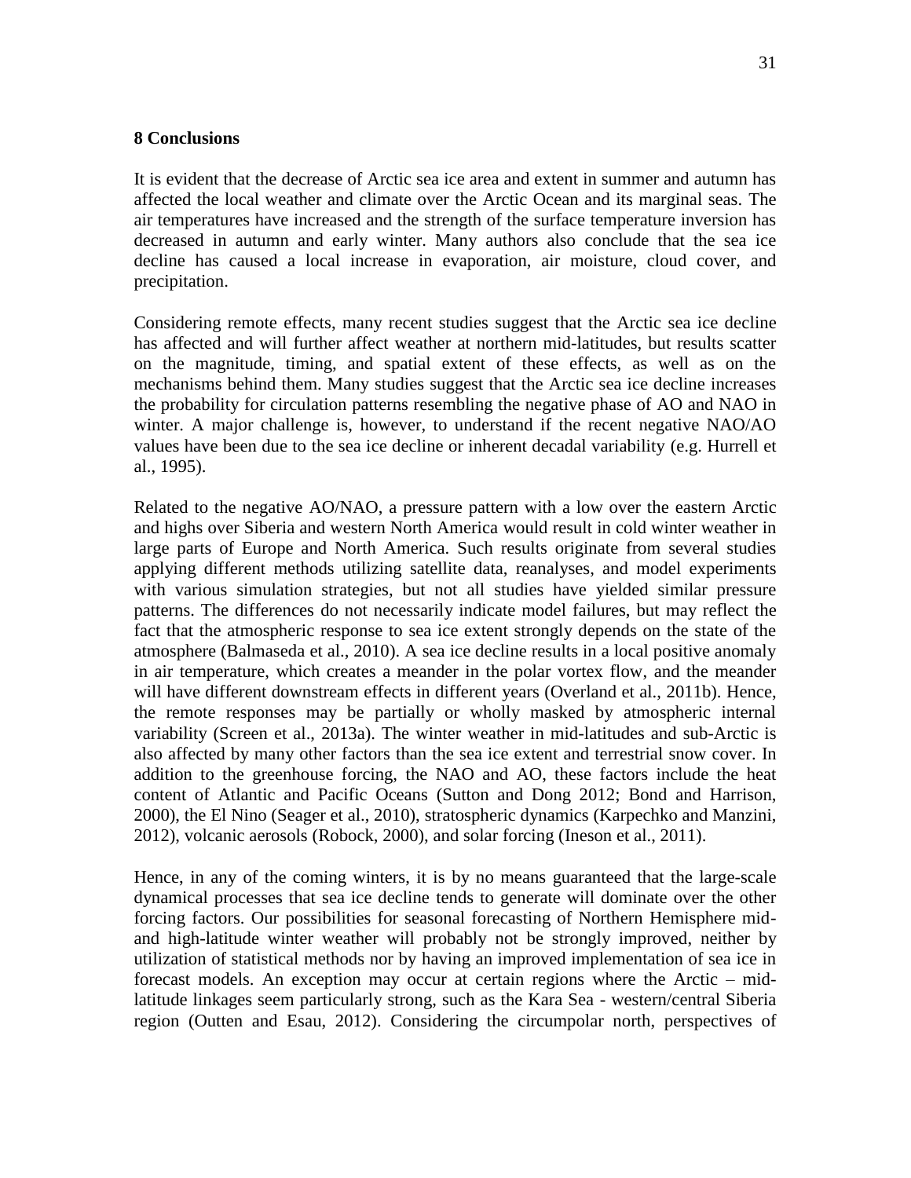## 8 Conclusions

It is evident that the decrease of Arctic sea ice area and extent in summer and autumn has affected the local weather and climate over the Arctic Ocean and its marginal seas. The air temperatures have increased and the strength of the surface temperature inversion has decreased in autumn and early winter. Many authors also conclude that the sea ice decline has caused a local increase in evaporation, air moisture, cloud cover, and precipitation.

Considering remote effects, many recent studies suggest that the Arctic sea ice decline has affected and will further affect weather at northern mid-latitudes, but results scatter on the magnitude, timing, and spatial extent of these effects, as well as on the mechanisms behind them. Many studies suggest that the Arctic sea ice decline increases the probability for circulation patterns resembling the negative phase of AO and NAO in winter. A major challenge is, however, to understand if the recent negative NAO/AO values have been due to the sea ice decline or inherent decadal variability (e.g. Hurrell et al., 1995).

Related to the negative AO/NAO, a pressure pattern with a low over the eastern Arctic and highs over Siberia and western North America would result in cold winter weather in large parts of Europe and North America. Such results originate from several studies applying different methods utilizing satellite data, reanalyses, and model experiments with various simulation strategies, but not all studies have yielded similar pressure patterns. The differences do not necessarily indicate model failures, but may reflect the fact that the atmospheric response to sea ice extent strongly depends on the state of the atmosphere (Balmaseda et al., 2010). A sea ice decline results in a local positive anomaly in air temperature, which creates a meander in the polar vortex flow, and the meander will have different downstream effects in different years (Overland et al., 2011b). Hence, the remote responses may be partially or wholly masked by atmospheric internal variability (Screen et al., 2013a). The winter weather in mid-latitudes and sub-Arctic is also affected by many other factors than the sea ice extent and terrestrial snow cover. In addition to the greenhouse forcing, the NAO and AO, these factors include the heat content of Atlantic and Pacific Oceans (Sutton and Dong 2012; Bond and Harrison, 2000), the El Nino (Seager et al., 2010), stratospheric dynamics (Karpechko and Manzini, 2012), volcanic aerosols (Robock, 2000), and solar forcing (Ineson et al., 2011).

Hence, in any of the coming winters, it is by no means guaranteed that the large-scale dynamical processes that sea ice decline tends to generate will dominate over the other forcing factors. Our possibilities for seasonal forecasting of Northern Hemisphere mid- and high-latitude winter weather will probably not be strongly improved, neither by utilization of statistical methods nor by having an improved implementation of sea ice in forecast models. An exception may occur at certain regions where the Arctic – mid-latitude linkages seem particularly strong, such as the Kara Sea - western/central Siberia region (Outten and Esau, 2012). Considering the circumpolar north, perspectives of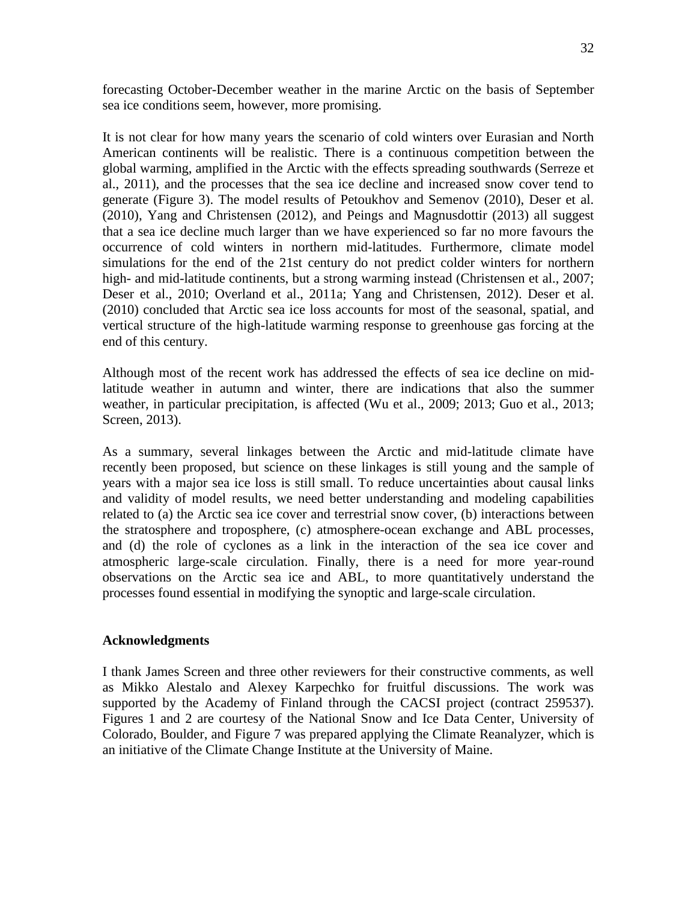forecasting October-December weather in the marine Arctic on the basis of September sea ice conditions seem, however, more promising.

It is not clear for how many years the scenario of cold winters over Eurasian and North American continents will be realistic. There is a continuous competition between the global warming, amplified in the Arctic with the effects spreading southwards (Serreze et al., 2011), and the processes that the sea ice decline and increased snow cover tend to generate (Figure 3). The model results of Petoukhov and Semenov (2010), Deser et al. (2010), Yang and Christensen (2012), and Peings and Magnusdottir (2013) all suggest that a sea ice decline much larger than we have experienced so far no more favours the occurrence of cold winters in northern mid-latitudes. Furthermore, climate model simulations for the end of the 21st century do not predict colder winters for northern high- and mid-latitude continents, but a strong warming instead (Christensen et al., 2007; Deser et al., 2010; Overland et al., 2011a; Yang and Christensen, 2012). Deser et al. (2010) concluded that Arctic sea ice loss accounts for most of the seasonal, spatial, and vertical structure of the high-latitude warming response to greenhouse gas forcing at the end of this century.

Although most of the recent work has addressed the effects of sea ice decline on mid-latitude weather in autumn and winter, there are indications that also the summer weather, in particular precipitation, is affected (Wu et al., 2009; 2013; Guo et al., 2013; Screen, 2013).

As a summary, several linkages between the Arctic and mid-latitude climate have recently been proposed, but science on these linkages is still young and the sample of years with a major sea ice loss is still small. To reduce uncertainties about causal links and validity of model results, we need better understanding and modeling capabilities related to (a) the Arctic sea ice cover and terrestrial snow cover, (b) interactions between the stratosphere and troposphere, (c) atmosphere-ocean exchange and ABL processes, and (d) the role of cyclones as a link in the interaction of the sea ice cover and atmospheric large-scale circulation. Finally, there is a need for more year-round observations on the Arctic sea ice and ABL, to more quantitatively understand the processes found essential in modifying the synoptic and large-scale circulation.

## Acknowledgments

I thank James Screen and three other reviewers for their constructive comments, as well as Mikko Alestalo and Alexey Karpechko for fruitful discussions. The work was supported by the Academy of Finland through the CACSI project (contract 259537). Figures 1 and 2 are courtesy of the National Snow and Ice Data Center, University of Colorado, Boulder, and Figure 7 was prepared applying the Climate Reanalyzer, which is an initiative of the Climate Change Institute at the University of Maine.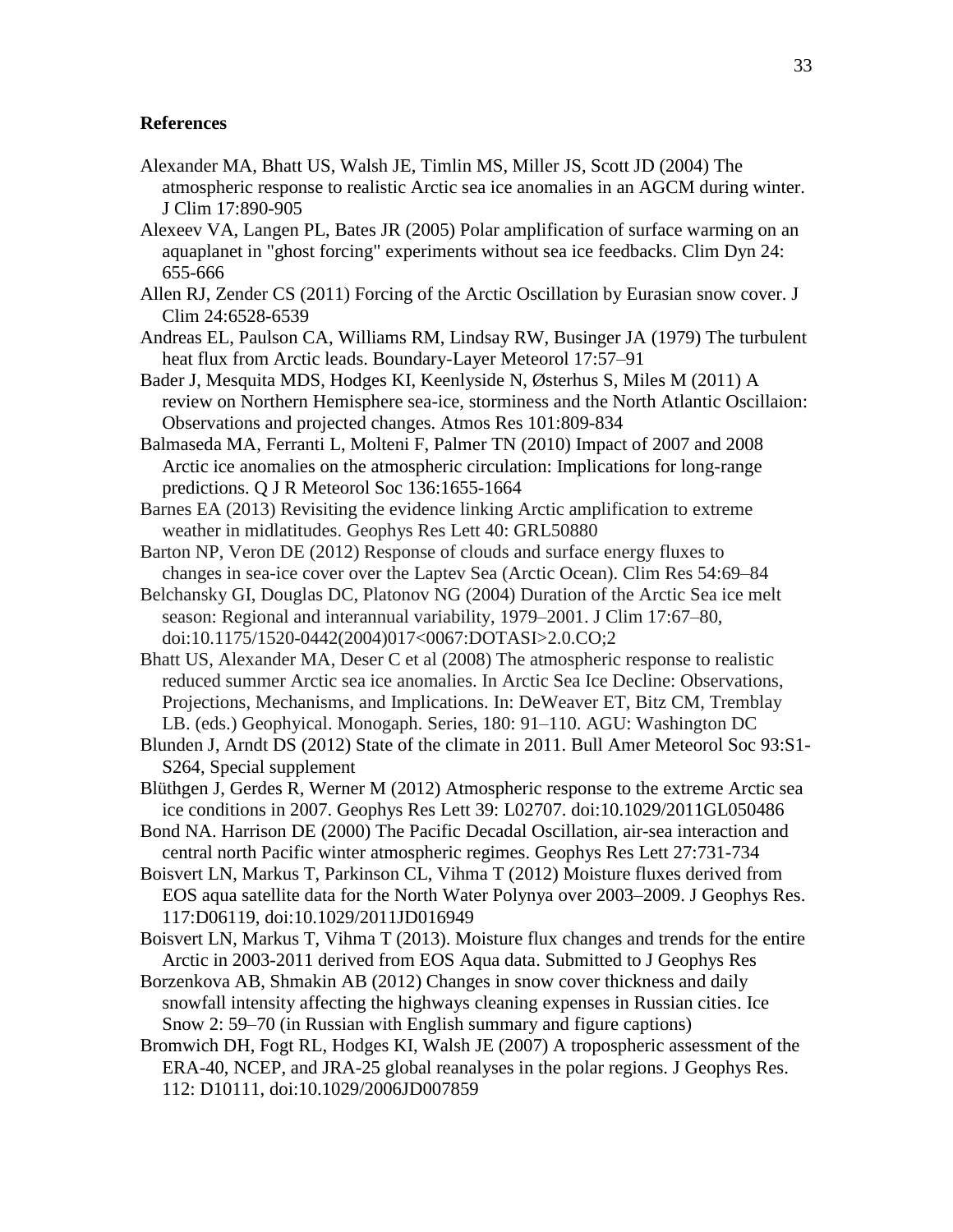**References**

Alexander MA, Bhatt US, Walsh JE, Timlin MS, Miller JS, Scott JD (2004) The atmospheric response to realistic Arctic sea ice anomalies in an AGCM during winter. J Clim 17:890-905

Alexeev VA, Langen PL, Bates JR (2005) Polar amplification of surface warming on an aquaplanet in "ghost forcing" experiments without sea ice feedbacks. Clim Dyn 24: 655-666

Allen RJ, Zender CS (2011) Forcing of the Arctic Oscillation by Eurasian snow cover. J Clim 24:6528-6539

Andreas EL, Paulson CA, Williams RM, Lindsay RW, Businger JA (1979) The turbulent heat flux from Arctic leads. Boundary-Layer Meteorol 17:57–91

Bader J, Mesquita MDS, Hodges KI, Keenlyside N, Østerhus S, Miles M (2011) A review on Northern Hemisphere sea-ice, storminess and the North Atlantic Oscillaion: Observations and projected changes. Atmos Res 101:809-834

Balmaseda MA, Ferranti L, Molteni F, Palmer TN (2010) Impact of 2007 and 2008 Arctic ice anomalies on the atmospheric circulation: Implications for long-range predictions. Q J R Meteorol Soc 136:1655-1664

Barnes EA (2013) Revisiting the evidence linking Arctic amplification to extreme weather in midlatitudes. Geophys Res Lett 40: GRL50880

Barton NP, Veron DE (2012) Response of clouds and surface energy fluxes to changes in sea-ice cover over the Laptev Sea (Arctic Ocean). Clim Res 54:69–84

Belchansky GI, Douglas DC, Platonov NG (2004) Duration of the Arctic Sea ice melt season: Regional and interannual variability, 1979–2001. J Clim 17:67–80, doi:10.1175/1520-0442(2004)017<0067:DOTASI>2.0.CO;2

Bhatt US, Alexander MA, Deser C et al (2008) The atmospheric response to realistic reduced summer Arctic sea ice anomalies. In Arctic Sea Ice Decline: Observations, Projections, Mechanisms, and Implications. In: DeWeaver ET, Bitz CM, Tremblay LB. (eds.) Geophyical. Monogaph. Series, 180: 91–110. AGU: Washington DC

Blunden J, Arndt DS (2012) State of the climate in 2011. Bull Amer Meteorol Soc 93:S1-S264, Special supplement

Blüthgen J, Gerdes R, Werner M (2012) Atmospheric response to the extreme Arctic sea ice conditions in 2007. Geophys Res Lett 39: L02707. doi:10.1029/2011GL050486

Bond NA. Harrison DE (2000) The Pacific Decadal Oscillation, air-sea interaction and central north Pacific winter atmospheric regimes. Geophys Res Lett 27:731-734

Boisvert LN, Markus T, Parkinson CL, Vihma T (2012) Moisture fluxes derived from EOS aqua satellite data for the North Water Polynya over 2003–2009. J Geophys Res. 117:D06119, doi:10.1029/2011JD016949

Boisvert LN, Markus T, Vihma T (2013). Moisture flux changes and trends for the entire Arctic in 2003-2011 derived from EOS Aqua data. Submitted to J Geophys Res

Borzenkova AB, Shmakin AB (2012) Changes in snow cover thickness and daily snowfall intensity affecting the highways cleaning expenses in Russian cities. Ice Snow 2: 59–70 (in Russian with English summary and figure captions)

Bromwich DH, Fogt RL, Hodges KI, Walsh JE (2007) A tropospheric assessment of the ERA-40, NCEP, and JRA-25 global reanalyses in the polar regions. J Geophys Res. 112: D10111, doi:10.1029/2006JD007859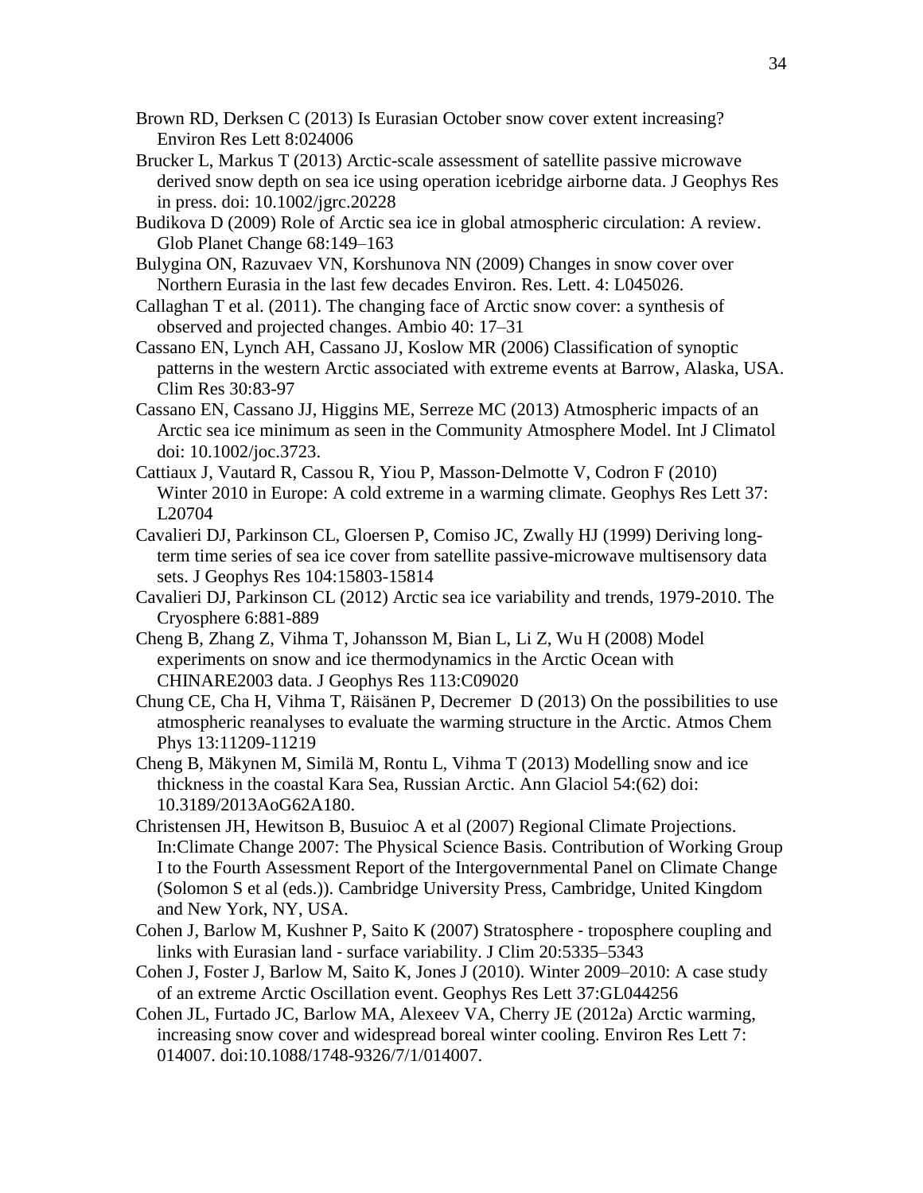Brown RD, Derksen C (2013) Is Eurasian October snow cover extent increasing? Environ Res Lett 8:024006

Brucker L, Markus T (2013) Arctic-scale assessment of satellite passive microwave derived snow depth on sea ice using operation icebridge airborne data. J Geophys Res in press. doi: 10.1002/jgrc.20228

Budikova D (2009) Role of Arctic sea ice in global atmospheric circulation: A review. Glob Planet Change 68:149–163

Bulygina ON, Razuvaev VN, Korshunova NN (2009) Changes in snow cover over Northern Eurasia in the last few decades Environ. Res. Lett. 4: L045026.

Callaghan T et al. (2011). The changing face of Arctic snow cover: a synthesis of observed and projected changes. Ambio 40: 17–31

Cassano EN, Lynch AH, Cassano JJ, Koslow MR (2006) Classification of synoptic patterns in the western Arctic associated with extreme events at Barrow, Alaska, USA. Clim Res 30:83-97

Cassano EN, Cassano JJ, Higgins ME, Serreze MC (2013) Atmospheric impacts of an Arctic sea ice minimum as seen in the Community Atmosphere Model. Int J Climatol doi: 10.1002/joc.3723.

Cattiaux J, Vautard R, Cassou R, Yiou P, Masson-Delmotte V, Codron F (2010) Winter 2010 in Europe: A cold extreme in a warming climate. Geophys Res Lett 37: L20704

Cavalieri DJ, Parkinson CL, Gloersen P, Comiso JC, Zwally HJ (1999) Deriving long-term time series of sea ice cover from satellite passive-microwave multisensory data sets. J Geophys Res 104:15803-15814

Cavalieri DJ, Parkinson CL (2012) Arctic sea ice variability and trends, 1979-2010. The Cryosphere 6:881-889

Cheng B, Zhang Z, Vihma T, Johansson M, Bian L, Li Z, Wu H (2008) Model experiments on snow and ice thermodynamics in the Arctic Ocean with CHINARE2003 data. J Geophys Res 113:C09020

Chung CE, Cha H, Vihma T, Räisänen P, Decremer D (2013) On the possibilities to use atmospheric reanalyses to evaluate the warming structure in the Arctic. Atmos Chem Phys 13:11209-11219

Cheng B, Mäkynen M, Similä M, Rontu L, Vihma T (2013) Modelling snow and ice thickness in the coastal Kara Sea, Russian Arctic. Ann Glaciol 54:(62) doi: 10.3189/2013AoG62A180.

Christensen JH, Hewitson B, Busuioc A et al (2007) Regional Climate Projections. In:Climate Change 2007: The Physical Science Basis. Contribution of Working Group I to the Fourth Assessment Report of the Intergovernmental Panel on Climate Change (Solomon S et al (eds.)). Cambridge University Press, Cambridge, United Kingdom and New York, NY, USA.

Cohen J, Barlow M, Kushner P, Saito K (2007) Stratosphere - troposphere coupling and links with Eurasian land - surface variability. J Clim 20:5335–5343

Cohen J, Foster J, Barlow M, Saito K, Jones J (2010). Winter 2009–2010: A case study of an extreme Arctic Oscillation event. Geophys Res Lett 37:GL044256

Cohen JL, Furtado JC, Barlow MA, Alexeev VA, Cherry JE (2012a) Arctic warming, increasing snow cover and widespread boreal winter cooling. Environ Res Lett 7: 014007. doi:10.1088/1748-9326/7/1/014007.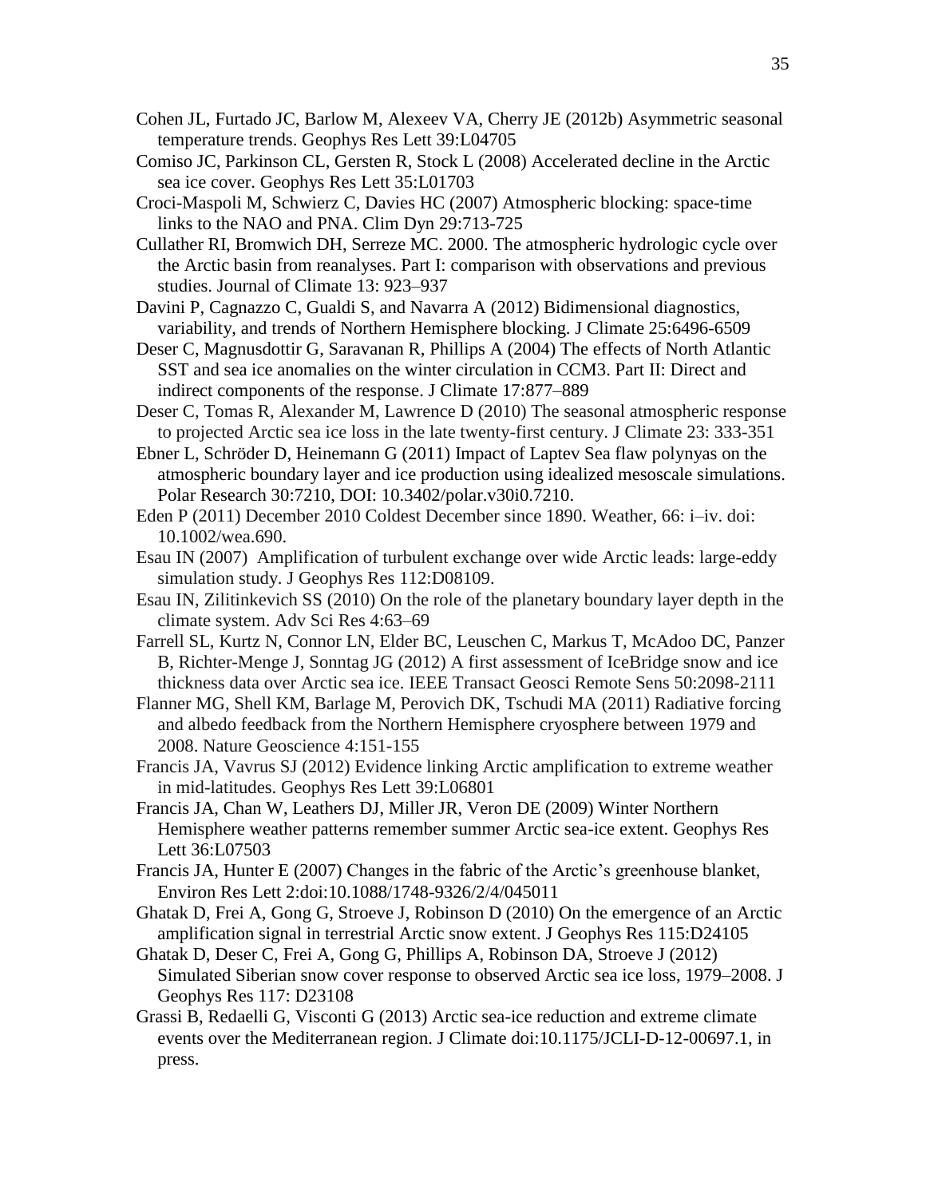Cohen JL, Furtado JC, Barlow M, Alexeev VA, Cherry JE (2012b) Asymmetric seasonal temperature trends. Geophys Res Lett 39:L04705

Comiso JC, Parkinson CL, Gersten R, Stock L (2008) Accelerated decline in the Arctic sea ice cover. Geophys Res Lett 35:L01703

Croci-Maspoli M, Schwierz C, Davies HC (2007) Atmospheric blocking: space-time links to the NAO and PNA. Clim Dyn 29:713-725

Cullather RI, Bromwich DH, Serreze MC. 2000. The atmospheric hydrologic cycle over the Arctic basin from reanalyses. Part I: comparison with observations and previous studies. Journal of Climate 13: 923–937

Davini P, Cagnazzo C, Gualdi S, and Navarra A (2012) Bidimensional diagnostics, variability, and trends of Northern Hemisphere blocking. J Climate 25:6496-6509

Deser C, Magnusdottir G, Saravanan R, Phillips A (2004) The effects of North Atlantic SST and sea ice anomalies on the winter circulation in CCM3. Part II: Direct and indirect components of the response. J Climate 17:877–889

Deser C, Tomas R, Alexander M, Lawrence D (2010) The seasonal atmospheric response to projected Arctic sea ice loss in the late twenty-first century. J Climate 23: 333-351

Ebner L, Schröder D, Heinemann G (2011) Impact of Laptev Sea flaw polynyas on the atmospheric boundary layer and ice production using idealized mesoscale simulations. Polar Research 30:7210, DOI: 10.3402/polar.v30i0.7210.

Eden P (2011) December 2010 Coldest December since 1890. Weather, 66: i–iv. doi: 10.1002/wea.690.

Esau IN (2007) Amplification of turbulent exchange over wide Arctic leads: large-eddy simulation study. J Geophys Res 112:D08109.

Esau IN, Zilitinkevich SS (2010) On the role of the planetary boundary layer depth in the climate system. Adv Sci Res 4:63–69

Farrell SL, Kurtz N, Connor LN, Elder BC, Leuschen C, Markus T, McAdoo DC, Panzer B, Richter-Menge J, Sonntag JG (2012) A first assessment of IceBridge snow and ice thickness data over Arctic sea ice. IEEE Transact Geosci Remote Sens 50:2098-2111

Flanner MG, Shell KM, Barlage M, Perovich DK, Tschudi MA (2011) Radiative forcing and albedo feedback from the Northern Hemisphere cryosphere between 1979 and 2008. Nature Geoscience 4:151-155

Francis JA, Vavrus SJ (2012) Evidence linking Arctic amplification to extreme weather in mid-latitudes. Geophys Res Lett 39:L06801

Francis JA, Chan W, Leathers DJ, Miller JR, Veron DE (2009) Winter Northern Hemisphere weather patterns remember summer Arctic sea-ice extent. Geophys Res Lett 36:L07503

Francis JA, Hunter E (2007) Changes in the fabric of the Arctic's greenhouse blanket, Environ Res Lett 2:doi:10.1088/1748-9326/2/4/045011

Ghatak D, Frei A, Gong G, Stroeve J, Robinson D (2010) On the emergence of an Arctic amplification signal in terrestrial Arctic snow extent. J Geophys Res 115:D24105

Ghatak D, Deser C, Frei A, Gong G, Phillips A, Robinson DA, Stroeve J (2012) Simulated Siberian snow cover response to observed Arctic sea ice loss, 1979–2008. J Geophys Res 117: D23108

Grassi B, Redaelli G, Visconti G (2013) Arctic sea-ice reduction and extreme climate events over the Mediterranean region. J Climate doi:10.1175/JCLI-D-12-00697.1, in press.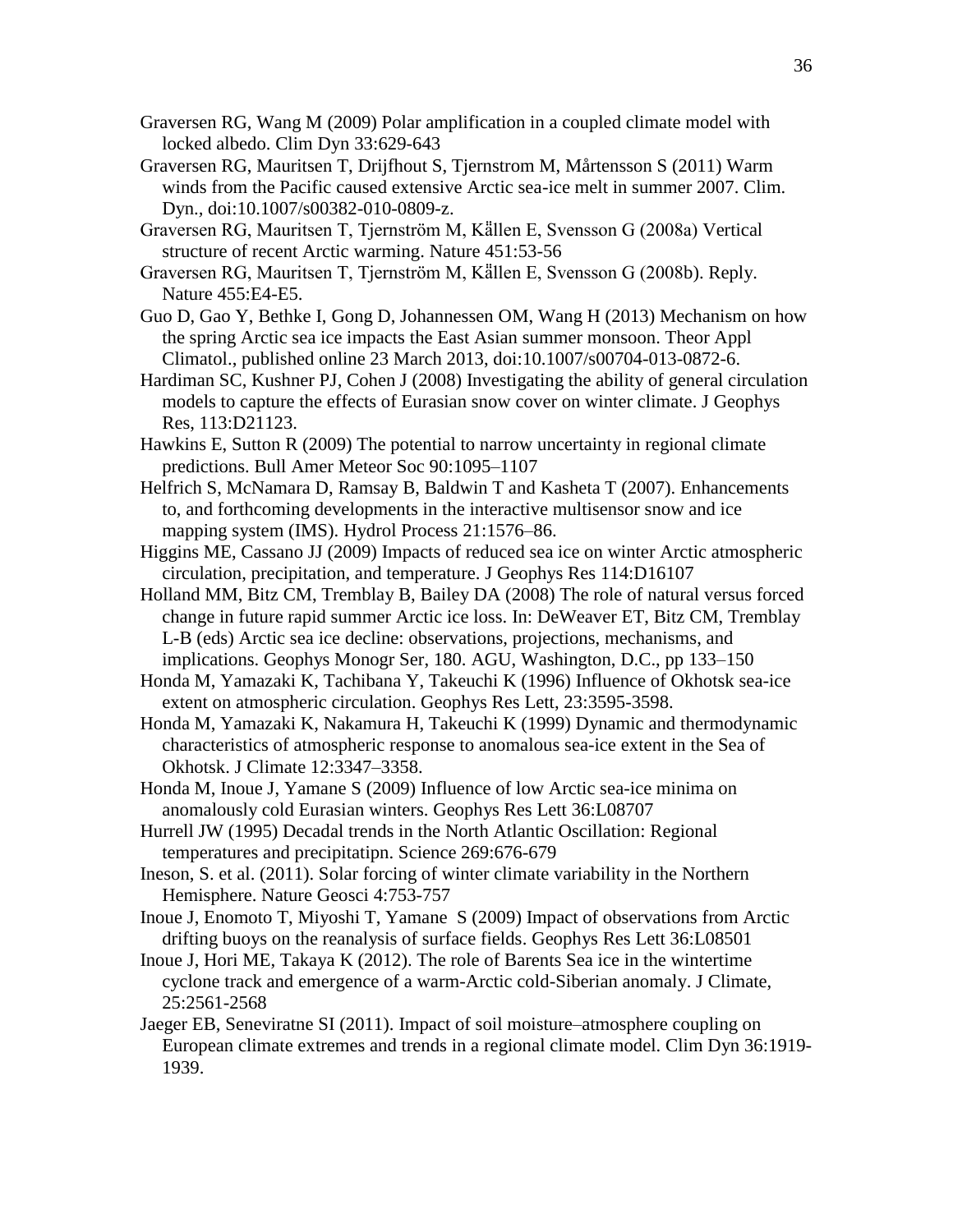Graversen RG, Wang M (2009) Polar amplification in a coupled climate model with locked albedo. Clim Dyn 33:629-643

Graversen RG, Mauritsen T, Drijfhout S, Tjernstrom M, Mårtensson S (2011) Warm winds from the Pacific caused extensive Arctic sea-ice melt in summer 2007. Clim. Dyn., doi:10.1007/s00382-010-0809-z.

Graversen RG, Mauritsen T, Tjernström M, Källen E, Svensson G (2008a) Vertical structure of recent Arctic warming. Nature 451:53-56

Graversen RG, Mauritsen T, Tjernström M, Källen E, Svensson G (2008b). Reply. Nature 455:E4-E5.

Guo D, Gao Y, Bethke I, Gong D, Johannessen OM, Wang H (2013) Mechanism on how the spring Arctic sea ice impacts the East Asian summer monsoon. Theor Appl Climatol., published online 23 March 2013, doi:10.1007/s00704-013-0872-6.

Hardiman SC, Kushner PJ, Cohen J (2008) Investigating the ability of general circulation models to capture the effects of Eurasian snow cover on winter climate. J Geophys Res, 113:D21123.

Hawkins E, Sutton R (2009) The potential to narrow uncertainty in regional climate predictions. Bull Amer Meteor Soc 90:1095–1107

Helfrich S, McNamara D, Ramsay B, Baldwin T and Kasheta T (2007). Enhancements to, and forthcoming developments in the interactive multisensor snow and ice mapping system (IMS). Hydrol Process 21:1576–86.

Higgins ME, Cassano JJ (2009) Impacts of reduced sea ice on winter Arctic atmospheric circulation, precipitation, and temperature. J Geophys Res 114:D16107

Holland MM, Bitz CM, Tremblay B, Bailey DA (2008) The role of natural versus forced change in future rapid summer Arctic ice loss. In: DeWeaver ET, Bitz CM, Tremblay L-B (eds) Arctic sea ice decline: observations, projections, mechanisms, and implications. Geophys Monogr Ser, 180. AGU, Washington, D.C., pp 133–150

Honda M, Yamazaki K, Tachibana Y, Takeuchi K (1996) Influence of Okhotsk sea-ice extent on atmospheric circulation. Geophys Res Lett, 23:3595-3598.

Honda M, Yamazaki K, Nakamura H, Takeuchi K (1999) Dynamic and thermodynamic characteristics of atmospheric response to anomalous sea-ice extent in the Sea of Okhotsk. J Climate 12:3347–3358.

Honda M, Inoue J, Yamane S (2009) Influence of low Arctic sea-ice minima on anomalously cold Eurasian winters. Geophys Res Lett 36:L08707

Hurrell JW (1995) Decadal trends in the North Atlantic Oscillation: Regional temperatures and precipitatipn. Science 269:676-679

Ineson, S. et al. (2011). Solar forcing of winter climate variability in the Northern Hemisphere. Nature Geosci 4:753-757

Inoue J, Enomoto T, Miyoshi T, Yamane S (2009) Impact of observations from Arctic drifting buoys on the reanalysis of surface fields. Geophys Res Lett 36:L08501

Inoue J, Hori ME, Takaya K (2012). The role of Barents Sea ice in the wintertime cyclone track and emergence of a warm-Arctic cold-Siberian anomaly. J Climate, 25:2561-2568

Jaeger EB, Seneviratne SI (2011). Impact of soil moisture–atmosphere coupling on European climate extremes and trends in a regional climate model. Clim Dyn 36:1919-1939.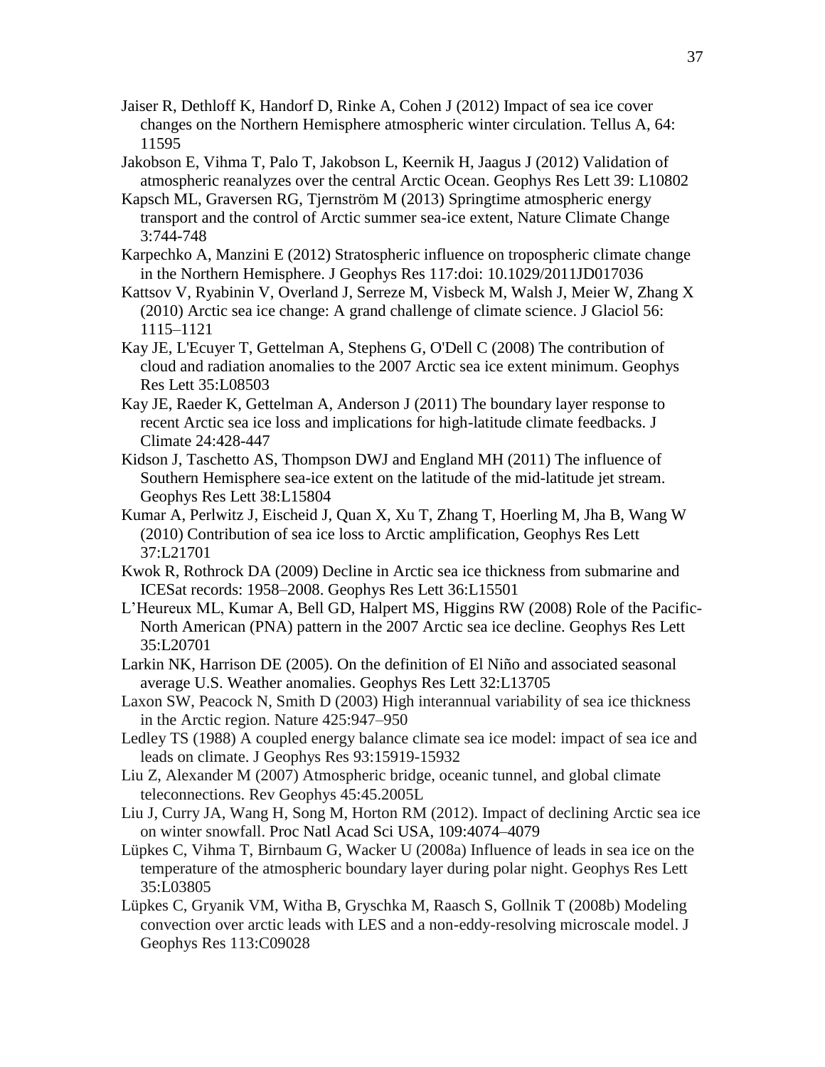Jaiser R, Dethloff K, Handorf D, Rinke A, Cohen J (2012) Impact of sea ice cover changes on the Northern Hemisphere atmospheric winter circulation. Tellus A, 64: 11595

Jakobson E, Vihma T, Palo T, Jakobson L, Keernik H, Jaagus J (2012) Validation of atmospheric reanalyzes over the central Arctic Ocean. Geophys Res Lett 39: L10802

Kapsch ML, Graversen RG, Tjernström M (2013) Springtime atmospheric energy transport and the control of Arctic summer sea-ice extent, Nature Climate Change 3:744-748

Karpechko A, Manzini E (2012) Stratospheric influence on tropospheric climate change in the Northern Hemisphere. J Geophys Res 117:doi: 10.1029/2011JD017036

Kattsov V, Ryabinin V, Overland J, Serreze M, Visbeck M, Walsh J, Meier W, Zhang X (2010) Arctic sea ice change: A grand challenge of climate science. J Glaciol 56: 1115–1121

Kay JE, L'Ecuyer T, Gettelman A, Stephens G, O'Dell C (2008) The contribution of cloud and radiation anomalies to the 2007 Arctic sea ice extent minimum. Geophys Res Lett 35:L08503

Kay JE, Raeder K, Gettelman A, Anderson J (2011) The boundary layer response to recent Arctic sea ice loss and implications for high-latitude climate feedbacks. J Climate 24:428-447

Kidson J, Taschetto AS, Thompson DWJ and England MH (2011) The influence of Southern Hemisphere sea-ice extent on the latitude of the mid-latitude jet stream. Geophys Res Lett 38:L15804

Kumar A, Perlwitz J, Eischeid J, Quan X, Xu T, Zhang T, Hoerling M, Jha B, Wang W (2010) Contribution of sea ice loss to Arctic amplification, Geophys Res Lett 37:L21701

Kwok R, Rothrock DA (2009) Decline in Arctic sea ice thickness from submarine and ICESat records: 1958–2008. Geophys Res Lett 36:L15501

L'Heureux ML, Kumar A, Bell GD, Halpert MS, Higgins RW (2008) Role of the Pacific-North American (PNA) pattern in the 2007 Arctic sea ice decline. Geophys Res Lett 35:L20701

Larkin NK, Harrison DE (2005). On the definition of El Niño and associated seasonal average U.S. Weather anomalies. Geophys Res Lett 32:L13705

Laxon SW, Peacock N, Smith D (2003) High interannual variability of sea ice thickness in the Arctic region. Nature 425:947–950

Ledley TS (1988) A coupled energy balance climate sea ice model: impact of sea ice and leads on climate. J Geophys Res 93:15919-15932

Liu Z, Alexander M (2007) Atmospheric bridge, oceanic tunnel, and global climate teleconnections. Rev Geophys 45:45.2005L

Liu J, Curry JA, Wang H, Song M, Horton RM (2012). Impact of declining Arctic sea ice on winter snowfall. Proc Natl Acad Sci USA, 109:4074–4079

Lüpkes C, Vihma T, Birnbaum G, Wacker U (2008a) Influence of leads in sea ice on the temperature of the atmospheric boundary layer during polar night. Geophys Res Lett 35:L03805

Lüpkes C, Gryanik VM, Witha B, Gryschka M, Raasch S, Gollnik T (2008b) Modeling convection over arctic leads with LES and a non-eddy-resolving microscale model. J Geophys Res 113:C09028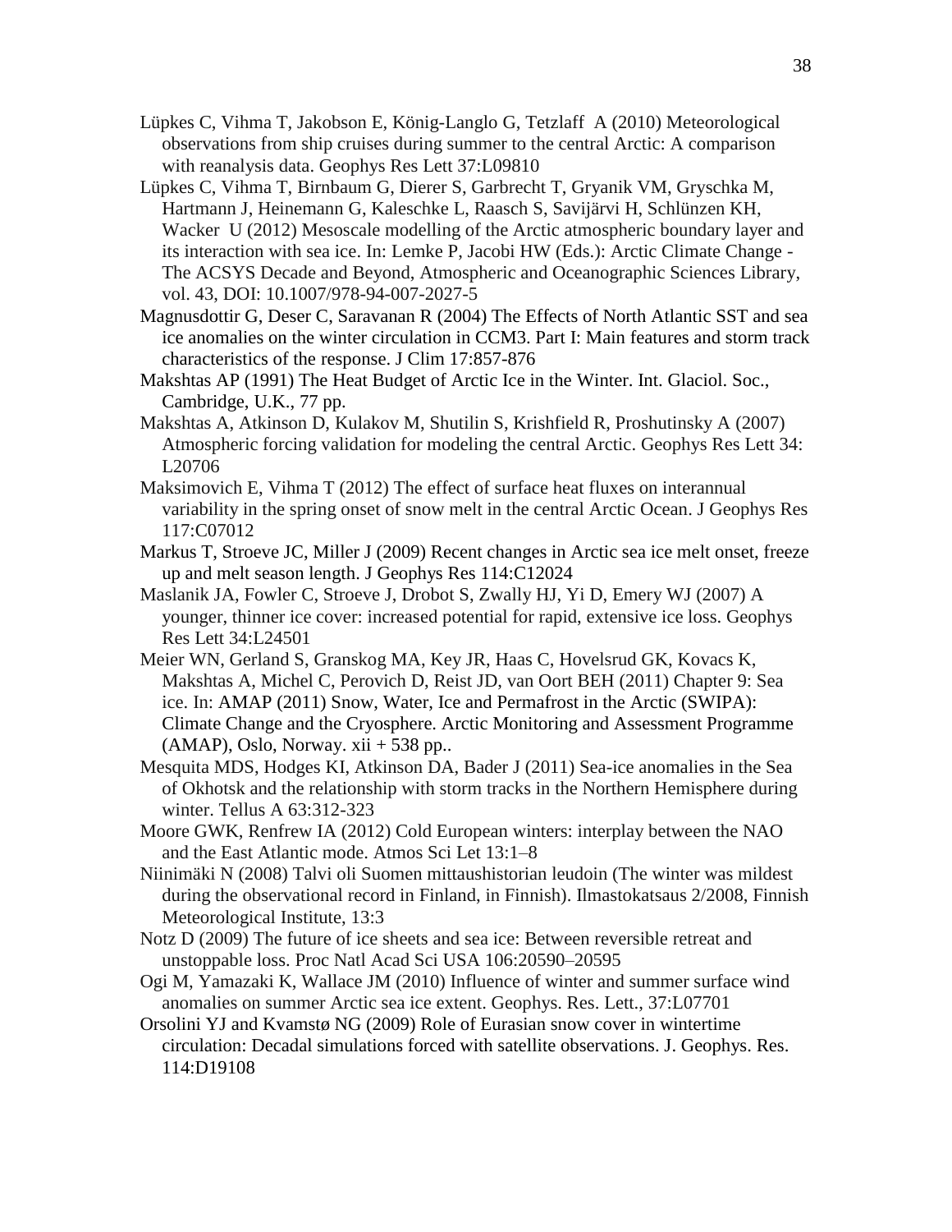Lüpkes C, Vihma T, Jakobson E, König-Langlo G, Tetzlaff A (2010) Meteorological observations from ship cruises during summer to the central Arctic: A comparison with reanalysis data. Geophys Res Lett 37:L09810

Lüpkes C, Vihma T, Birnbaum G, Dierer S, Garbrecht T, Gryanik VM, Gryschka M, Hartmann J, Heinemann G, Kaleschke L, Raasch S, Savijärvi H, Schlünzen KH, Wacker U (2012) Mesoscale modelling of the Arctic atmospheric boundary layer and its interaction with sea ice. In: Lemke P, Jacobi HW (Eds.): Arctic Climate Change - The ACSYS Decade and Beyond, Atmospheric and Oceanographic Sciences Library, vol. 43, DOI: 10.1007/978-94-007-2027-5

Magnusdottir G, Deser C, Saravanan R (2004) The Effects of North Atlantic SST and sea ice anomalies on the winter circulation in CCM3. Part I: Main features and storm track characteristics of the response. J Clim 17:857-876

Makshtas AP (1991) The Heat Budget of Arctic Ice in the Winter. Int. Glaciol. Soc., Cambridge, U.K., 77 pp.

Makshtas A, Atkinson D, Kulakov M, Shutilin S, Krishfield R, Proshutinsky A (2007) Atmospheric forcing validation for modeling the central Arctic. Geophys Res Lett 34: L20706

Maksimovich E, Vihma T (2012) The effect of surface heat fluxes on interannual variability in the spring onset of snow melt in the central Arctic Ocean. J Geophys Res 117:C07012

Markus T, Stroeve JC, Miller J (2009) Recent changes in Arctic sea ice melt onset, freeze up and melt season length. J Geophys Res 114:C12024

Maslanik JA, Fowler C, Stroeve J, Drobot S, Zwally HJ, Yi D, Emery WJ (2007) A younger, thinner ice cover: increased potential for rapid, extensive ice loss. Geophys Res Lett 34:L24501

Meier WN, Gerland S, Granskog MA, Key JR, Haas C, Hovelsrud GK, Kovacs K, Makshtas A, Michel C, Perovich D, Reist JD, van Oort BEH (2011) Chapter 9: Sea ice. In: AMAP (2011) Snow, Water, Ice and Permafrost in the Arctic (SWIPA): Climate Change and the Cryosphere. Arctic Monitoring and Assessment Programme (AMAP), Oslo, Norway. xii + 538 pp..

Mesquita MDS, Hodges KI, Atkinson DA, Bader J (2011) Sea-ice anomalies in the Sea of Okhotsk and the relationship with storm tracks in the Northern Hemisphere during winter. Tellus A 63:312-323

Moore GWK, Renfrew IA (2012) Cold European winters: interplay between the NAO and the East Atlantic mode. Atmos Sci Let 13:1–8

Niinimäki N (2008) Talvi oli Suomen mittaushistorian leudoin (The winter was mildest during the observational record in Finland, in Finnish). Ilmastokatsaus 2/2008, Finnish Meteorological Institute, 13:3

Notz D (2009) The future of ice sheets and sea ice: Between reversible retreat and unstoppable loss. Proc Natl Acad Sci USA 106:20590–20595

Ogi M, Yamazaki K, Wallace JM (2010) Influence of winter and summer surface wind anomalies on summer Arctic sea ice extent. Geophys. Res. Lett., 37:L07701

Orsolini YJ and Kvamstø NG (2009) Role of Eurasian snow cover in wintertime circulation: Decadal simulations forced with satellite observations. J. Geophys. Res. 114:D19108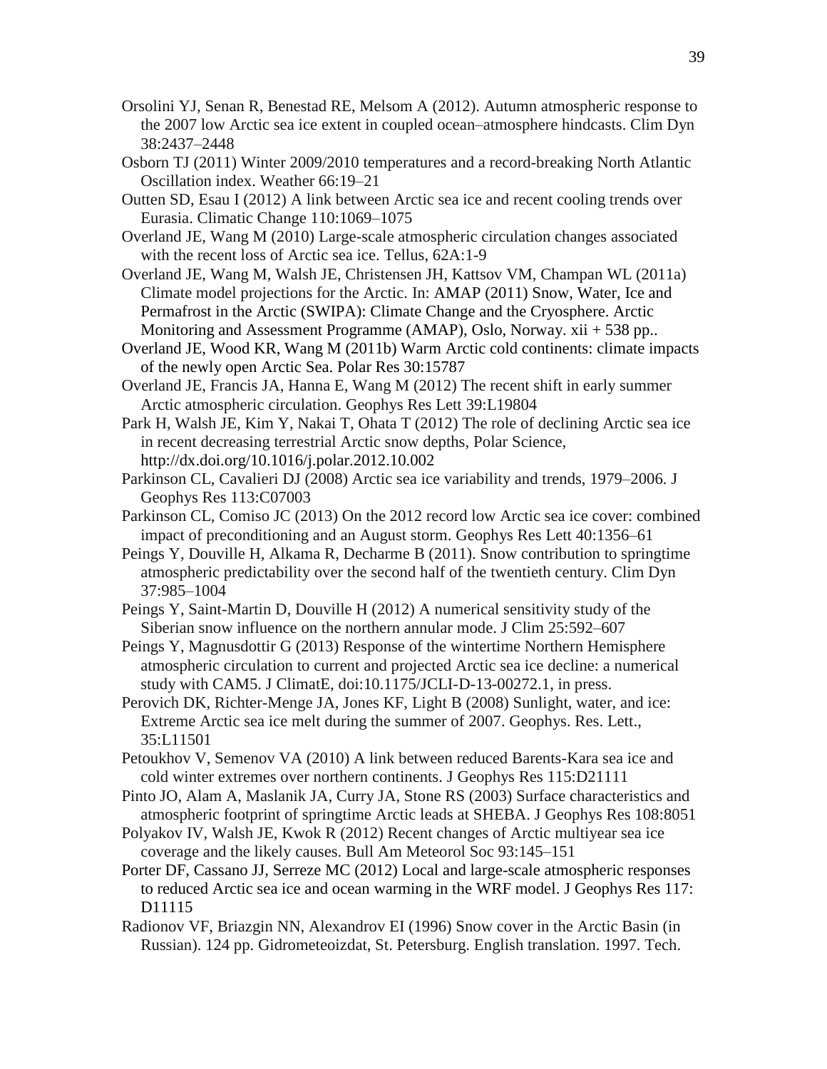Orsolini YJ, Senan R, Benestad RE, Melsom A (2012). Autumn atmospheric response to the 2007 low Arctic sea ice extent in coupled ocean–atmosphere hindcasts. Clim Dyn 38:2437–2448

Osborn TJ (2011) Winter 2009/2010 temperatures and a record-breaking North Atlantic Oscillation index. Weather 66:19–21

Outten SD, Esau I (2012) A link between Arctic sea ice and recent cooling trends over Eurasia. Climatic Change 110:1069–1075

Overland JE, Wang M (2010) Large-scale atmospheric circulation changes associated with the recent loss of Arctic sea ice. Tellus, 62A:1-9

Overland JE, Wang M, Walsh JE, Christensen JH, Kattsov VM, Champan WL (2011a) Climate model projections for the Arctic. In: AMAP (2011) Snow, Water, Ice and Permafrost in the Arctic (SWIPA): Climate Change and the Cryosphere. Arctic Monitoring and Assessment Programme (AMAP), Oslo, Norway. xii + 538 pp..

Overland JE, Wood KR, Wang M (2011b) Warm Arctic cold continents: climate impacts of the newly open Arctic Sea. Polar Res 30:15787

Overland JE, Francis JA, Hanna E, Wang M (2012) The recent shift in early summer Arctic atmospheric circulation. Geophys Res Lett 39:L19804

Park H, Walsh JE, Kim Y, Nakai T, Ohata T (2012) The role of declining Arctic sea ice in recent decreasing terrestrial Arctic snow depths, Polar Science, http://dx.doi.org/10.1016/j.polar.2012.10.002

Parkinson CL, Cavalieri DJ (2008) Arctic sea ice variability and trends, 1979–2006. J Geophys Res 113:C07003

Parkinson CL, Comiso JC (2013) On the 2012 record low Arctic sea ice cover: combined impact of preconditioning and an August storm. Geophys Res Lett 40:1356–61

Peings Y, Douville H, Alkama R, Decharme B (2011). Snow contribution to springtime atmospheric predictability over the second half of the twentieth century. Clim Dyn 37:985–1004

Peings Y, Saint-Martin D, Douville H (2012) A numerical sensitivity study of the Siberian snow influence on the northern annular mode. J Clim 25:592–607

Peings Y, Magnusdottir G (2013) Response of the wintertime Northern Hemisphere atmospheric circulation to current and projected Arctic sea ice decline: a numerical study with CAM5. J ClimatE, doi:10.1175/JCLI-D-13-00272.1, in press.

Perovich DK, Richter-Menge JA, Jones KF, Light B (2008) Sunlight, water, and ice: Extreme Arctic sea ice melt during the summer of 2007. Geophys. Res. Lett., 35:L11501

Petoukhov V, Semenov VA (2010) A link between reduced Barents-Kara sea ice and cold winter extremes over northern continents. J Geophys Res 115:D21111

Pinto JO, Alam A, Maslanik JA, Curry JA, Stone RS (2003) Surface characteristics and atmospheric footprint of springtime Arctic leads at SHEBA. J Geophys Res 108:8051

Polyakov IV, Walsh JE, Kwok R (2012) Recent changes of Arctic multiyear sea ice coverage and the likely causes. Bull Am Meteorol Soc 93:145–151

Porter DF, Cassano JJ, Serreze MC (2012) Local and large-scale atmospheric responses to reduced Arctic sea ice and ocean warming in the WRF model. J Geophys Res 117: D11115

Radionov VF, Briazgin NN, Alexandrov EI (1996) Snow cover in the Arctic Basin (in Russian). 124 pp. Gidrometeoizdat, St. Petersburg. English translation. 1997. Tech.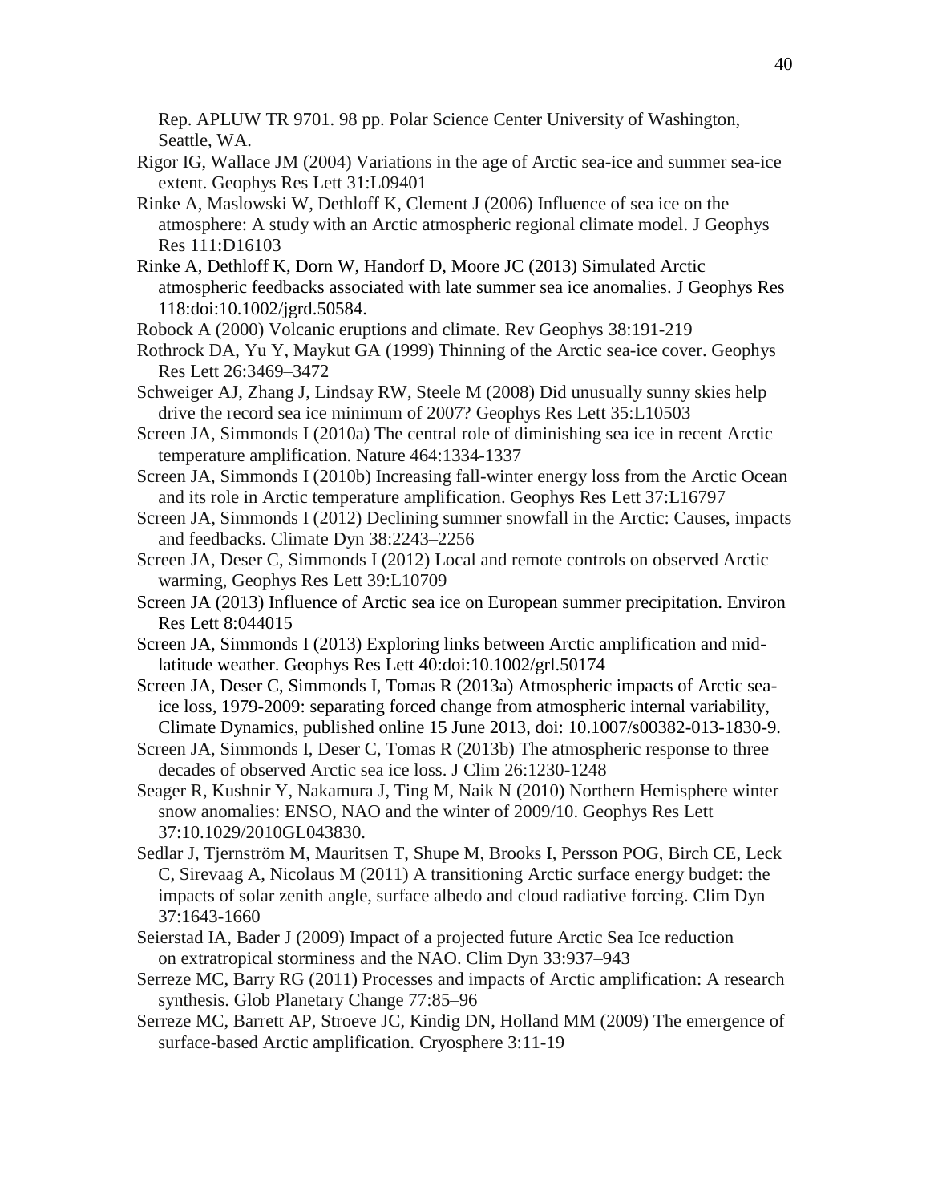Rep. APLUW TR 9701. 98 pp. Polar Science Center University of Washington, Seattle, WA.

Rigor IG, Wallace JM (2004) Variations in the age of Arctic sea-ice and summer sea-ice extent. Geophys Res Lett 31:L09401

Rinke A, Maslowski W, Dethloff K, Clement J (2006) Influence of sea ice on the atmosphere: A study with an Arctic atmospheric regional climate model. J Geophys Res 111:D16103

Rinke A, Dethloff K, Dorn W, Handorf D, Moore JC (2013) Simulated Arctic atmospheric feedbacks associated with late summer sea ice anomalies. J Geophys Res 118:doi:10.1002/jgrd.50584.

Robock A (2000) Volcanic eruptions and climate. Rev Geophys 38:191-219

Rothrock DA, Yu Y, Maykut GA (1999) Thinning of the Arctic sea-ice cover. Geophys Res Lett 26:3469–3472

Schweiger AJ, Zhang J, Lindsay RW, Steele M (2008) Did unusually sunny skies help drive the record sea ice minimum of 2007? Geophys Res Lett 35:L10503

Screen JA, Simmonds I (2010a) The central role of diminishing sea ice in recent Arctic temperature amplification. Nature 464:1334-1337

Screen JA, Simmonds I (2010b) Increasing fall-winter energy loss from the Arctic Ocean and its role in Arctic temperature amplification. Geophys Res Lett 37:L16797

Screen JA, Simmonds I (2012) Declining summer snowfall in the Arctic: Causes, impacts and feedbacks. Climate Dyn 38:2243–2256

Screen JA, Deser C, Simmonds I (2012) Local and remote controls on observed Arctic warming, Geophys Res Lett 39:L10709

Screen JA (2013) Influence of Arctic sea ice on European summer precipitation. Environ Res Lett 8:044015

Screen JA, Simmonds I (2013) Exploring links between Arctic amplification and mid-latitude weather. Geophys Res Lett 40:doi:10.1002/grl.50174

Screen JA, Deser C, Simmonds I, Tomas R (2013a) Atmospheric impacts of Arctic sea-ice loss, 1979-2009: separating forced change from atmospheric internal variability, Climate Dynamics, published online 15 June 2013, doi: 10.1007/s00382-013-1830-9.

Screen JA, Simmonds I, Deser C, Tomas R (2013b) The atmospheric response to three decades of observed Arctic sea ice loss. J Clim 26:1230-1248

Seager R, Kushnir Y, Nakamura J, Ting M, Naik N (2010) Northern Hemisphere winter snow anomalies: ENSO, NAO and the winter of 2009/10. Geophys Res Lett 37:10.1029/2010GL043830.

Sedlar J, Tjernström M, Mauritsen T, Shupe M, Brooks I, Persson POG, Birch CE, Leck C, Sirevaag A, Nicolaus M (2011) A transitioning Arctic surface energy budget: the impacts of solar zenith angle, surface albedo and cloud radiative forcing. Clim Dyn 37:1643-1660

Seierstad IA, Bader J (2009) Impact of a projected future Arctic Sea Ice reduction on extratropical storminess and the NAO. Clim Dyn 33:937–943

Serreze MC, Barry RG (2011) Processes and impacts of Arctic amplification: A research synthesis. Glob Planetary Change 77:85–96

Serreze MC, Barrett AP, Stroeve JC, Kindig DN, Holland MM (2009) The emergence of surface-based Arctic amplification. Cryosphere 3:11-19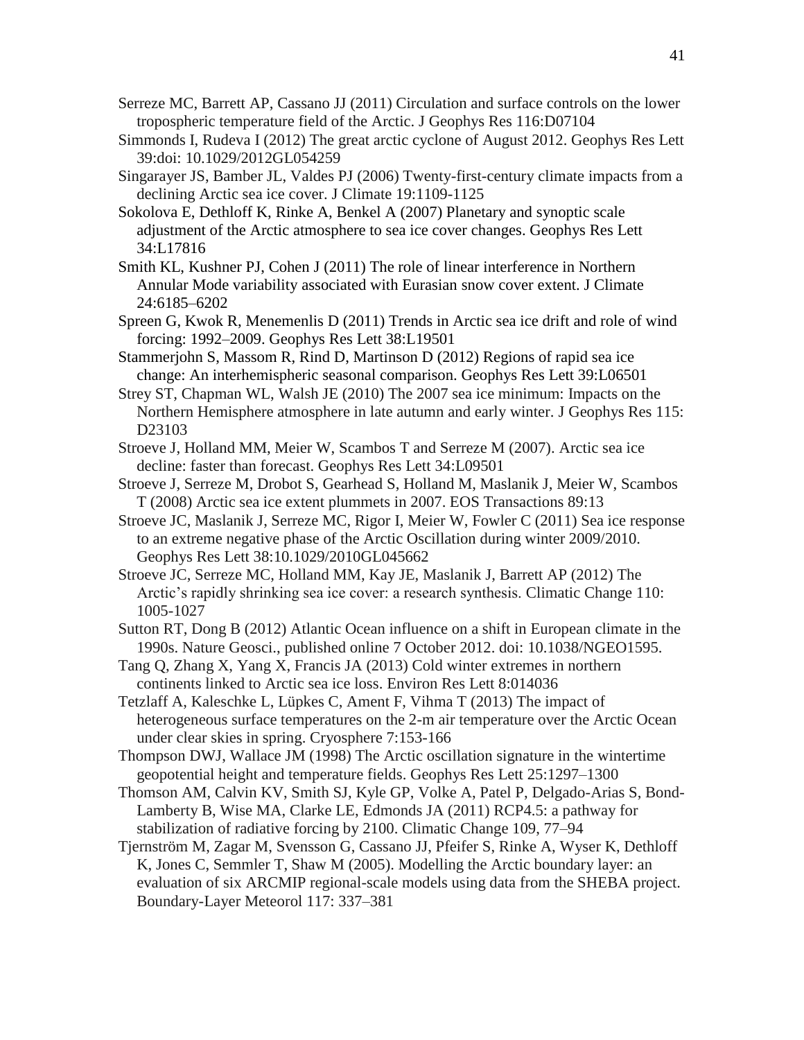Serreze MC, Barrett AP, Cassano JJ (2011) Circulation and surface controls on the lower tropospheric temperature field of the Arctic. J Geophys Res 116:D07104

Simmonds I, Rudeva I (2012) The great arctic cyclone of August 2012. Geophys Res Lett 39:doi: 10.1029/2012GL054259

Singarayer JS, Bamber JL, Valdes PJ (2006) Twenty-first-century climate impacts from a declining Arctic sea ice cover. J Climate 19:1109-1125

Sokolova E, Dethloff K, Rinke A, Benkel A (2007) Planetary and synoptic scale adjustment of the Arctic atmosphere to sea ice cover changes. Geophys Res Lett 34:L17816

Smith KL, Kushner PJ, Cohen J (2011) The role of linear interference in Northern Annular Mode variability associated with Eurasian snow cover extent. J Climate 24:6185–6202

Spreen G, Kwok R, Menemenlis D (2011) Trends in Arctic sea ice drift and role of wind forcing: 1992–2009. Geophys Res Lett 38:L19501

Stammerjohn S, Massom R, Rind D, Martinson D (2012) Regions of rapid sea ice change: An interhemispheric seasonal comparison. Geophys Res Lett 39:L06501

Strey ST, Chapman WL, Walsh JE (2010) The 2007 sea ice minimum: Impacts on the Northern Hemisphere atmosphere in late autumn and early winter. J Geophys Res 115: D23103

Stroeve J, Holland MM, Meier W, Scambos T and Serreze M (2007). Arctic sea ice decline: faster than forecast. Geophys Res Lett 34:L09501

Stroeve J, Serreze M, Drobot S, Gearhead S, Holland M, Maslanik J, Meier W, Scambos T (2008) Arctic sea ice extent plummets in 2007. EOS Transactions 89:13

Stroeve JC, Maslanik J, Serreze MC, Rigor I, Meier W, Fowler C (2011) Sea ice response to an extreme negative phase of the Arctic Oscillation during winter 2009/2010. Geophys Res Lett 38:10.1029/2010GL045662

Stroeve JC, Serreze MC, Holland MM, Kay JE, Maslanik J, Barrett AP (2012) The Arctic's rapidly shrinking sea ice cover: a research synthesis. Climatic Change 110: 1005-1027

Sutton RT, Dong B (2012) Atlantic Ocean influence on a shift in European climate in the 1990s. Nature Geosci., published online 7 October 2012. doi: 10.1038/NGEO1595.

Tang Q, Zhang X, Yang X, Francis JA (2013) Cold winter extremes in northern continents linked to Arctic sea ice loss. Environ Res Lett 8:014036

Tetzlaff A, Kaleschke L, Lüpkes C, Ament F, Vihma T (2013) The impact of heterogeneous surface temperatures on the 2-m air temperature over the Arctic Ocean under clear skies in spring. Cryosphere 7:153-166

Thompson DWJ, Wallace JM (1998) The Arctic oscillation signature in the wintertime geopotential height and temperature fields. Geophys Res Lett 25:1297–1300

Thomson AM, Calvin KV, Smith SJ, Kyle GP, Volke A, Patel P, Delgado-Arias S, Bond-Lamberty B, Wise MA, Clarke LE, Edmonds JA (2011) RCP4.5: a pathway for stabilization of radiative forcing by 2100. Climatic Change 109, 77–94

Tjernström M, Zagar M, Svensson G, Cassano JJ, Pfeifer S, Rinke A, Wyser K, Dethloff K, Jones C, Semmler T, Shaw M (2005). Modelling the Arctic boundary layer: an evaluation of six ARCMIP regional-scale models using data from the SHEBA project. Boundary-Layer Meteorol 117: 337–381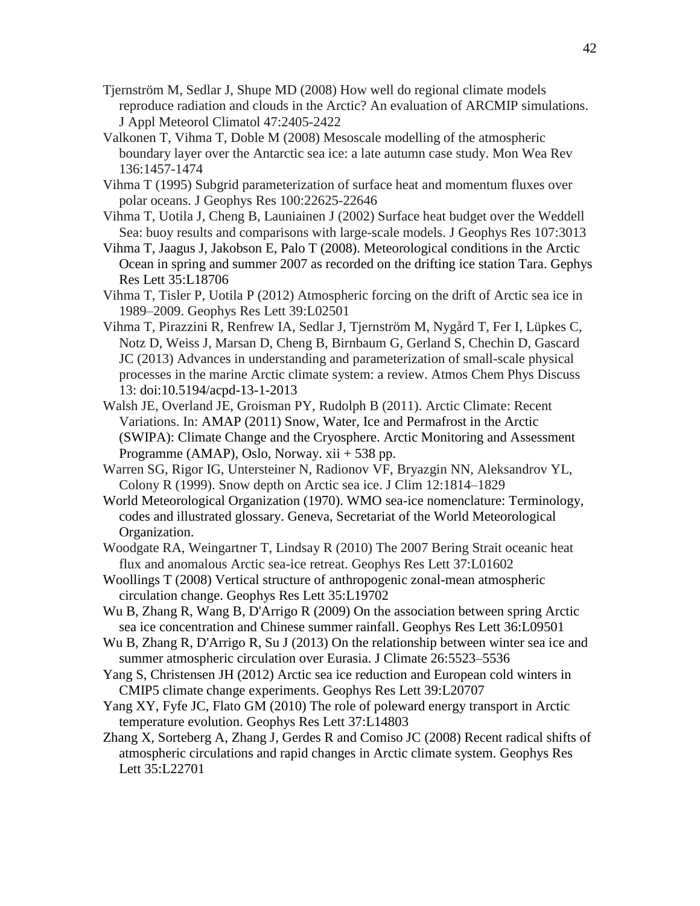Tjernström M, Sedlar J, Shupe MD (2008) How well do regional climate models reproduce radiation and clouds in the Arctic? An evaluation of ARCMIP simulations. J Appl Meteorol Climatol 47:2405-2422

Valkonen T, Vihma T, Doble M (2008) Mesoscale modelling of the atmospheric boundary layer over the Antarctic sea ice: a late autumn case study. Mon Wea Rev 136:1457-1474

Vihma T (1995) Subgrid parameterization of surface heat and momentum fluxes over polar oceans. J Geophys Res 100:22625-22646

Vihma T, Uotila J, Cheng B, Launiainen J (2002) Surface heat budget over the Weddell Sea: buoy results and comparisons with large-scale models. J Geophys Res 107:3013

Vihma T, Jaagus J, Jakobson E, Palo T (2008). Meteorological conditions in the Arctic Ocean in spring and summer 2007 as recorded on the drifting ice station Tara. Gephys Res Lett 35:L18706

Vihma T, Tisler P, Uotila P (2012) Atmospheric forcing on the drift of Arctic sea ice in 1989–2009. Geophys Res Lett 39:L02501

Vihma T, Pirazzini R, Renfrew IA, Sedlar J, Tjernström M, Nygård T, Fer I, Lüpkes C, Notz D, Weiss J, Marsan D, Cheng B, Birnbaum G, Gerland S, Chechin D, Gascard JC (2013) Advances in understanding and parameterization of small-scale physical processes in the marine Arctic climate system: a review. Atmos Chem Phys Discuss 13: doi:10.5194/acpd-13-1-2013

Walsh JE, Overland JE, Groisman PY, Rudolph B (2011). Arctic Climate: Recent Variations. In: AMAP (2011) Snow, Water, Ice and Permafrost in the Arctic (SWIPA): Climate Change and the Cryosphere. Arctic Monitoring and Assessment Programme (AMAP), Oslo, Norway. xii + 538 pp.

Warren SG, Rigor IG, Untersteiner N, Radionov VF, Bryazgin NN, Aleksandrov YL, Colony R (1999). Snow depth on Arctic sea ice. J Clim 12:1814–1829

World Meteorological Organization (1970). WMO sea-ice nomenclature: Terminology, codes and illustrated glossary. Geneva, Secretariat of the World Meteorological Organization.

Woodgate RA, Weingartner T, Lindsay R (2010) The 2007 Bering Strait oceanic heat flux and anomalous Arctic sea-ice retreat. Geophys Res Lett 37:L01602

Woollings T (2008) Vertical structure of anthropogenic zonal-mean atmospheric circulation change. Geophys Res Lett 35:L19702

Wu B, Zhang R, Wang B, D'Arrigo R (2009) On the association between spring Arctic sea ice concentration and Chinese summer rainfall. Geophys Res Lett 36:L09501

Wu B, Zhang R, D'Arrigo R, Su J (2013) On the relationship between winter sea ice and summer atmospheric circulation over Eurasia. J Climate 26:5523–5536

Yang S, Christensen JH (2012) Arctic sea ice reduction and European cold winters in CMIP5 climate change experiments. Geophys Res Lett 39:L20707

Yang XY, Fyfe JC, Flato GM (2010) The role of poleward energy transport in Arctic temperature evolution. Geophys Res Lett 37:L14803

Zhang X, Sorteberg A, Zhang J, Gerdes R and Comiso JC (2008) Recent radical shifts of atmospheric circulations and rapid changes in Arctic climate system. Geophys Res Lett 35:L22701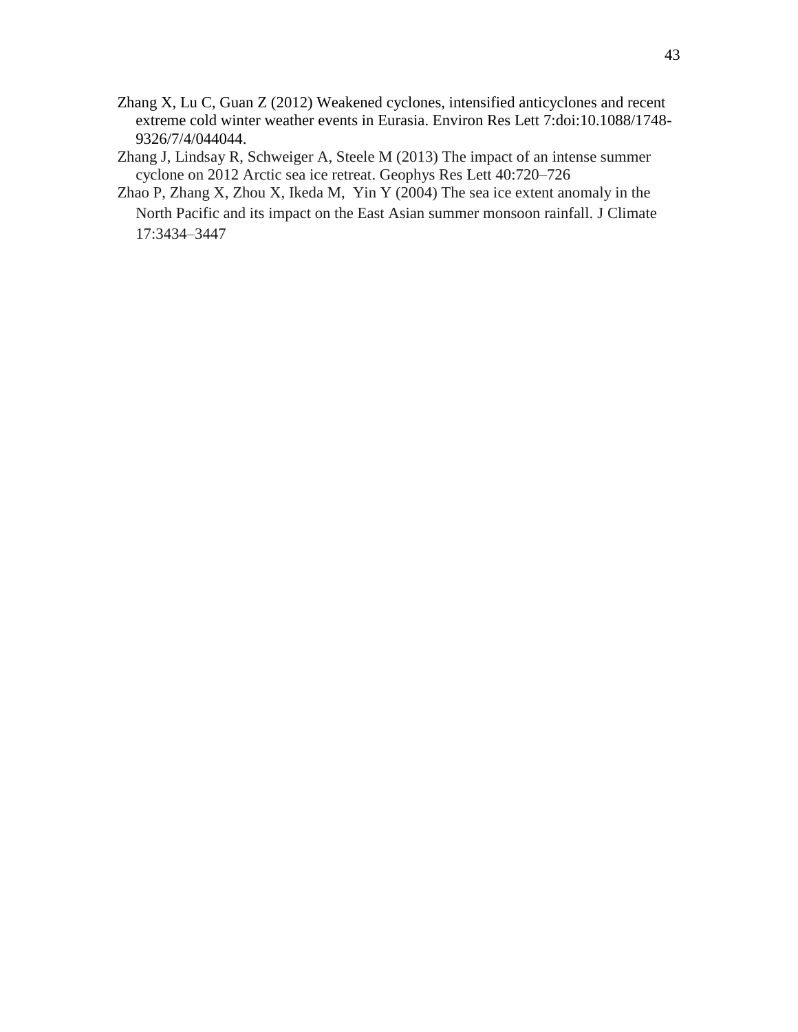Zhang X, Lu C, Guan Z (2012) Weakened cyclones, intensified anticyclones and recent extreme cold winter weather events in Eurasia. Environ Res Lett 7:doi:10.1088/1748-9326/7/4/044044.

Zhang J, Lindsay R, Schweiger A, Steele M (2013) The impact of an intense summer cyclone on 2012 Arctic sea ice retreat. Geophys Res Lett 40:720–726

Zhao P, Zhang X, Zhou X, Ikeda M, Yin Y (2004) The sea ice extent anomaly in the North Pacific and its impact on the East Asian summer monsoon rainfall. J Climate 17:3434–3447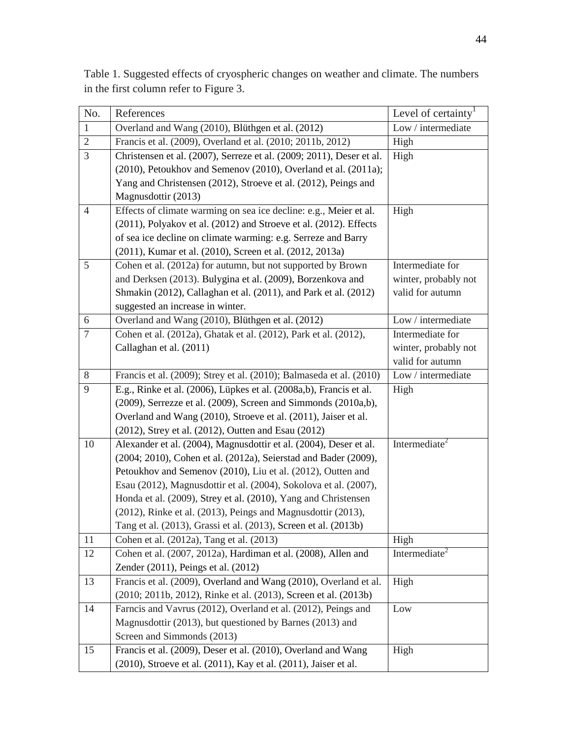Table 1. Suggested effects of cryospheric changes on weather and climate. The numbers in the first column refer to Figure 3.

| No. | References | Level of certainty[1] |
|---|---|---|
| 1 | Overland and Wang (2010), Blüthgen et al. (2012) | Low / intermediate |
| 2 | Francis et al. (2009), Overland et al. (2010; 2011b, 2012) | High |
| 3 | Christensen et al. (2007), Serreze et al. (2009; 2011), Deser et al. (2010), Petoukhov and Semenov (2010), Overland et al. (2011a); Yang and Christensen (2012), Stroeve et al. (2012), Peings and Magnusdottir (2013) | High |
| 4 | Effects of climate warming on sea ice decline: e.g., Meier et al. (2011), Polyakov et al. (2012) and Stroeve et al. (2012). Effects of sea ice decline on climate warming: e.g. Serreze and Barry (2011), Kumar et al. (2010), Screen et al. (2012, 2013a) | High |
| 5 | Cohen et al. (2012a) for autumn, but not supported by Brown and Derksen (2013). Bulygina et al. (2009), Borzenkova and Shmakin (2012), Callaghan et al. (2011), and Park et al. (2012) suggested an increase in winter. | Intermediate for winter, probably not valid for autumn |
| 6 | Overland and Wang (2010), Blüthgen et al. (2012) | Low / intermediate |
| 7 | Cohen et al. (2012a), Ghatak et al. (2012), Park et al. (2012), Callaghan et al. (2011) | Intermediate for winter, probably not valid for autumn |
| 8 | Francis et al. (2009); Strey et al. (2010); Balmaseda et al. (2010) | Low / intermediate |
| 9 | E.g., Rinke et al. (2006), Lüpkes et al. (2008a,b), Francis et al. (2009), Serrezze et al. (2009), Screen and Simmonds (2010a,b), Overland and Wang (2010), Stroeve et al. (2011), Jaiser et al. (2012), Strey et al. (2012), Outten and Esau (2012) | High |
| 10 | Alexander et al. (2004), Magnusdottir et al. (2004), Deser et al. (2004; 2010), Cohen et al. (2012a), Seierstad and Bader (2009), Petoukhov and Semenov (2010), Liu et al. (2012), Outten and Esau (2012), Magnusdottir et al. (2004), Sokolova et al. (2007), Honda et al. (2009), Strey et al. (2010), Yang and Christensen (2012), Rinke et al. (2013), Peings and Magnusdottir (2013), Tang et al. (2013), Grassi et al. (2013), Screen et al. (2013b) | Intermediate[2] |
| 11 | Cohen et al. (2012a), Tang et al. (2013) | High |
| 12 | Cohen et al. (2007, 2012a), Hardiman et al. (2008), Allen and Zender (2011), Peings et al. (2012) | Intermediate[2] |
| 13 | Francis et al. (2009), Overland and Wang (2010), Overland et al. (2010; 2011b, 2012), Rinke et al. (2013), Screen et al. (2013b) | High |
| 14 | Farncis and Vavrus (2012), Overland et al. (2012), Peings and Magnusdottir (2013), but questioned by Barnes (2013) and Screen and Simmonds (2013) | Low |
| 15 | Francis et al. (2009), Deser et al. (2010), Overland and Wang (2010), Stroeve et al. (2011), Kay et al. (2011), Jaiser et al. | High |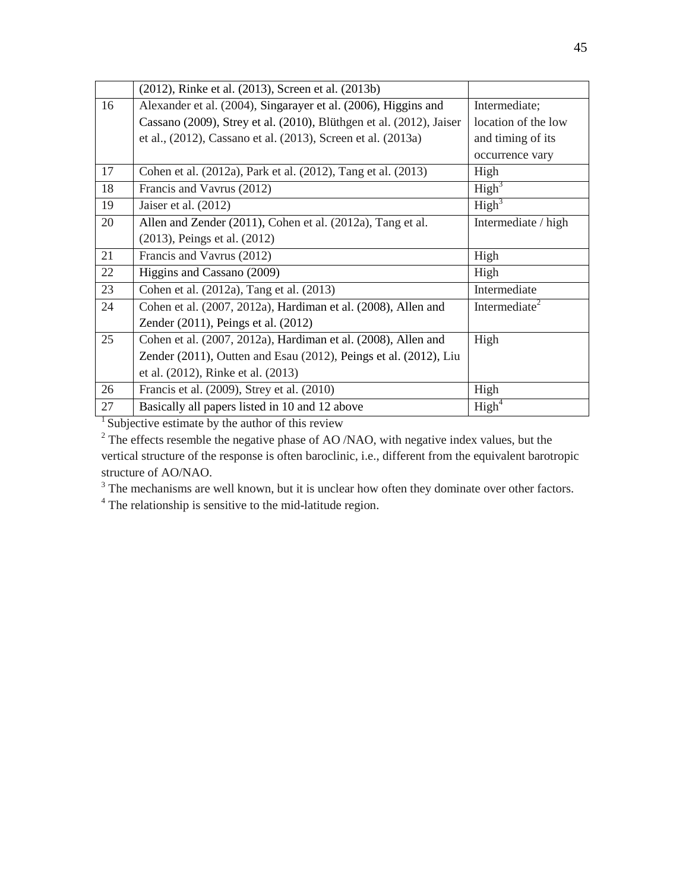| | | |
|---|---|---|
| | (2012), Rinke et al. (2013), Screen et al. (2013b) | |
| 16 | Alexander et al. (2004), Singarayer et al. (2006), Higgins and Cassano (2009), Strey et al. (2010), Blüthgen et al. (2012), Jaiser et al., (2012), Cassano et al. (2013), Screen et al. (2013a) | Intermediate; location of the low and timing of its occurrence vary |
| 17 | Cohen et al. (2012a), Park et al. (2012), Tang et al. (2013) | High |
| 18 | Francis and Vavrus (2012) | High[3] |
| 19 | Jaiser et al. (2012) | High[3] |
| 20 | Allen and Zender (2011), Cohen et al. (2012a), Tang et al. (2013), Peings et al. (2012) | Intermediate / high |
| 21 | Francis and Vavrus (2012) | High |
| 22 | Higgins and Cassano (2009) | High |
| 23 | Cohen et al. (2012a), Tang et al. (2013) | Intermediate |
| 24 | Cohen et al. (2007, 2012a), Hardiman et al. (2008), Allen and Zender (2011), Peings et al. (2012) | Intermediate[2] |
| 25 | Cohen et al. (2007, 2012a), Hardiman et al. (2008), Allen and Zender (2011), Outten and Esau (2012), Peings et al. (2012), Liu et al. (2012), Rinke et al. (2013) | High |
| 26 | Francis et al. (2009), Strey et al. (2010) | High |
| 27 | Basically all papers listed in 10 and 12 above | High[4] |

[1] Subjective estimate by the author of this review

[2] The effects resemble the negative phase of AO /NAO, with negative index values, but the vertical structure of the response is often baroclinic, i.e., different from the equivalent barotropic structure of AO/NAO.

[3] The mechanisms are well known, but it is unclear how often they dominate over other factors.

[4] The relationship is sensitive to the mid-latitude region.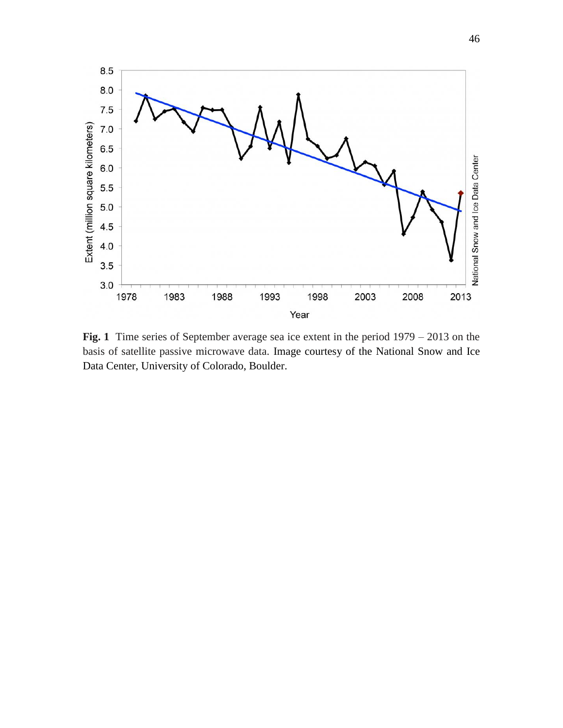**Fig. 1** Time series of September average sea ice extent in the period 1979 – 2013 on the basis of satellite passive microwave data. Image courtesy of the National Snow and Ice Data Center, University of Colorado, Boulder.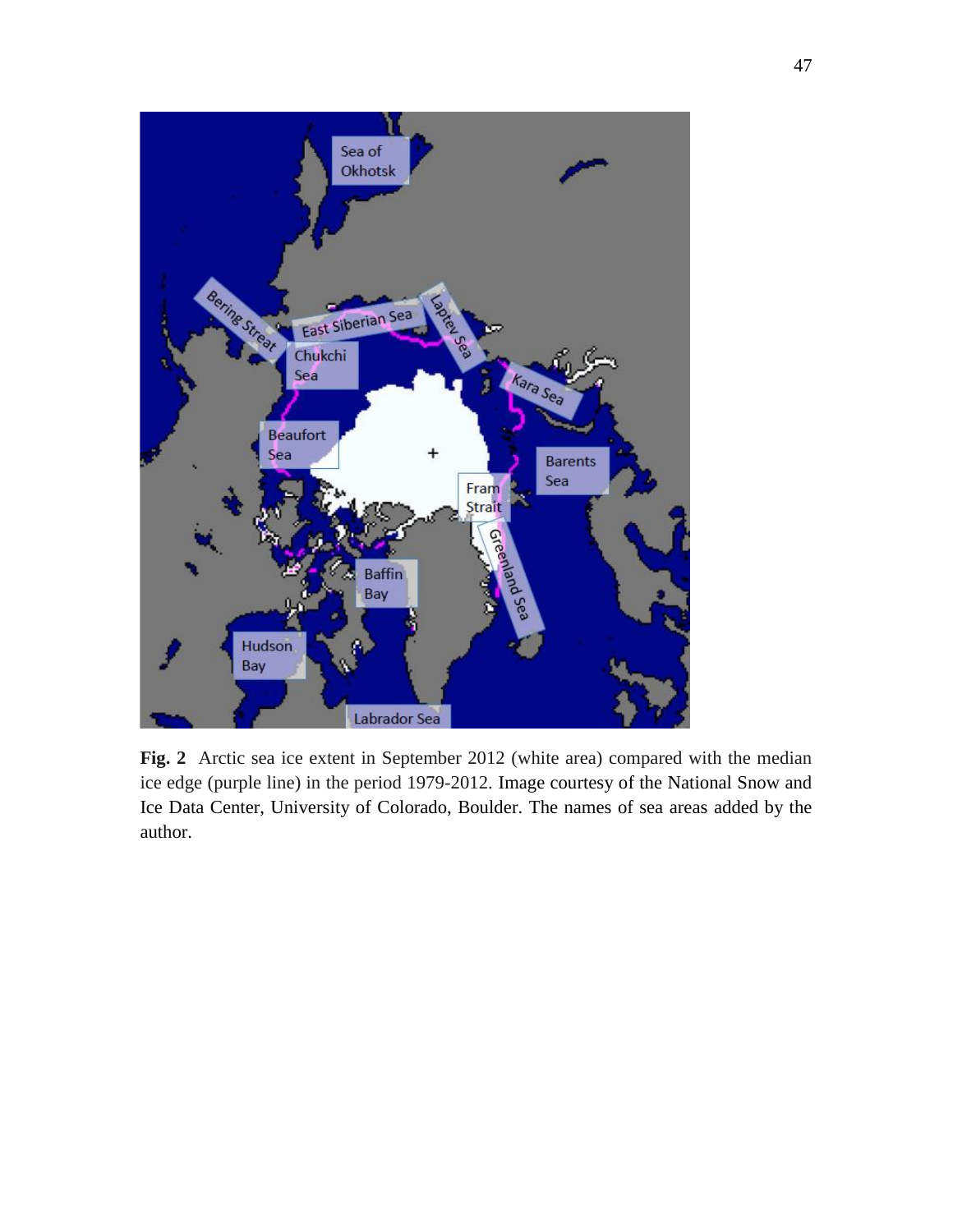**Fig. 2** Arctic sea ice extent in September 2012 (white area) compared with the median ice edge (purple line) in the period 1979-2012. Image courtesy of the National Snow and Ice Data Center, University of Colorado, Boulder. The names of sea areas added by the author.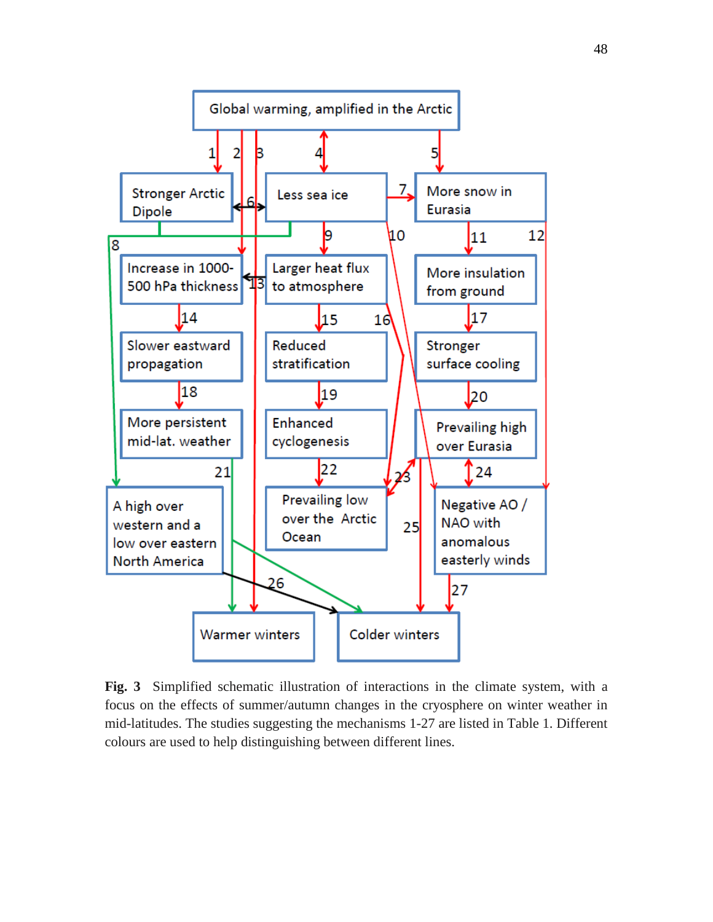**Fig. 3** Simplified schematic illustration of interactions in the climate system, with a focus on the effects of summer/autumn changes in the cryosphere on winter weather in mid-latitudes. The studies suggesting the mechanisms 1-27 are listed in Table 1. Different colours are used to help distinguishing between different lines.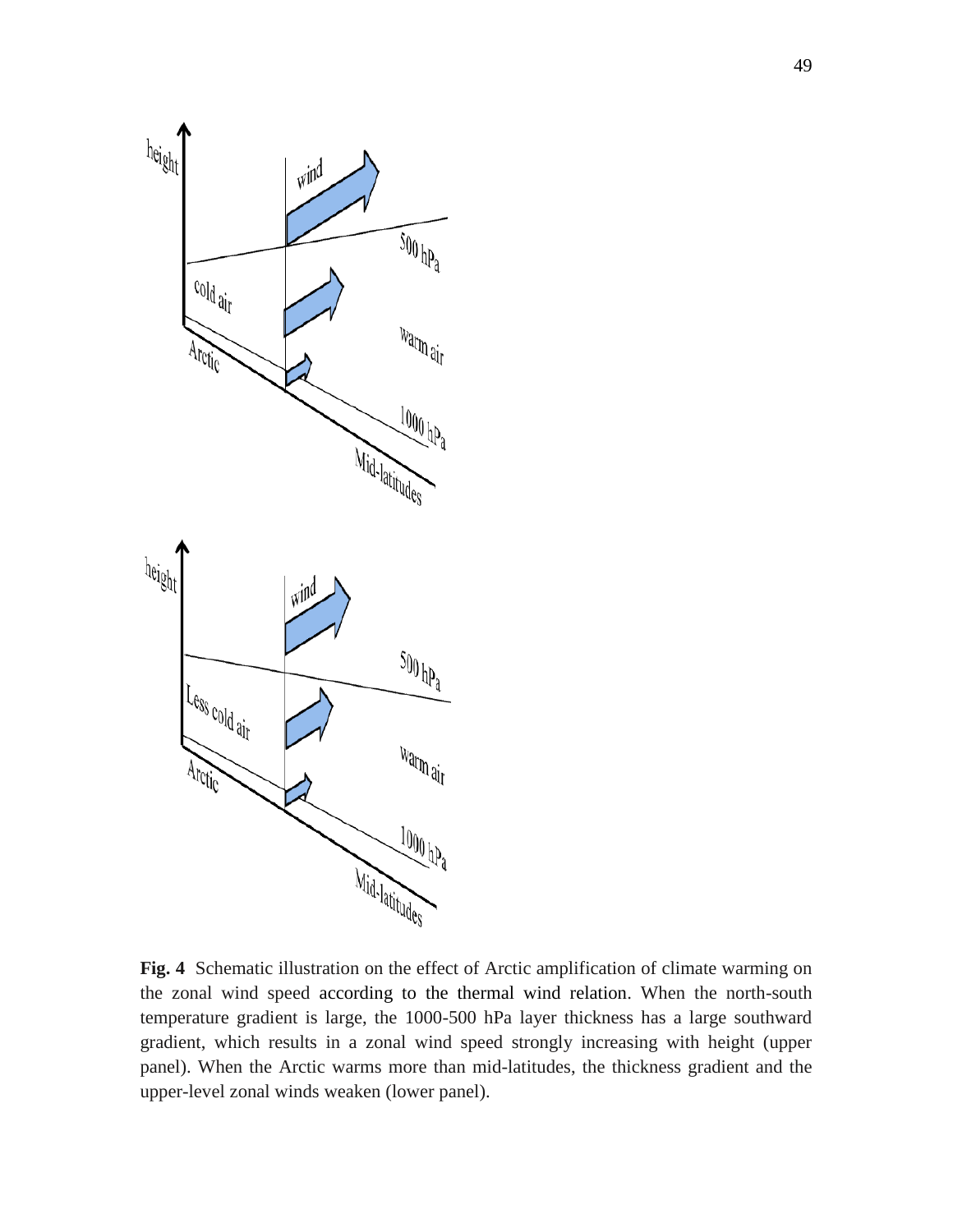**Fig. 4** Schematic illustration on the effect of Arctic amplification of climate warming on the zonal wind speed according to the thermal wind relation. When the north-south temperature gradient is large, the 1000-500 hPa layer thickness has a large southward gradient, which results in a zonal wind speed strongly increasing with height (upper panel). When the Arctic warms more than mid-latitudes, the thickness gradient and the upper-level zonal winds weaken (lower panel).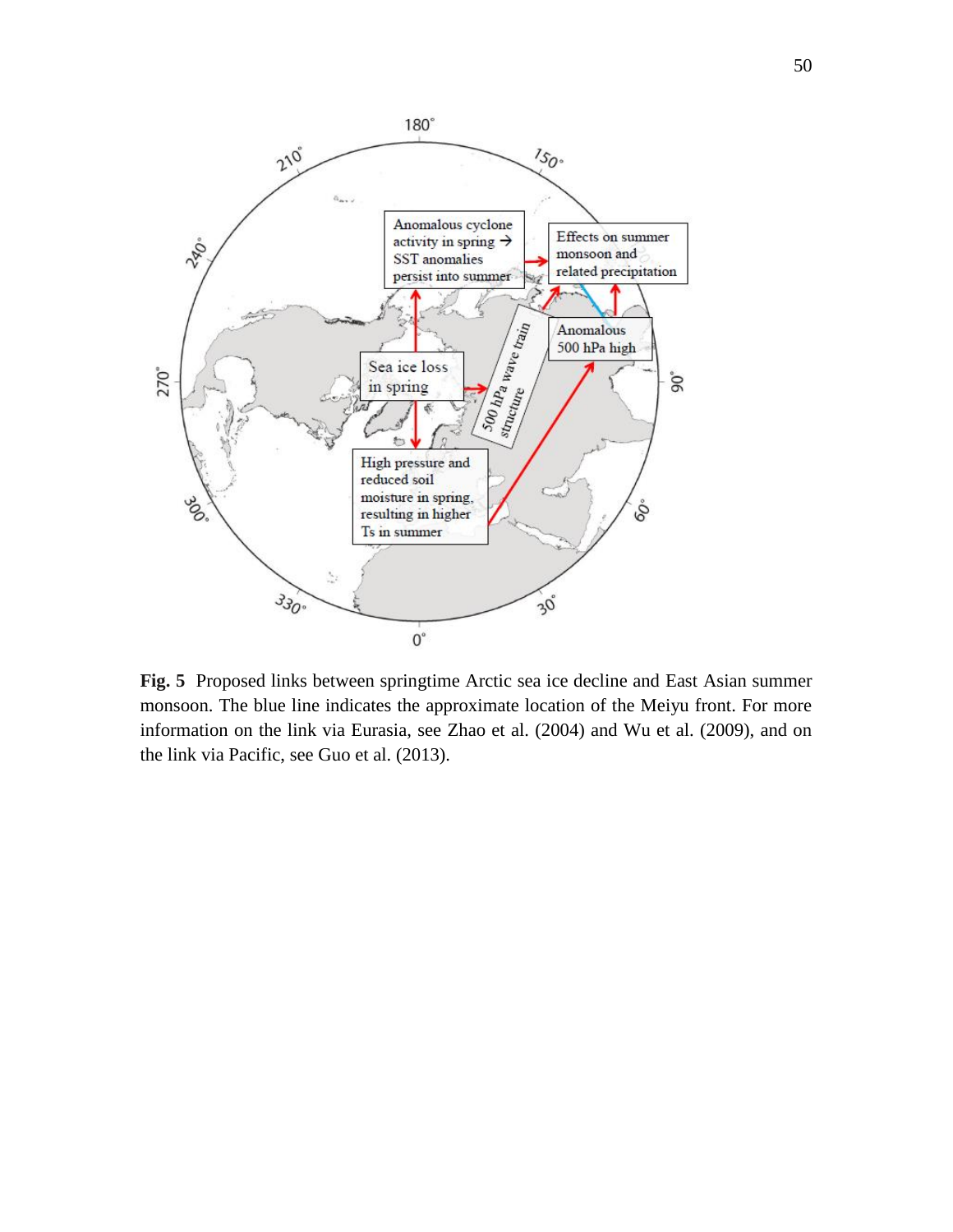**Fig. 5** Proposed links between springtime Arctic sea ice decline and East Asian summer monsoon. The blue line indicates the approximate location of the Meiyu front. For more information on the link via Eurasia, see Zhao et al. (2004) and Wu et al. (2009), and on the link via Pacific, see Guo et al. (2013).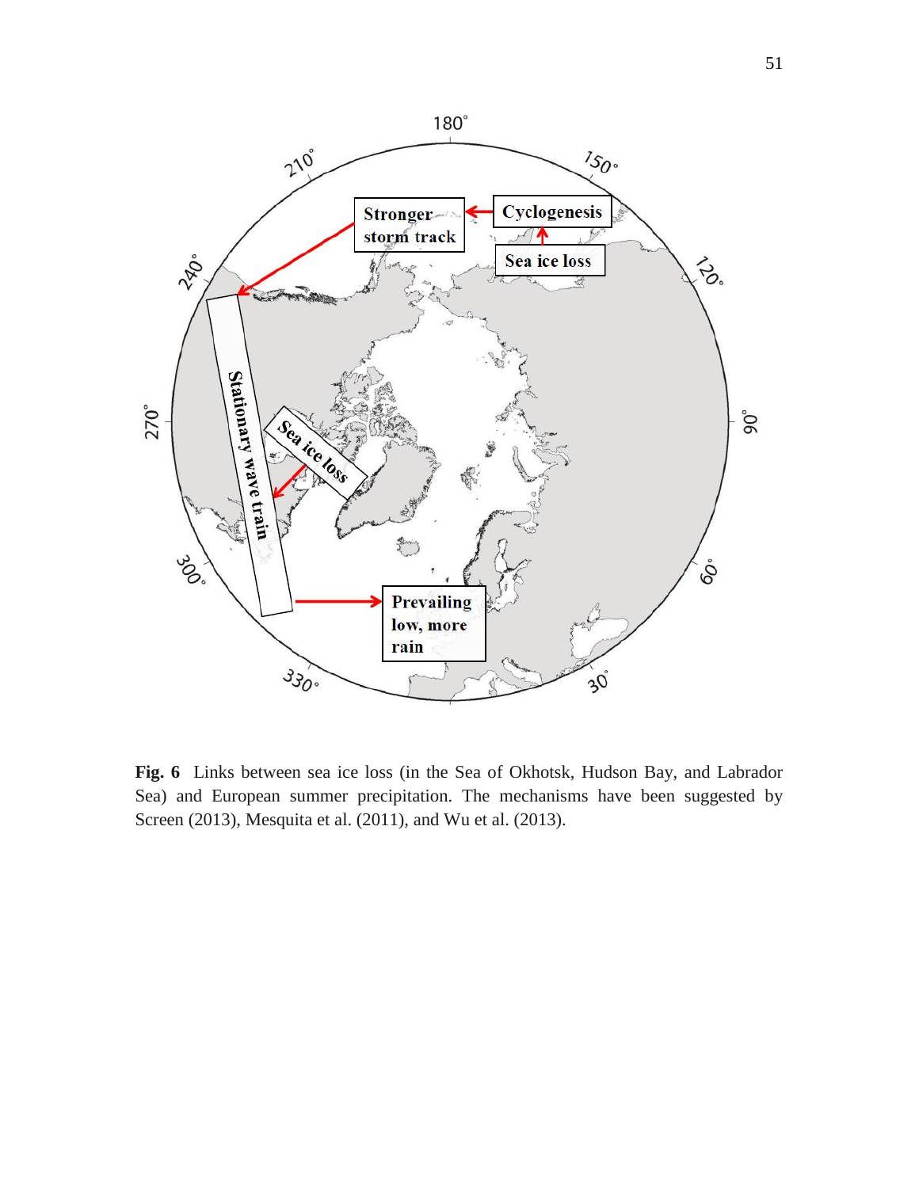**Fig. 6** Links between sea ice loss (in the Sea of Okhotsk, Hudson Bay, and Labrador Sea) and European summer precipitation. The mechanisms have been suggested by Screen (2013), Mesquita et al. (2011), and Wu et al. (2013).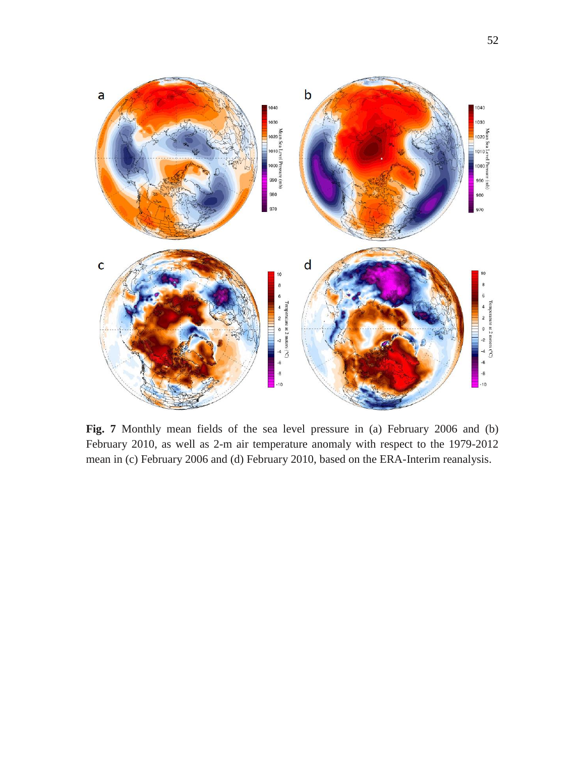a

1040
1030
1020
1010
1000
990
980
970
Mean Sea Level Pressure (mb)

b

1040
1030
1020
1010
1000
990
980
970
Mean Sea Level Pressure (mb)

c

10
8
6
4
2
0
-2
-4
-6
-8
-10
Temperature at 2 meters (°C)

d

10
8
6
4
2
0
-2
-4
-6
-8
-10
Temperature at 2 meters (°C)

**Fig. 7** Monthly mean fields of the sea level pressure in (a) February 2006 and (b) February 2010, as well as 2-m air temperature anomaly with respect to the 1979-2012 mean in (c) February 2006 and (d) February 2010, based on the ERA-Interim reanalysis.